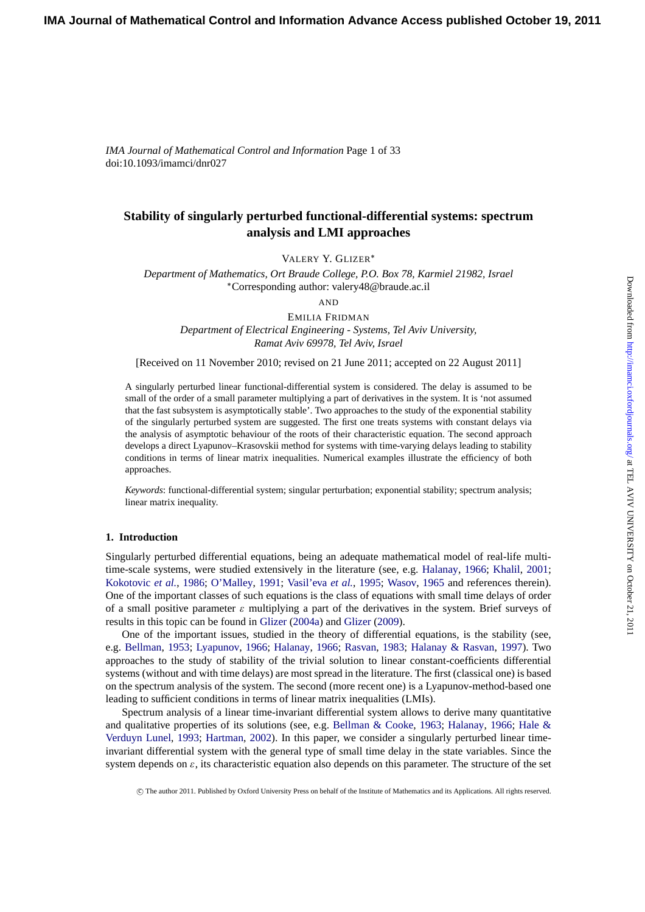*IMA Journal of Mathematical Control and Information* Page 1 of 33
doi:10.1093/imamci/dnr027

# Stability of singularly perturbed functional-differential systems: spectrum analysis and LMI approaches

VALERY Y. GLIZER*

*Department of Mathematics, Ort Braude College, P.O. Box 78, Karmiel 21982, Israel*
*Corresponding author: valery48@braude.ac.il

AND

EMILIA FRIDMAN

*Department of Electrical Engineering - Systems, Tel Aviv University, Ramat Aviv 69978, Tel Aviv, Israel*

[Received on 11 November 2010; revised on 21 June 2011; accepted on 22 August 2011]

A singularly perturbed linear functional-differential system is considered. The delay is assumed to be small of the order of a small parameter multiplying a part of derivatives in the system. It is 'not assumed that the fast subsystem is asymptotically stable'. Two approaches to the study of the exponential stability of the singularly perturbed system are suggested. The first one treats systems with constant delays via the analysis of asymptotic behaviour of the roots of their characteristic equation. The second approach develops a direct Lyapunov–Krasovskii method for systems with time-varying delays leading to stability conditions in terms of linear matrix inequalities. Numerical examples illustrate the efficiency of both approaches.

*Keywords*: functional-differential system; singular perturbation; exponential stability; spectrum analysis; linear matrix inequality.

## 1. Introduction

Singularly perturbed differential equations, being an adequate mathematical model of real-life multi-time-scale systems, were studied extensively in the literature (see, e.g. Halanay, 1966; Khalil, 2001; Kokotovic *et al.*, 1986; O'Malley, 1991; Vasil'eva *et al.*, 1995; Wasov, 1965 and references therein). One of the important classes of such equations is the class of equations with small time delays of order of a small positive parameter $\varepsilon$ multiplying a part of the derivatives in the system. Brief surveys of results in this topic can be found in Glizer (2004a) and Glizer (2009).

One of the important issues, studied in the theory of differential equations, is the stability (see, e.g. Bellman, 1953; Lyapunov, 1966; Halanay, 1966; Rasvan, 1983; Halanay & Rasvan, 1997). Two approaches to the study of stability of the trivial solution to linear constant-coefficients differential systems (without and with time delays) are most spread in the literature. The first (classical one) is based on the spectrum analysis of the system. The second (more recent one) is a Lyapunov-method-based one leading to sufficient conditions in terms of linear matrix inequalities (LMIs).

Spectrum analysis of a linear time-invariant differential system allows to derive many quantitative and qualitative properties of its solutions (see, e.g. Bellman & Cooke, 1963; Halanay, 1966; Hale & Verduyn Lunel, 1993; Hartman, 2002). In this paper, we consider a singularly perturbed linear time-invariant differential system with the general type of small time delay in the state variables. Since the system depends on $\varepsilon$, its characteristic equation also depends on this parameter. The structure of the set

© The author 2011. Published by Oxford University Press on behalf of the Institute of Mathematics and its Applications. All rights reserved.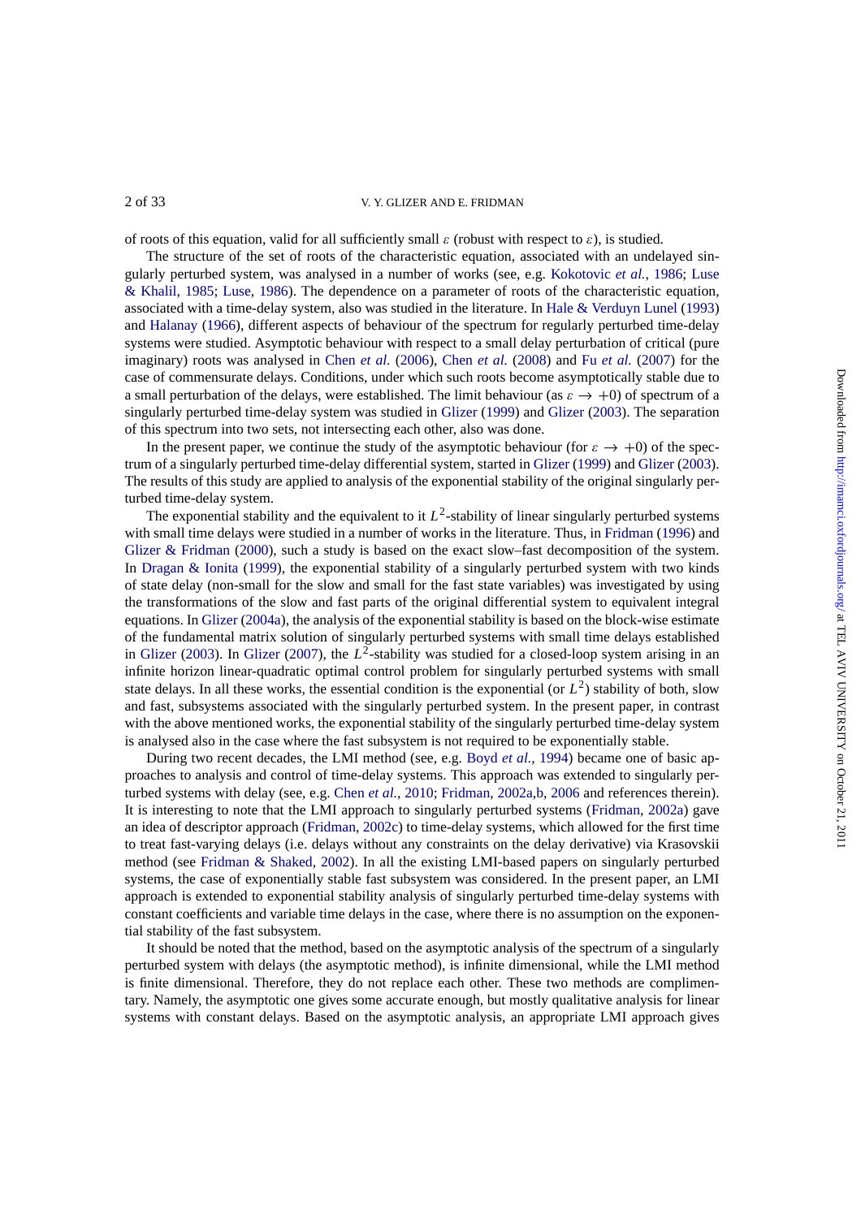of roots of this equation, valid for all sufficiently small $\varepsilon$ (robust with respect to $\varepsilon$), is studied.

The structure of the set of roots of the characteristic equation, associated with an undelayed singularly perturbed system, was analysed in a number of works (see, e.g. Kokotovic *et al.*, 1986; Luse & Khalil, 1985; Luse, 1986). The dependence on a parameter of roots of the characteristic equation, associated with a time-delay system, also was studied in the literature. In Hale & Verduyn Lunel (1993) and Halanay (1966), different aspects of behaviour of the spectrum for regularly perturbed time-delay systems were studied. Asymptotic behaviour with respect to a small delay perturbation of critical (pure imaginary) roots was analysed in Chen *et al.* (2006), Chen *et al.* (2008) and Fu *et al.* (2007) for the case of commensurate delays. Conditions, under which such roots become asymptotically stable due to a small perturbation of the delays, were established. The limit behaviour (as $\varepsilon \to +0$) of spectrum of a singularly perturbed time-delay system was studied in Glizer (1999) and Glizer (2003). The separation of this spectrum into two sets, not intersecting each other, also was done.

In the present paper, we continue the study of the asymptotic behaviour (for $\varepsilon \to +0$) of the spectrum of a singularly perturbed time-delay differential system, started in Glizer (1999) and Glizer (2003). The results of this study are applied to analysis of the exponential stability of the original singularly perturbed time-delay system.

The exponential stability and the equivalent to it $L^2$-stability of linear singularly perturbed systems with small time delays were studied in a number of works in the literature. Thus, in Fridman (1996) and Glizer & Fridman (2000), such a study is based on the exact slow–fast decomposition of the system. In Dragan & Ionita (1999), the exponential stability of a singularly perturbed system with two kinds of state delay (non-small for the slow and small for the fast state variables) was investigated by using the transformations of the slow and fast parts of the original differential system to equivalent integral equations. In Glizer (2004a), the analysis of the exponential stability is based on the block-wise estimate of the fundamental matrix solution of singularly perturbed systems with small time delays established in Glizer (2003). In Glizer (2007), the $L^2$-stability was studied for a closed-loop system arising in an infinite horizon linear-quadratic optimal control problem for singularly perturbed systems with small state delays. In all these works, the essential condition is the exponential (or $L^2$) stability of both, slow and fast, subsystems associated with the singularly perturbed system. In the present paper, in contrast with the above mentioned works, the exponential stability of the singularly perturbed time-delay system is analysed also in the case where the fast subsystem is not required to be exponentially stable.

During two recent decades, the LMI method (see, e.g. Boyd *et al.*, 1994) became one of basic approaches to analysis and control of time-delay systems. This approach was extended to singularly perturbed systems with delay (see, e.g. Chen *et al.*, 2010; Fridman, 2002a,b, 2006 and references therein). It is interesting to note that the LMI approach to singularly perturbed systems (Fridman, 2002a) gave an idea of descriptor approach (Fridman, 2002c) to time-delay systems, which allowed for the first time to treat fast-varying delays (i.e. delays without any constraints on the delay derivative) via Krasovskii method (see Fridman & Shaked, 2002). In all the existing LMI-based papers on singularly perturbed systems, the case of exponentially stable fast subsystem was considered. In the present paper, an LMI approach is extended to exponential stability analysis of singularly perturbed time-delay systems with constant coefficients and variable time delays in the case, where there is no assumption on the exponential stability of the fast subsystem.

It should be noted that the method, based on the asymptotic analysis of the spectrum of a singularly perturbed system with delays (the asymptotic method), is infinite dimensional, while the LMI method is finite dimensional. Therefore, they do not replace each other. These two methods are complimentary. Namely, the asymptotic one gives some accurate enough, but mostly qualitative analysis for linear systems with constant delays. Based on the asymptotic analysis, an appropriate LMI approach gives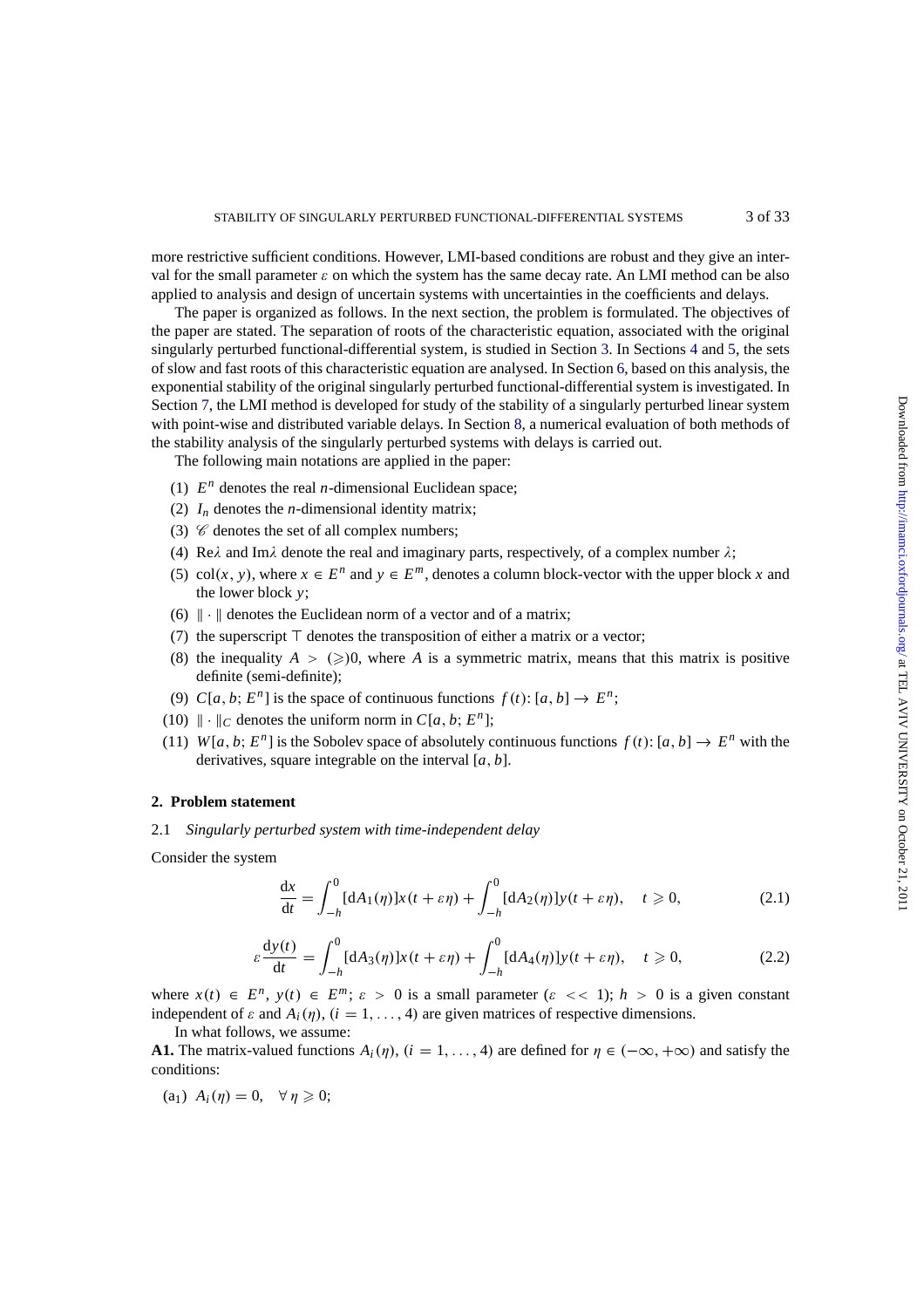more restrictive sufficient conditions. However, LMI-based conditions are robust and they give an interval for the small parameter $\varepsilon$ on which the system has the same decay rate. An LMI method can be also applied to analysis and design of uncertain systems with uncertainties in the coefficients and delays.

The paper is organized as follows. In the next section, the problem is formulated. The objectives of the paper are stated. The separation of roots of the characteristic equation, associated with the original singularly perturbed functional-differential system, is studied in Section 3. In Sections 4 and 5, the sets of slow and fast roots of this characteristic equation are analysed. In Section 6, based on this analysis, the exponential stability of the original singularly perturbed functional-differential system is investigated. In Section 7, the LMI method is developed for study of the stability of a singularly perturbed linear system with point-wise and distributed variable delays. In Section 8, a numerical evaluation of both methods of the stability analysis of the singularly perturbed systems with delays is carried out.

The following main notations are applied in the paper:

(1) $E^n$ denotes the real $n$-dimensional Euclidean space;

(2) $I_n$ denotes the $n$-dimensional identity matrix;

(3) $\mathscr{C}$ denotes the set of all complex numbers;

(4) $\mathrm{Re}\lambda$ and $\mathrm{Im}\lambda$ denote the real and imaginary parts, respectively, of a complex number $\lambda$;

(5) $\mathrm{col}(x, y)$, where $x \in E^n$ and $y \in E^m$, denotes a column block-vector with the upper block $x$ and the lower block $y$;

(6) $\|\cdot\|$ denotes the Euclidean norm of a vector and of a matrix;

(7) the superscript $\top$ denotes the transposition of either a matrix or a vector;

(8) the inequality $A > (\geqslant) 0$, where $A$ is a symmetric matrix, means that this matrix is positive definite (semi-definite);

(9) $C[a, b; E^n]$ is the space of continuous functions $f(t)\colon [a, b] \to E^n$;

(10) $\|\cdot\|_C$ denotes the uniform norm in $C[a, b; E^n]$;

(11) $W[a, b; E^n]$ is the Sobolev space of absolutely continuous functions $f(t)\colon [a, b] \to E^n$ with the derivatives, square integrable on the interval $[a, b]$.

## 2. Problem statement

### 2.1 *Singularly perturbed system with time-independent delay*

Consider the system

$$\frac{\mathrm{d}x}{\mathrm{d}t} = \int_{-h}^{0} [\mathrm{d}A_1(\eta)]x(t + \varepsilon\eta) + \int_{-h}^{0} [\mathrm{d}A_2(\eta)]y(t + \varepsilon\eta), \quad t \geqslant 0, \tag{2.1}$$

$$\varepsilon\frac{\mathrm{d}y(t)}{\mathrm{d}t} = \int_{-h}^{0} [\mathrm{d}A_3(\eta)]x(t + \varepsilon\eta) + \int_{-h}^{0} [\mathrm{d}A_4(\eta)]y(t + \varepsilon\eta), \quad t \geqslant 0, \tag{2.2}$$

where $x(t) \in E^n$, $y(t) \in E^m$; $\varepsilon > 0$ is a small parameter ($\varepsilon << 1$); $h > 0$ is a given constant independent of $\varepsilon$ and $A_i(\eta)$, $(i = 1, \ldots, 4)$ are given matrices of respective dimensions.

In what follows, we assume:

**A1.** The matrix-valued functions $A_i(\eta)$, $(i = 1, \ldots, 4)$ are defined for $\eta \in (-\infty, +\infty)$ and satisfy the conditions:

(a$_1$) $A_i(\eta) = 0, \quad \forall\, \eta \geqslant 0$;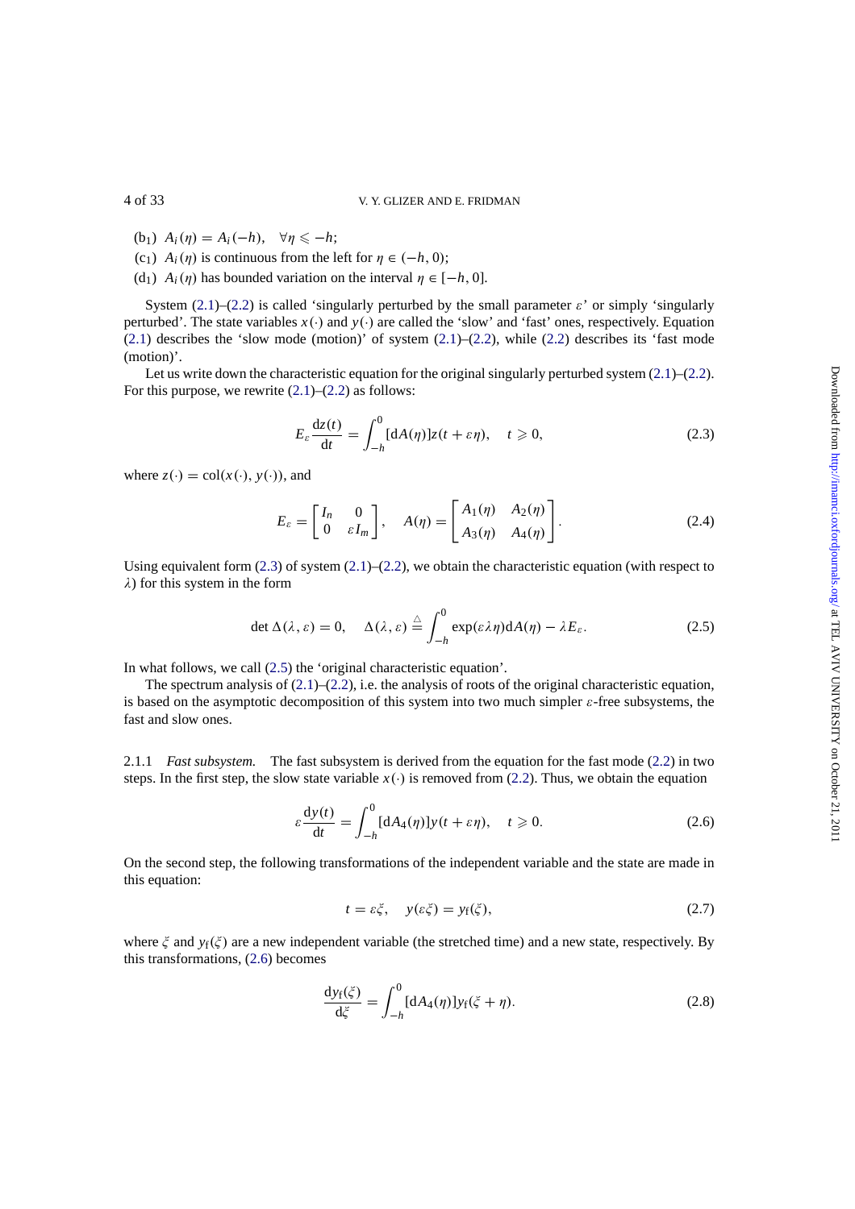(b$_1$) $A_i(\eta) = A_i(-h), \quad \forall \eta \leqslant -h$;

(c$_1$) $A_i(\eta)$ is continuous from the left for $\eta \in (-h, 0)$;

(d$_1$) $A_i(\eta)$ has bounded variation on the interval $\eta \in [-h, 0]$.

System (2.1)–(2.2) is called 'singularly perturbed by the small parameter $\varepsilon$' or simply 'singularly perturbed'. The state variables $x(\cdot)$ and $y(\cdot)$ are called the 'slow' and 'fast' ones, respectively. Equation (2.1) describes the 'slow mode (motion)' of system (2.1)–(2.2), while (2.2) describes its 'fast mode (motion)'.

Let us write down the characteristic equation for the original singularly perturbed system (2.1)–(2.2). For this purpose, we rewrite (2.1)–(2.2) as follows:

$$E_\varepsilon \frac{\mathrm{d}z(t)}{\mathrm{d}t} = \int_{-h}^{0} [\mathrm{d}A(\eta)] z(t + \varepsilon\eta), \quad t \geqslant 0, \tag{2.3}$$

where $z(\cdot) = \mathrm{col}(x(\cdot), y(\cdot))$, and

$$E_\varepsilon = \begin{bmatrix} I_n & 0 \\ 0 & \varepsilon I_m \end{bmatrix}, \quad A(\eta) = \begin{bmatrix} A_1(\eta) & A_2(\eta) \\ A_3(\eta) & A_4(\eta) \end{bmatrix}. \tag{2.4}$$

Using equivalent form (2.3) of system (2.1)–(2.2), we obtain the characteristic equation (with respect to $\lambda$) for this system in the form

$$\det \Delta(\lambda, \varepsilon) = 0, \quad \Delta(\lambda, \varepsilon) \stackrel{\triangle}{=} \int_{-h}^{0} \exp(\varepsilon\lambda\eta) \mathrm{d}A(\eta) - \lambda E_\varepsilon. \tag{2.5}$$

In what follows, we call (2.5) the 'original characteristic equation'.

The spectrum analysis of (2.1)–(2.2), i.e. the analysis of roots of the original characteristic equation, is based on the asymptotic decomposition of this system into two much simpler $\varepsilon$-free subsystems, the fast and slow ones.

2.1.1 *Fast subsystem.* The fast subsystem is derived from the equation for the fast mode (2.2) in two steps. In the first step, the slow state variable $x(\cdot)$ is removed from (2.2). Thus, we obtain the equation

$$\varepsilon \frac{\mathrm{d}y(t)}{\mathrm{d}t} = \int_{-h}^{0} [\mathrm{d}A_4(\eta)] y(t + \varepsilon\eta), \quad t \geqslant 0. \tag{2.6}$$

On the second step, the following transformations of the independent variable and the state are made in this equation:

$$t = \varepsilon\xi, \quad y(\varepsilon\xi) = y_{\mathrm{f}}(\xi), \tag{2.7}$$

where $\xi$ and $y_{\mathrm{f}}(\xi)$ are a new independent variable (the stretched time) and a new state, respectively. By this transformations, (2.6) becomes

$$\frac{\mathrm{d}y_{\mathrm{f}}(\xi)}{\mathrm{d}\xi} = \int_{-h}^{0} [\mathrm{d}A_4(\eta)] y_{\mathrm{f}}(\xi + \eta). \tag{2.8}$$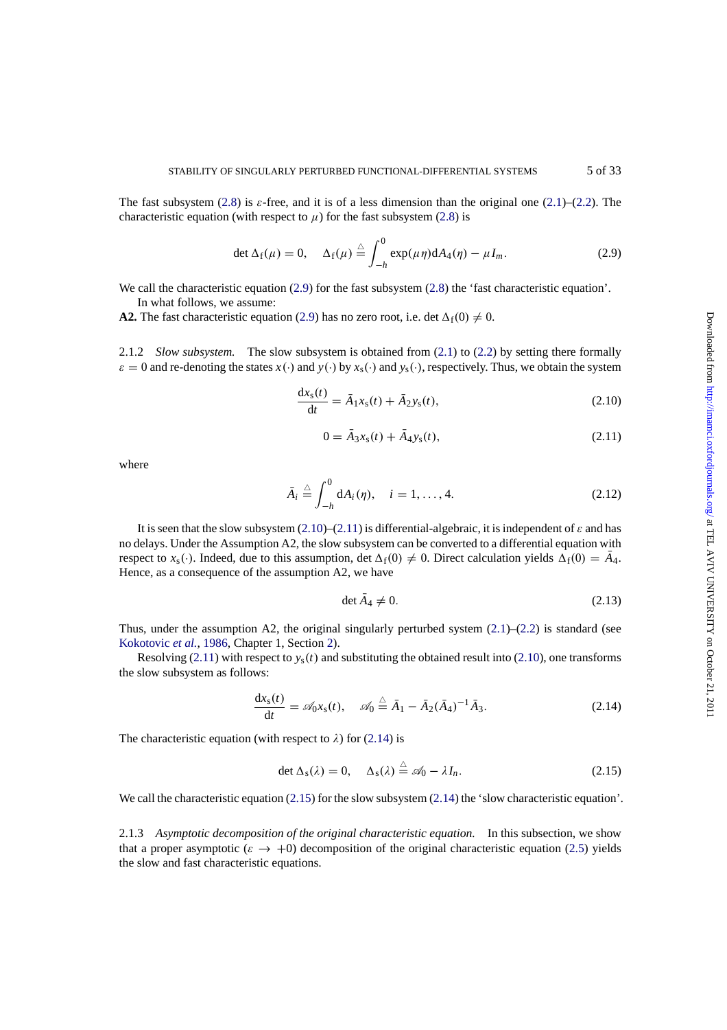The fast subsystem (2.8) is $\varepsilon$-free, and it is of a less dimension than the original one (2.1)–(2.2). The characteristic equation (with respect to $\mu$) for the fast subsystem (2.8) is

$$\det \Delta_{\mathrm{f}}(\mu) = 0, \quad \Delta_{\mathrm{f}}(\mu) \stackrel{\triangle}{=} \int_{-h}^{0} \exp(\mu\eta)\mathrm{d}A_4(\eta) - \mu I_m. \tag{2.9}$$

We call the characteristic equation (2.9) for the fast subsystem (2.8) the 'fast characteristic equation'.

In what follows, we assume:

**A2.** The fast characteristic equation (2.9) has no zero root, i.e. $\det \Delta_{\mathrm{f}}(0) \neq 0$.

2.1.2 *Slow subsystem.* The slow subsystem is obtained from (2.1) to (2.2) by setting there formally $\varepsilon = 0$ and re-denoting the states $x(\cdot)$ and $y(\cdot)$ by $x_{\mathrm{s}}(\cdot)$ and $y_{\mathrm{s}}(\cdot)$, respectively. Thus, we obtain the system

$$\frac{\mathrm{d}x_{\mathrm{s}}(t)}{\mathrm{d}t} = \bar{A}_1 x_{\mathrm{s}}(t) + \bar{A}_2 y_{\mathrm{s}}(t), \tag{2.10}$$

$$0 = \bar{A}_3 x_{\mathrm{s}}(t) + \bar{A}_4 y_{\mathrm{s}}(t), \tag{2.11}$$

where

$$\bar{A}_i \stackrel{\triangle}{=} \int_{-h}^{0} \mathrm{d}A_i(\eta), \quad i = 1, \ldots, 4. \tag{2.12}$$

It is seen that the slow subsystem (2.10)–(2.11) is differential-algebraic, it is independent of $\varepsilon$ and has no delays. Under the Assumption A2, the slow subsystem can be converted to a differential equation with respect to $x_{\mathrm{s}}(\cdot)$. Indeed, due to this assumption, $\det \Delta_{\mathrm{f}}(0) \neq 0$. Direct calculation yields $\Delta_{\mathrm{f}}(0) = \bar{A}_4$. Hence, as a consequence of the assumption A2, we have

$$\det \bar{A}_4 \neq 0. \tag{2.13}$$

Thus, under the assumption A2, the original singularly perturbed system (2.1)–(2.2) is standard (see Kokotovic *et al.*, 1986, Chapter 1, Section 2).

Resolving (2.11) with respect to $y_{\mathrm{s}}(t)$ and substituting the obtained result into (2.10), one transforms the slow subsystem as follows:

$$\frac{\mathrm{d}x_{\mathrm{s}}(t)}{\mathrm{d}t} = \mathscr{A}_0 x_{\mathrm{s}}(t), \quad \mathscr{A}_0 \stackrel{\triangle}{=} \bar{A}_1 - \bar{A}_2(\bar{A}_4)^{-1}\bar{A}_3. \tag{2.14}$$

The characteristic equation (with respect to $\lambda$) for (2.14) is

$$\det \Delta_{\mathrm{s}}(\lambda) = 0, \quad \Delta_{\mathrm{s}}(\lambda) \stackrel{\triangle}{=} \mathscr{A}_0 - \lambda I_n. \tag{2.15}$$

We call the characteristic equation (2.15) for the slow subsystem (2.14) the 'slow characteristic equation'.

2.1.3 *Asymptotic decomposition of the original characteristic equation.* In this subsection, we show that a proper asymptotic ($\varepsilon \to +0$) decomposition of the original characteristic equation (2.5) yields the slow and fast characteristic equations.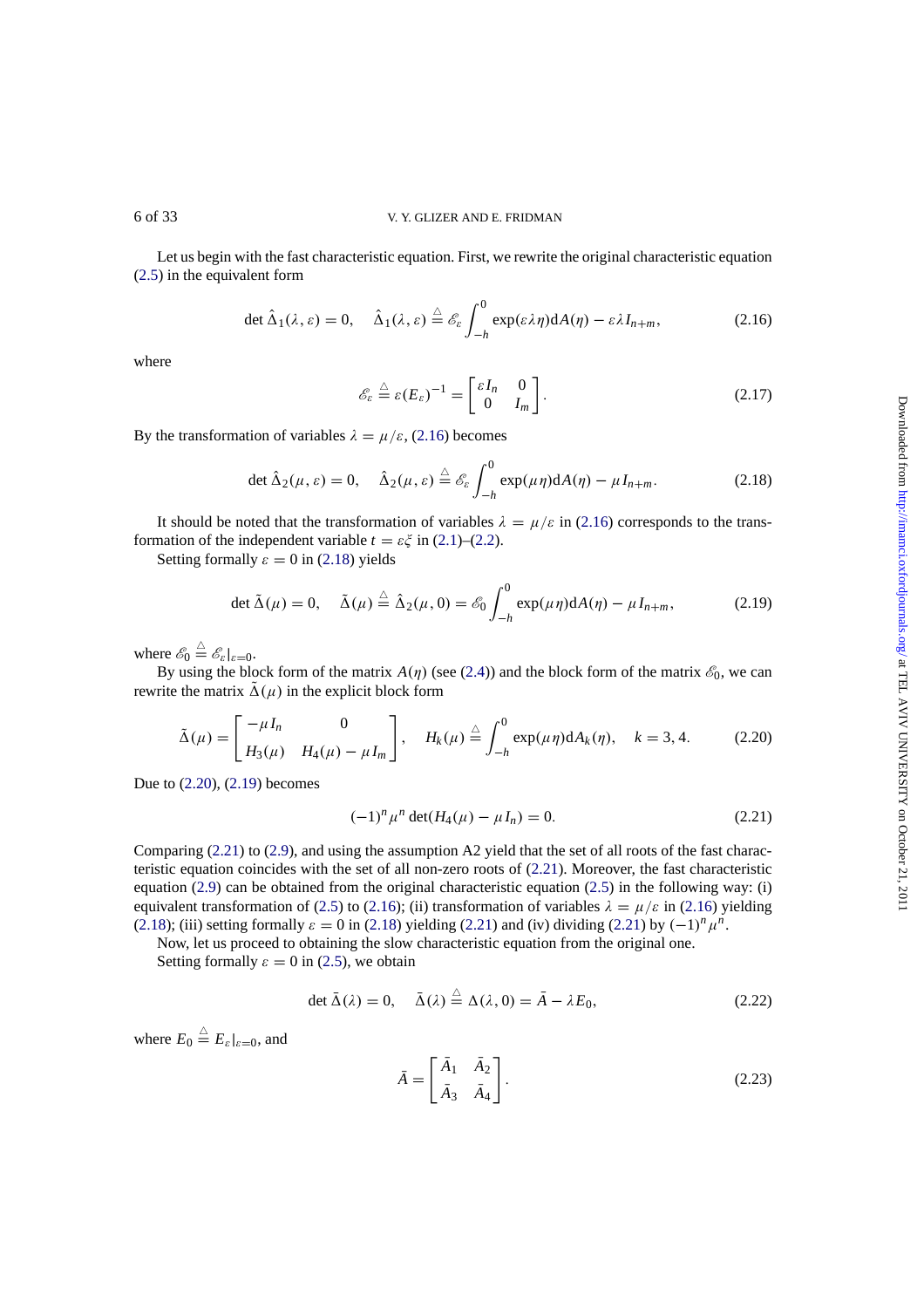Let us begin with the fast characteristic equation. First, we rewrite the original characteristic equation (2.5) in the equivalent form

$$\det \hat{\Delta}_1(\lambda, \varepsilon) = 0, \quad \hat{\Delta}_1(\lambda, \varepsilon) \stackrel{\triangle}{=} \mathscr{E}_\varepsilon \int_{-h}^{0} \exp(\varepsilon\lambda\eta)\mathrm{d}A(\eta) - \varepsilon\lambda I_{n+m}, \tag{2.16}$$

where

$$\mathscr{E}_\varepsilon \stackrel{\triangle}{=} \varepsilon(E_\varepsilon)^{-1} = \begin{bmatrix} \varepsilon I_n & 0 \\ 0 & I_m \end{bmatrix}. \tag{2.17}$$

By the transformation of variables $\lambda = \mu/\varepsilon$, (2.16) becomes

$$\det \hat{\Delta}_2(\mu, \varepsilon) = 0, \quad \hat{\Delta}_2(\mu, \varepsilon) \stackrel{\triangle}{=} \mathscr{E}_\varepsilon \int_{-h}^{0} \exp(\mu\eta)\mathrm{d}A(\eta) - \mu I_{n+m}. \tag{2.18}$$

It should be noted that the transformation of variables $\lambda = \mu/\varepsilon$ in (2.16) corresponds to the transformation of the independent variable $t = \varepsilon\xi$ in (2.1)–(2.2).

Setting formally $\varepsilon = 0$ in (2.18) yields

$$\det \tilde{\Delta}(\mu) = 0, \quad \tilde{\Delta}(\mu) \stackrel{\triangle}{=} \hat{\Delta}_2(\mu, 0) = \mathscr{E}_0 \int_{-h}^{0} \exp(\mu\eta)\mathrm{d}A(\eta) - \mu I_{n+m}, \tag{2.19}$$

where $\mathscr{E}_0 \stackrel{\triangle}{=} \mathscr{E}_\varepsilon|_{\varepsilon=0}$.

By using the block form of the matrix $A(\eta)$ (see (2.4)) and the block form of the matrix $\mathscr{E}_0$, we can rewrite the matrix $\tilde{\Delta}(\mu)$ in the explicit block form

$$\tilde{\Delta}(\mu) = \begin{bmatrix} -\mu I_n & 0 \\ H_3(\mu) & H_4(\mu) - \mu I_m \end{bmatrix}, \quad H_k(\mu) \stackrel{\triangle}{=} \int_{-h}^{0} \exp(\mu\eta)\mathrm{d}A_k(\eta), \quad k = 3, 4. \tag{2.20}$$

Due to (2.20), (2.19) becomes

$$(-1)^n \mu^n \det(H_4(\mu) - \mu I_n) = 0. \tag{2.21}$$

Comparing (2.21) to (2.9), and using the assumption A2 yield that the set of all roots of the fast characteristic equation coincides with the set of all non-zero roots of (2.21). Moreover, the fast characteristic equation (2.9) can be obtained from the original characteristic equation (2.5) in the following way: (i) equivalent transformation of (2.5) to (2.16); (ii) transformation of variables $\lambda = \mu/\varepsilon$ in (2.16) yielding (2.18); (iii) setting formally $\varepsilon = 0$ in (2.18) yielding (2.21) and (iv) dividing (2.21) by $(-1)^n\mu^n$.

Now, let us proceed to obtaining the slow characteristic equation from the original one.

Setting formally $\varepsilon = 0$ in (2.5), we obtain

$$\det \bar{\Delta}(\lambda) = 0, \quad \bar{\Delta}(\lambda) \stackrel{\triangle}{=} \Delta(\lambda, 0) = \bar{A} - \lambda E_0, \tag{2.22}$$

where $E_0 \stackrel{\triangle}{=} E_\varepsilon|_{\varepsilon=0}$, and

$$\bar{A} = \begin{bmatrix} \bar{A}_1 & \bar{A}_2 \\ \bar{A}_3 & \bar{A}_4 \end{bmatrix}. \tag{2.23}$$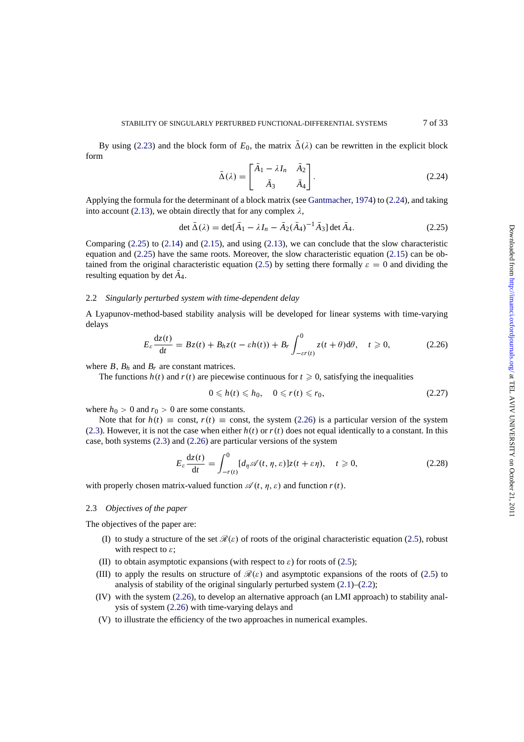By using (2.23) and the block form of $E_0$, the matrix $\bar{\Delta}(\lambda)$ can be rewritten in the explicit block form

$$\bar{\Delta}(\lambda) = \begin{bmatrix} \bar{A}_1 - \lambda I_n & \bar{A}_2 \\ \bar{A}_3 & \bar{A}_4 \end{bmatrix}. \tag{2.24}$$

Applying the formula for the determinant of a block matrix (see Gantmacher, 1974) to (2.24), and taking into account (2.13), we obtain directly that for any complex $\lambda$,

$$\det \bar{\Delta}(\lambda) = \det[\bar{A}_1 - \lambda I_n - \bar{A}_2(\bar{A}_4)^{-1}\bar{A}_3] \det \bar{A}_4. \tag{2.25}$$

Comparing (2.25) to (2.14) and (2.15), and using (2.13), we can conclude that the slow characteristic equation and (2.25) have the same roots. Moreover, the slow characteristic equation (2.15) can be obtained from the original characteristic equation (2.5) by setting there formally $\varepsilon = 0$ and dividing the resulting equation by $\det \bar{A}_4$.

### 2.2 *Singularly perturbed system with time-dependent delay*

A Lyapunov-method-based stability analysis will be developed for linear systems with time-varying delays

$$E_\varepsilon \frac{\mathrm{d}z(t)}{\mathrm{d}t} = Bz(t) + B_h z(t - \varepsilon h(t)) + B_r \int_{-\varepsilon r(t)}^{0} z(t+\theta)\mathrm{d}\theta, \quad t \geqslant 0, \tag{2.26}$$

where $B$, $B_h$ and $B_r$ are constant matrices.

The functions $h(t)$ and $r(t)$ are piecewise continuous for $t \geqslant 0$, satisfying the inequalities

$$0 \leqslant h(t) \leqslant h_0, \quad 0 \leqslant r(t) \leqslant r_0, \tag{2.27}$$

where $h_0 > 0$ and $r_0 > 0$ are some constants.

Note that for $h(t) \equiv$ const, $r(t) \equiv$ const, the system (2.26) is a particular version of the system (2.3). However, it is not the case when either $h(t)$ or $r(t)$ does not equal identically to a constant. In this case, both systems (2.3) and (2.26) are particular versions of the system

$$E_\varepsilon \frac{\mathrm{d}z(t)}{\mathrm{d}t} = \int_{-r(t)}^{0} [d_\eta \mathscr{A}(t,\eta,\varepsilon)] z(t+\varepsilon\eta), \quad t \geqslant 0, \tag{2.28}$$

with properly chosen matrix-valued function $\mathscr{A}(t,\eta,\varepsilon)$ and function $r(t)$.

### 2.3 *Objectives of the paper*

The objectives of the paper are:

- (I) to study a structure of the set $\mathscr{R}(\varepsilon)$ of roots of the original characteristic equation (2.5), robust with respect to $\varepsilon$;
- (II) to obtain asymptotic expansions (with respect to $\varepsilon$) for roots of (2.5);
- (III) to apply the results on structure of $\mathscr{R}(\varepsilon)$ and asymptotic expansions of the roots of (2.5) to analysis of stability of the original singularly perturbed system (2.1)–(2.2);
- (IV) with the system (2.26), to develop an alternative approach (an LMI approach) to stability analysis of system (2.26) with time-varying delays and
- (V) to illustrate the efficiency of the two approaches in numerical examples.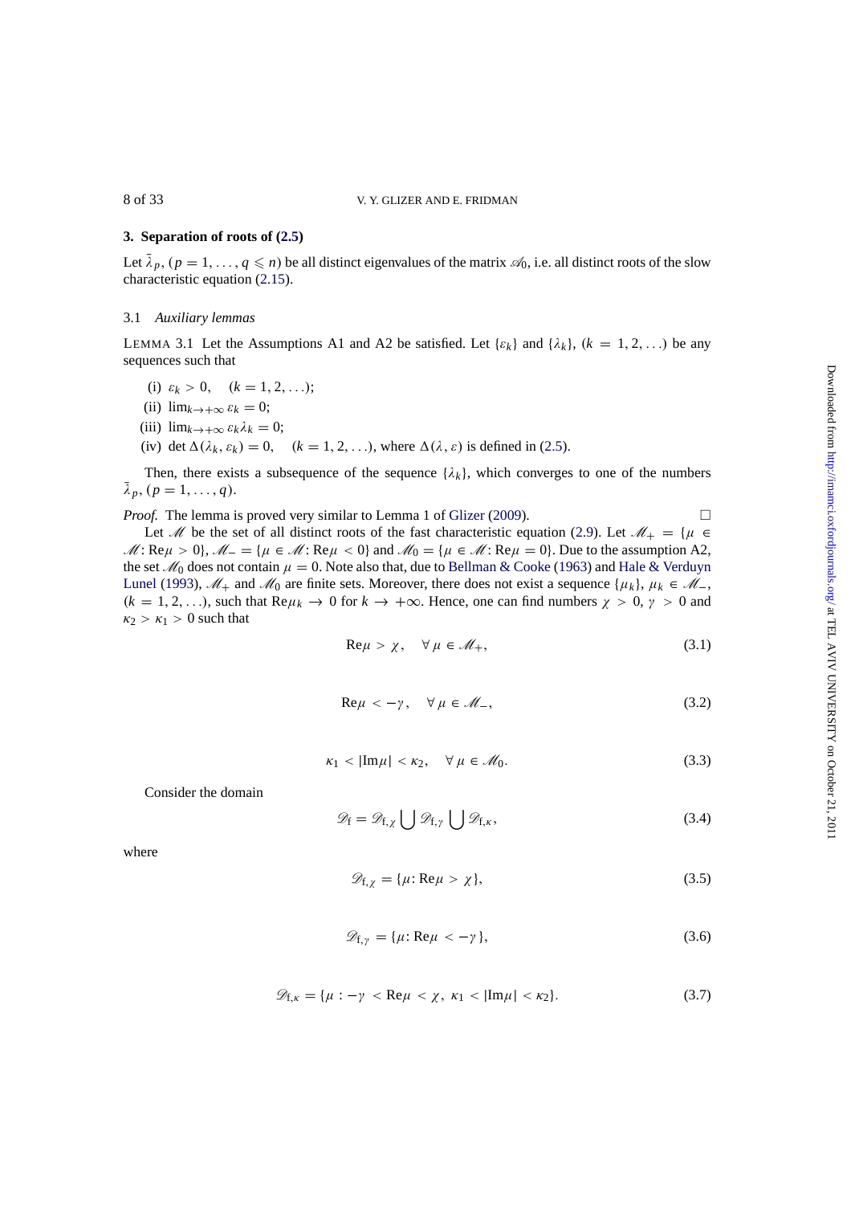## 3. Separation of roots of (2.5)

Let $\bar{\lambda}_p$, $(p = 1, \ldots, q \leqslant n)$ be all distinct eigenvalues of the matrix $\mathscr{A}_0$, i.e. all distinct roots of the slow characteristic equation (2.15).

### 3.1 *Auxiliary lemmas*

LEMMA 3.1 Let the Assumptions A1 and A2 be satisfied. Let $\{\varepsilon_k\}$ and $\{\lambda_k\}$, $(k = 1, 2, \ldots)$ be any sequences such that

(i) $\varepsilon_k > 0, \quad (k = 1, 2, \ldots)$;

(ii) $\lim_{k\to+\infty} \varepsilon_k = 0$;

(iii) $\lim_{k\to+\infty} \varepsilon_k \lambda_k = 0$;

(iv) $\det \Delta(\lambda_k, \varepsilon_k) = 0, \quad (k = 1, 2, \ldots)$, where $\Delta(\lambda, \varepsilon)$ is defined in (2.5).

Then, there exists a subsequence of the sequence $\{\lambda_k\}$, which converges to one of the numbers $\bar{\lambda}_p$, $(p = 1, \ldots, q)$.

*Proof.* The lemma is proved very similar to Lemma 1 of Glizer (2009). □

Let $\mathscr{M}$ be the set of all distinct roots of the fast characteristic equation (2.9). Let $\mathscr{M}_+ = \{\mu \in \mathscr{M}: \mathrm{Re}\mu > 0\}$, $\mathscr{M}_- = \{\mu \in \mathscr{M}: \mathrm{Re}\mu < 0\}$ and $\mathscr{M}_0 = \{\mu \in \mathscr{M}: \mathrm{Re}\mu = 0\}$. Due to the assumption A2, the set $\mathscr{M}_0$ does not contain $\mu = 0$. Note also that, due to Bellman & Cooke (1963) and Hale & Verduyn Lunel (1993), $\mathscr{M}_+$ and $\mathscr{M}_0$ are finite sets. Moreover, there does not exist a sequence $\{\mu_k\}$, $\mu_k \in \mathscr{M}_-$, $(k = 1, 2, \ldots)$, such that $\mathrm{Re}\mu_k \to 0$ for $k \to +\infty$. Hence, one can find numbers $\chi > 0$, $\gamma > 0$ and $\kappa_2 > \kappa_1 > 0$ such that

$$\mathrm{Re}\mu > \chi, \quad \forall\, \mu \in \mathscr{M}_+, \tag{3.1}$$

$$\mathrm{Re}\mu < -\gamma, \quad \forall\, \mu \in \mathscr{M}_-, \tag{3.2}$$

$$\kappa_1 < |\mathrm{Im}\mu| < \kappa_2, \quad \forall\, \mu \in \mathscr{M}_0. \tag{3.3}$$

Consider the domain

$$\mathscr{D}_{\mathrm{f}} = \mathscr{D}_{\mathrm{f},\chi} \bigcup \mathscr{D}_{\mathrm{f},\gamma} \bigcup \mathscr{D}_{\mathrm{f},\kappa}, \tag{3.4}$$

where

$$\mathscr{D}_{\mathrm{f},\chi} = \{\mu: \mathrm{Re}\mu > \chi\}, \tag{3.5}$$

$$\mathscr{D}_{\mathrm{f},\gamma} = \{\mu: \mathrm{Re}\mu < -\gamma\}, \tag{3.6}$$

$$\mathscr{D}_{\mathrm{f},\kappa} = \{\mu : -\gamma < \mathrm{Re}\mu < \chi,\ \kappa_1 < |\mathrm{Im}\mu| < \kappa_2\}. \tag{3.7}$$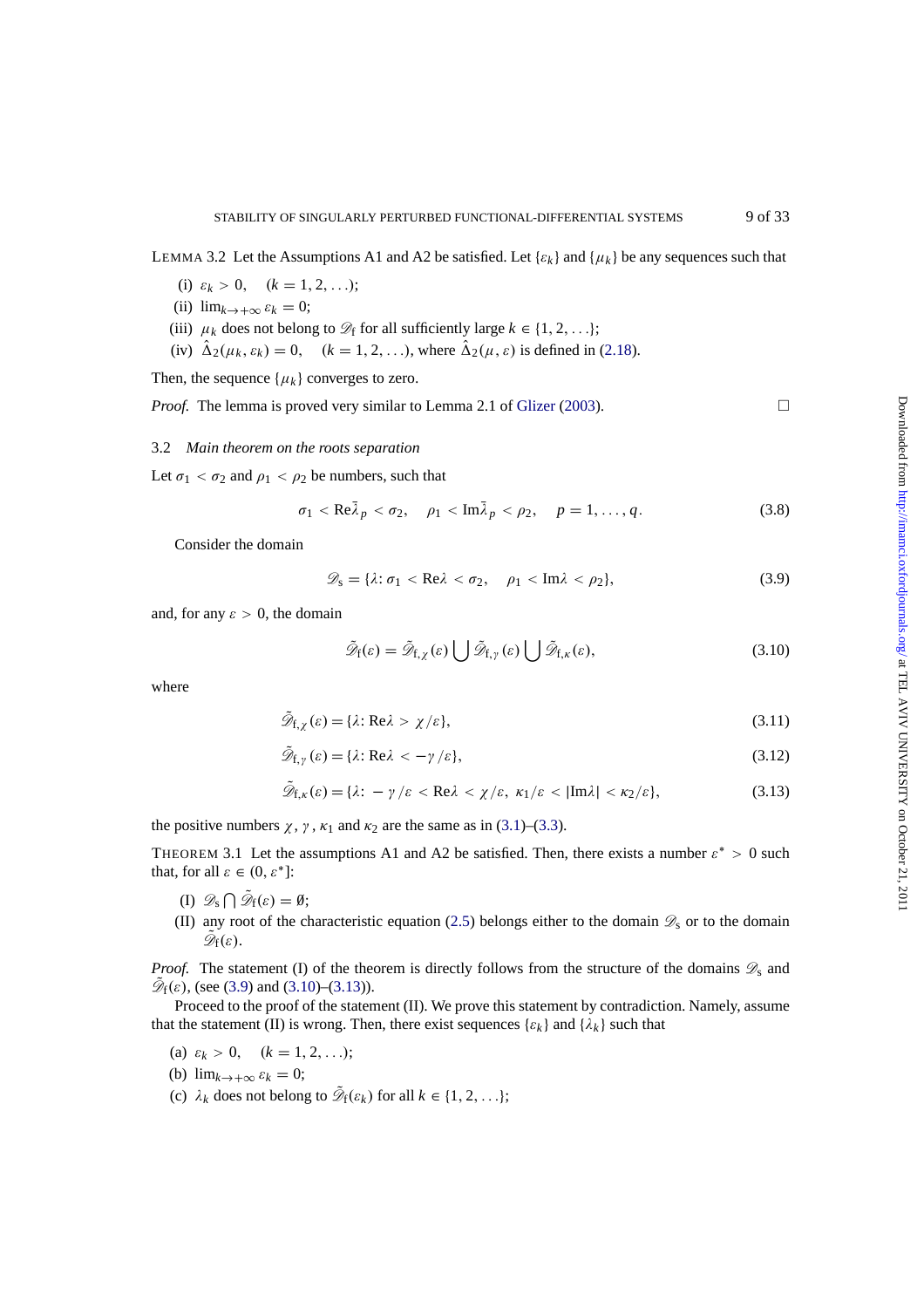LEMMA 3.2 Let the Assumptions A1 and A2 be satisfied. Let $\{\varepsilon_k\}$ and $\{\mu_k\}$ be any sequences such that

(i) $\varepsilon_k > 0, \quad (k = 1, 2, \ldots);$

(ii) $\lim_{k\to+\infty} \varepsilon_k = 0;$

(iii) $\mu_k$ does not belong to $\mathscr{D}_{\mathrm{f}}$ for all sufficiently large $k \in \{1, 2, \ldots\}$;

(iv) $\hat{\Delta}_2(\mu_k, \varepsilon_k) = 0, \quad (k = 1, 2, \ldots)$, where $\hat{\Delta}_2(\mu, \varepsilon)$ is defined in (2.18).

Then, the sequence $\{\mu_k\}$ converges to zero.

*Proof.* The lemma is proved very similar to Lemma 2.1 of Glizer (2003). □

### 3.2 *Main theorem on the roots separation*

Let $\sigma_1 < \sigma_2$ and $\rho_1 < \rho_2$ be numbers, such that

$$\sigma_1 < \mathrm{Re}\bar{\lambda}_p < \sigma_2, \quad \rho_1 < \mathrm{Im}\bar{\lambda}_p < \rho_2, \quad p = 1, \ldots, q. \tag{3.8}$$

Consider the domain

$$\mathscr{D}_{\mathrm{s}} = \{\lambda\colon \sigma_1 < \mathrm{Re}\lambda < \sigma_2, \quad \rho_1 < \mathrm{Im}\lambda < \rho_2\}, \tag{3.9}$$

and, for any $\varepsilon > 0$, the domain

$$\tilde{\mathscr{D}}_{\mathrm{f}}(\varepsilon) = \tilde{\mathscr{D}}_{\mathrm{f},\chi}(\varepsilon) \bigcup \tilde{\mathscr{D}}_{\mathrm{f},\gamma}(\varepsilon) \bigcup \tilde{\mathscr{D}}_{\mathrm{f},\kappa}(\varepsilon), \tag{3.10}$$

where

$$\tilde{\mathscr{D}}_{\mathrm{f},\chi}(\varepsilon) = \{\lambda\colon \mathrm{Re}\lambda > \chi/\varepsilon\}, \tag{3.11}$$

$$\tilde{\mathscr{D}}_{\mathrm{f},\gamma}(\varepsilon) = \{\lambda\colon \mathrm{Re}\lambda < -\gamma/\varepsilon\}, \tag{3.12}$$

$$\tilde{\mathscr{D}}_{\mathrm{f},\kappa}(\varepsilon) = \{\lambda\colon -\gamma/\varepsilon < \mathrm{Re}\lambda < \chi/\varepsilon,\ \kappa_1/\varepsilon < |\mathrm{Im}\lambda| < \kappa_2/\varepsilon\}, \tag{3.13}$$

the positive numbers $\chi$, $\gamma$, $\kappa_1$ and $\kappa_2$ are the same as in (3.1)–(3.3).

THEOREM 3.1 Let the assumptions A1 and A2 be satisfied. Then, there exists a number $\varepsilon^* > 0$ such that, for all $\varepsilon \in (0, \varepsilon^*]$:

(I) $\mathscr{D}_{\mathrm{s}} \bigcap \tilde{\mathscr{D}}_{\mathrm{f}}(\varepsilon) = \emptyset$;

(II) any root of the characteristic equation (2.5) belongs either to the domain $\mathscr{D}_{\mathrm{s}}$ or to the domain $\tilde{\mathscr{D}}_{\mathrm{f}}(\varepsilon)$.

*Proof.* The statement (I) of the theorem is directly follows from the structure of the domains $\mathscr{D}_{\mathrm{s}}$ and $\tilde{\mathscr{D}}_{\mathrm{f}}(\varepsilon)$, (see (3.9) and (3.10)–(3.13)).

Proceed to the proof of the statement (II). We prove this statement by contradiction. Namely, assume that the statement (II) is wrong. Then, there exist sequences $\{\varepsilon_k\}$ and $\{\lambda_k\}$ such that

(a) $\varepsilon_k > 0, \quad (k = 1, 2, \ldots);$

(b) $\lim_{k\to+\infty} \varepsilon_k = 0;$

(c) $\lambda_k$ does not belong to $\tilde{\mathscr{D}}_{\mathrm{f}}(\varepsilon_k)$ for all $k \in \{1, 2, \ldots\}$;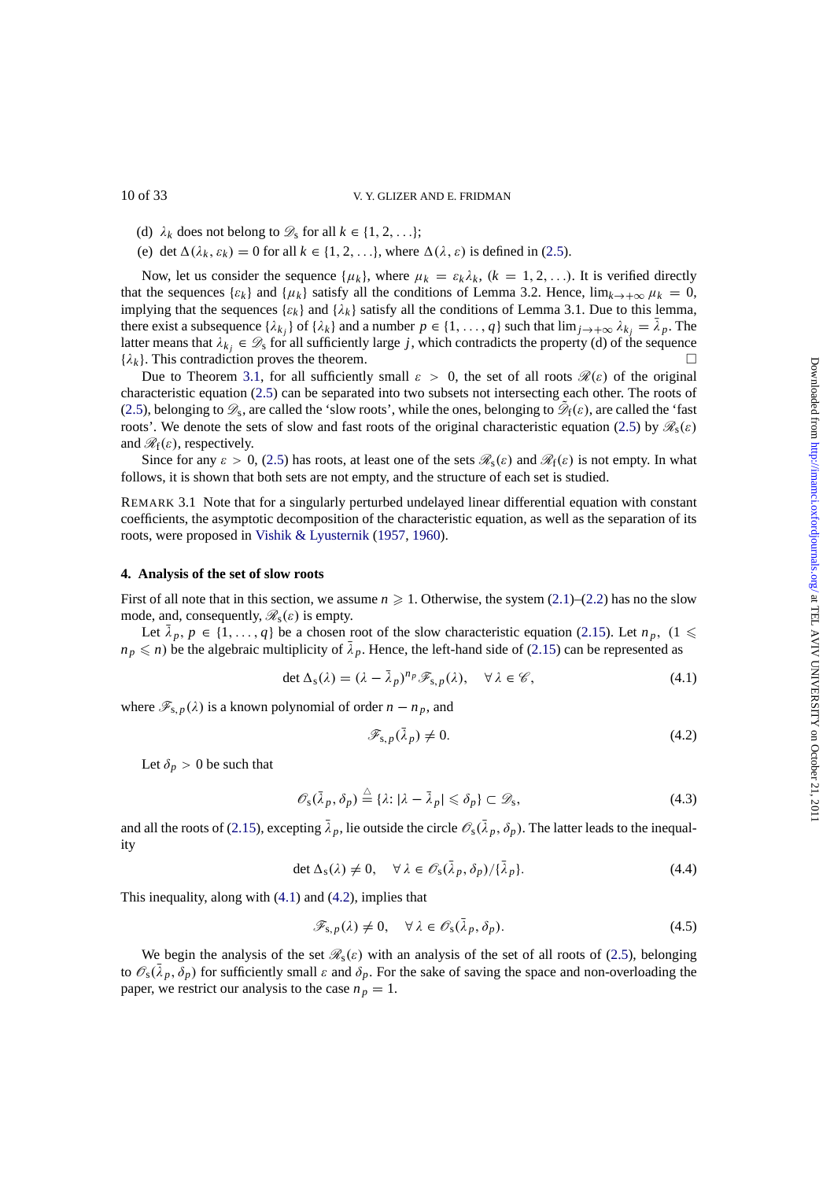(d) $\lambda_k$ does not belong to $\mathscr{D}_s$ for all $k \in \{1, 2, \ldots\}$;

(e) $\det \Delta(\lambda_k, \varepsilon_k) = 0$ for all $k \in \{1, 2, \ldots\}$, where $\Delta(\lambda, \varepsilon)$ is defined in (2.5).

Now, let us consider the sequence $\{\mu_k\}$, where $\mu_k = \varepsilon_k \lambda_k$, $(k = 1, 2, \ldots)$. It is verified directly that the sequences $\{\varepsilon_k\}$ and $\{\mu_k\}$ satisfy all the conditions of Lemma 3.2. Hence, $\lim_{k \to +\infty} \mu_k = 0$, implying that the sequences $\{\varepsilon_k\}$ and $\{\lambda_k\}$ satisfy all the conditions of Lemma 3.1. Due to this lemma, there exist a subsequence $\{\lambda_{k_j}\}$ of $\{\lambda_k\}$ and a number $p \in \{1, \ldots, q\}$ such that $\lim_{j \to +\infty} \lambda_{k_j} = \bar{\lambda}_p$. The latter means that $\lambda_{k_j} \in \mathscr{D}_s$ for all sufficiently large $j$, which contradicts the property (d) of the sequence $\{\lambda_k\}$. This contradiction proves the theorem. □

Due to Theorem 3.1, for all sufficiently small $\varepsilon > 0$, the set of all roots $\mathscr{R}(\varepsilon)$ of the original characteristic equation (2.5) can be separated into two subsets not intersecting each other. The roots of (2.5), belonging to $\mathscr{D}_s$, are called the 'slow roots', while the ones, belonging to $\tilde{\mathscr{D}}_f(\varepsilon)$, are called the 'fast roots'. We denote the sets of slow and fast roots of the original characteristic equation (2.5) by $\mathscr{R}_s(\varepsilon)$ and $\mathscr{R}_f(\varepsilon)$, respectively.

Since for any $\varepsilon > 0$, (2.5) has roots, at least one of the sets $\mathscr{R}_s(\varepsilon)$ and $\mathscr{R}_f(\varepsilon)$ is not empty. In what follows, it is shown that both sets are not empty, and the structure of each set is studied.

REMARK 3.1 Note that for a singularly perturbed undelayed linear differential equation with constant coefficients, the asymptotic decomposition of the characteristic equation, as well as the separation of its roots, were proposed in Vishik & Lyusternik (1957, 1960).

## 4. Analysis of the set of slow roots

First of all note that in this section, we assume $n \geqslant 1$. Otherwise, the system (2.1)–(2.2) has no the slow mode, and, consequently, $\mathscr{R}_s(\varepsilon)$ is empty.

Let $\bar{\lambda}_p$, $p \in \{1, \ldots, q\}$ be a chosen root of the slow characteristic equation (2.15). Let $n_p$, $(1 \leqslant n_p \leqslant n)$ be the algebraic multiplicity of $\bar{\lambda}_p$. Hence, the left-hand side of (2.15) can be represented as

$$\det \Delta_s(\lambda) = (\lambda - \bar{\lambda}_p)^{n_p} \mathscr{F}_{s,p}(\lambda), \quad \forall \lambda \in \mathscr{C}, \tag{4.1}$$

where $\mathscr{F}_{s,p}(\lambda)$ is a known polynomial of order $n - n_p$, and

$$\mathscr{F}_{s,p}(\bar{\lambda}_p) \neq 0. \tag{4.2}$$

Let $\delta_p > 0$ be such that

$$\mathscr{O}_s(\bar{\lambda}_p, \delta_p) \overset{\triangle}{=} \{\lambda \colon |\lambda - \bar{\lambda}_p| \leqslant \delta_p\} \subset \mathscr{D}_s, \tag{4.3}$$

and all the roots of (2.15), excepting $\bar{\lambda}_p$, lie outside the circle $\mathscr{O}_s(\bar{\lambda}_p, \delta_p)$. The latter leads to the inequality

$$\det \Delta_s(\lambda) \neq 0, \quad \forall \lambda \in \mathscr{O}_s(\bar{\lambda}_p, \delta_p)/\{\bar{\lambda}_p\}. \tag{4.4}$$

This inequality, along with (4.1) and (4.2), implies that

$$\mathscr{F}_{s,p}(\lambda) \neq 0, \quad \forall \lambda \in \mathscr{O}_s(\bar{\lambda}_p, \delta_p). \tag{4.5}$$

We begin the analysis of the set $\mathscr{R}_s(\varepsilon)$ with an analysis of the set of all roots of (2.5), belonging to $\mathscr{O}_s(\bar{\lambda}_p, \delta_p)$ for sufficiently small $\varepsilon$ and $\delta_p$. For the sake of saving the space and non-overloading the paper, we restrict our analysis to the case $n_p = 1$.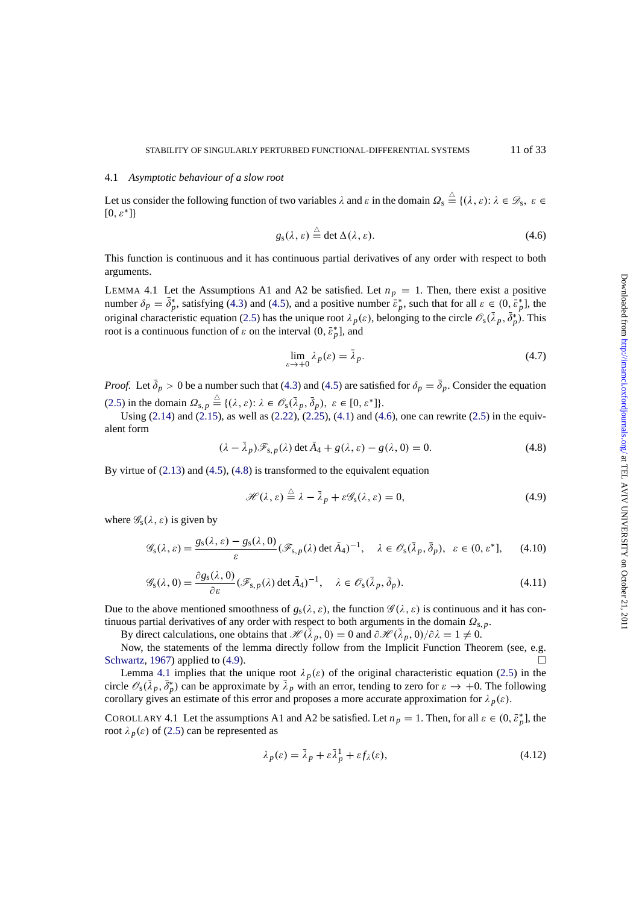### 4.1 *Asymptotic behaviour of a slow root*

Let us consider the following function of two variables $\lambda$ and $\varepsilon$ in the domain $\Omega_{\mathrm{s}} \stackrel{\triangle}{=} \{(\lambda, \varepsilon) \colon \lambda \in \mathscr{D}_{\mathrm{s}},\ \varepsilon \in [0, \varepsilon^*]\}$

$$g_{\mathrm{s}}(\lambda, \varepsilon) \stackrel{\triangle}{=} \det \Delta(\lambda, \varepsilon). \tag{4.6}$$

This function is continuous and it has continuous partial derivatives of any order with respect to both arguments.

LEMMA 4.1 Let the Assumptions A1 and A2 be satisfied. Let $n_p = 1$. Then, there exist a positive number $\delta_p = \bar{\delta}_p^*$, satisfying (4.3) and (4.5), and a positive number $\bar{\varepsilon}_p^*$, such that for all $\varepsilon \in (0, \bar{\varepsilon}_p^*]$, the original characteristic equation (2.5) has the unique root $\lambda_p(\varepsilon)$, belonging to the circle $\mathscr{O}_{\mathrm{s}}(\bar{\lambda}_p, \bar{\delta}_p^*)$. This root is a continuous function of $\varepsilon$ on the interval $(0, \bar{\varepsilon}_p^*]$, and

$$\lim_{\varepsilon \to +0} \lambda_p(\varepsilon) = \bar{\lambda}_p. \tag{4.7}$$

*Proof.* Let $\bar{\delta}_p > 0$ be a number such that (4.3) and (4.5) are satisfied for $\delta_p = \bar{\delta}_p$. Consider the equation (2.5) in the domain $\Omega_{\mathrm{s},p} \stackrel{\triangle}{=} \{(\lambda, \varepsilon) \colon \lambda \in \mathscr{O}_{\mathrm{s}}(\bar{\lambda}_p, \bar{\delta}_p),\ \varepsilon \in [0, \varepsilon^*]\}$.

Using (2.14) and (2.15), as well as (2.22), (2.25), (4.1) and (4.6), one can rewrite (2.5) in the equivalent form

$$(\lambda - \bar{\lambda}_p)\mathscr{F}_{\mathrm{s},p}(\lambda) \det \bar{A}_4 + g(\lambda, \varepsilon) - g(\lambda, 0) = 0. \tag{4.8}$$

By virtue of (2.13) and (4.5), (4.8) is transformed to the equivalent equation

$$\mathscr{H}(\lambda, \varepsilon) \stackrel{\triangle}{=} \lambda - \bar{\lambda}_p + \varepsilon \mathscr{G}_{\mathrm{s}}(\lambda, \varepsilon) = 0, \tag{4.9}$$

where $\mathscr{G}_{\mathrm{s}}(\lambda, \varepsilon)$ is given by

$$\mathscr{G}_{\mathrm{s}}(\lambda, \varepsilon) = \frac{g_{\mathrm{s}}(\lambda, \varepsilon) - g_{\mathrm{s}}(\lambda, 0)}{\varepsilon} (\mathscr{F}_{\mathrm{s},p}(\lambda) \det \bar{A}_4)^{-1}, \quad \lambda \in \mathscr{O}_{\mathrm{s}}(\bar{\lambda}_p, \bar{\delta}_p), \ \ \varepsilon \in (0, \varepsilon^*], \tag{4.10}$$

$$\mathscr{G}_{\mathrm{s}}(\lambda, 0) = \frac{\partial g_{\mathrm{s}}(\lambda, 0)}{\partial \varepsilon} (\mathscr{F}_{\mathrm{s},p}(\lambda) \det \bar{A}_4)^{-1}, \quad \lambda \in \mathscr{O}_{\mathrm{s}}(\bar{\lambda}_p, \bar{\delta}_p). \tag{4.11}$$

Due to the above mentioned smoothness of $g_{\mathrm{s}}(\lambda, \varepsilon)$, the function $\mathscr{G}(\lambda, \varepsilon)$ is continuous and it has continuous partial derivatives of any order with respect to both arguments in the domain $\Omega_{\mathrm{s},p}$.

By direct calculations, one obtains that $\mathscr{H}(\bar{\lambda}_p, 0) = 0$ and $\partial \mathscr{H}(\bar{\lambda}_p, 0)/\partial \lambda = 1 \neq 0$.

Now, the statements of the lemma directly follow from the Implicit Function Theorem (see, e.g. Schwartz, 1967) applied to (4.9). □

Lemma 4.1 implies that the unique root $\lambda_p(\varepsilon)$ of the original characteristic equation (2.5) in the circle $\mathscr{O}_{\mathrm{s}}(\bar{\lambda}_p, \bar{\delta}_p^*)$ can be approximate by $\bar{\lambda}_p$ with an error, tending to zero for $\varepsilon \to +0$. The following corollary gives an estimate of this error and proposes a more accurate approximation for $\lambda_p(\varepsilon)$.

COROLLARY 4.1 Let the assumptions A1 and A2 be satisfied. Let $n_p = 1$. Then, for all $\varepsilon \in (0, \bar{\varepsilon}_p^*]$, the root $\lambda_p(\varepsilon)$ of (2.5) can be represented as

$$\lambda_p(\varepsilon) = \bar{\lambda}_p + \varepsilon \bar{\lambda}_p^1 + \varepsilon f_\lambda(\varepsilon), \tag{4.12}$$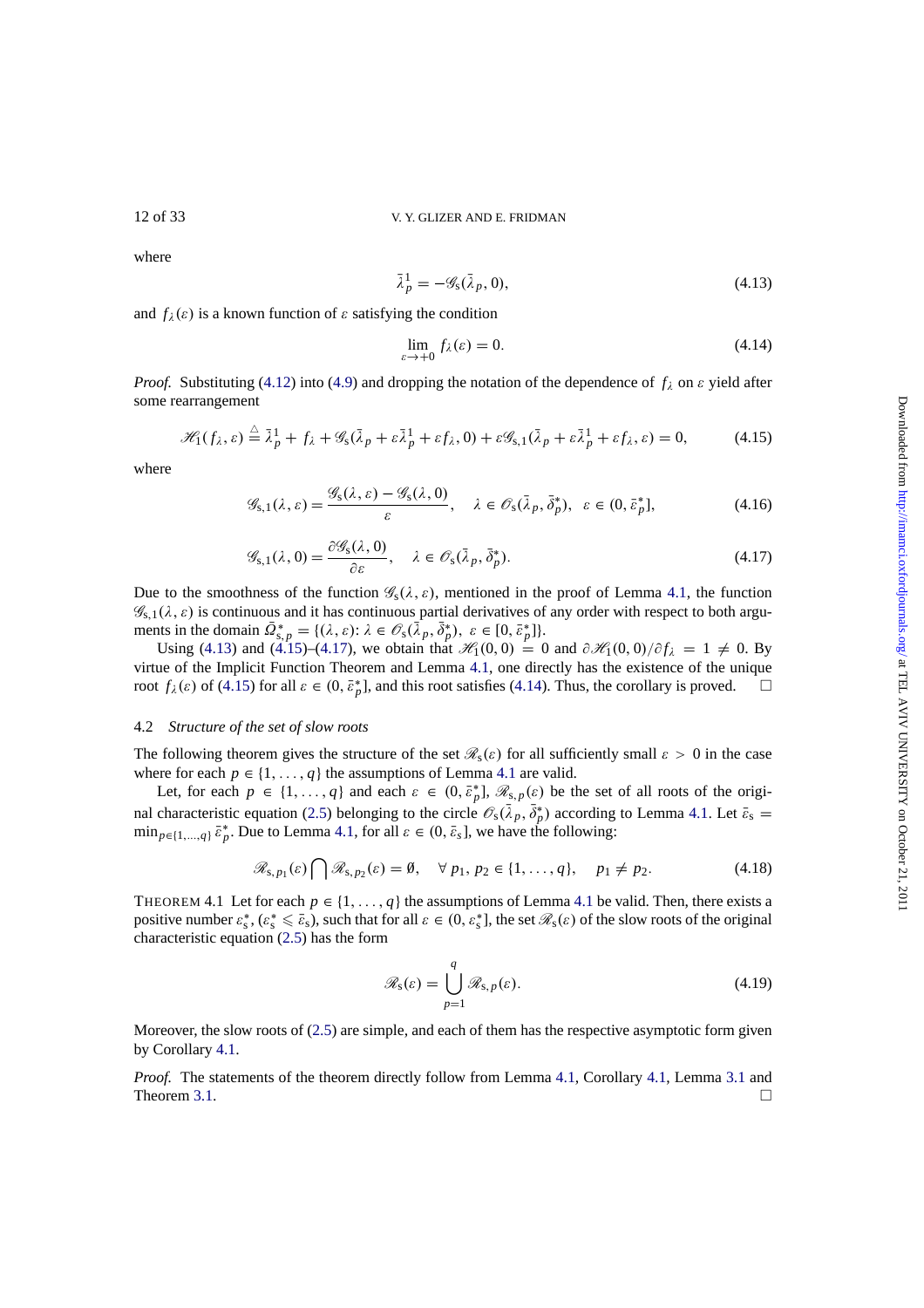where

$$\bar{\lambda}_p^1 = -\mathscr{G}_{\mathrm{s}}(\bar{\lambda}_p, 0), \tag{4.13}$$

and $f_\lambda(\varepsilon)$ is a known function of $\varepsilon$ satisfying the condition

$$\lim_{\varepsilon \to +0} f_\lambda(\varepsilon) = 0. \tag{4.14}$$

*Proof.* Substituting (4.12) into (4.9) and dropping the notation of the dependence of $f_\lambda$ on $\varepsilon$ yield after some rearrangement

$$\mathscr{H}_1(f_\lambda, \varepsilon) \stackrel{\triangle}{=} \bar{\lambda}_p^1 + f_\lambda + \mathscr{G}_{\mathrm{s}}(\bar{\lambda}_p + \varepsilon\bar{\lambda}_p^1 + \varepsilon f_\lambda, 0) + \varepsilon\mathscr{G}_{\mathrm{s},1}(\bar{\lambda}_p + \varepsilon\bar{\lambda}_p^1 + \varepsilon f_\lambda, \varepsilon) = 0, \tag{4.15}$$

where

$$\mathscr{G}_{\mathrm{s},1}(\lambda, \varepsilon) = \frac{\mathscr{G}_{\mathrm{s}}(\lambda, \varepsilon) - \mathscr{G}_{\mathrm{s}}(\lambda, 0)}{\varepsilon}, \quad \lambda \in \mathscr{O}_{\mathrm{s}}(\bar{\lambda}_p, \bar{\delta}_p^*), \ \ \varepsilon \in (0, \bar{\varepsilon}_p^*], \tag{4.16}$$

$$\mathscr{G}_{\mathrm{s},1}(\lambda, 0) = \frac{\partial \mathscr{G}_{\mathrm{s}}(\lambda, 0)}{\partial \varepsilon}, \quad \lambda \in \mathscr{O}_{\mathrm{s}}(\bar{\lambda}_p, \bar{\delta}_p^*). \tag{4.17}$$

Due to the smoothness of the function $\mathscr{G}_{\mathrm{s}}(\lambda, \varepsilon)$, mentioned in the proof of Lemma 4.1, the function $\mathscr{G}_{\mathrm{s},1}(\lambda, \varepsilon)$ is continuous and it has continuous partial derivatives of any order with respect to both arguments in the domain $\bar{\Omega}_{\mathrm{s},p}^* = \{(\lambda, \varepsilon)\colon \lambda \in \mathscr{O}_{\mathrm{s}}(\bar{\lambda}_p, \bar{\delta}_p^*), \ \varepsilon \in [0, \bar{\varepsilon}_p^*]\}$.

Using (4.13) and (4.15)–(4.17), we obtain that $\mathscr{H}_1(0,0) = 0$ and $\partial\mathscr{H}_1(0,0)/\partial f_\lambda = 1 \neq 0$. By virtue of the Implicit Function Theorem and Lemma 4.1, one directly has the existence of the unique root $f_\lambda(\varepsilon)$ of (4.15) for all $\varepsilon \in (0, \bar{\varepsilon}_p^*]$, and this root satisfies (4.14). Thus, the corollary is proved. □

### 4.2 *Structure of the set of slow roots*

The following theorem gives the structure of the set $\mathscr{R}_{\mathrm{s}}(\varepsilon)$ for all sufficiently small $\varepsilon > 0$ in the case where for each $p \in \{1, \ldots, q\}$ the assumptions of Lemma 4.1 are valid.

Let, for each $p \in \{1, \ldots, q\}$ and each $\varepsilon \in (0, \bar{\varepsilon}_p^*]$, $\mathscr{R}_{\mathrm{s},p}(\varepsilon)$ be the set of all roots of the original characteristic equation (2.5) belonging to the circle $\mathscr{O}_{\mathrm{s}}(\bar{\lambda}_p, \bar{\delta}_p^*)$ according to Lemma 4.1. Let $\bar{\varepsilon}_{\mathrm{s}} = \min_{p \in \{1,\ldots,q\}} \bar{\varepsilon}_p^*$. Due to Lemma 4.1, for all $\varepsilon \in (0, \bar{\varepsilon}_{\mathrm{s}}]$, we have the following:

$$\mathscr{R}_{\mathrm{s},p_1}(\varepsilon) \bigcap \mathscr{R}_{\mathrm{s},p_2}(\varepsilon) = \emptyset, \quad \forall\, p_1, p_2 \in \{1, \ldots, q\}, \quad p_1 \neq p_2. \tag{4.18}$$

THEOREM 4.1 Let for each $p \in \{1, \ldots, q\}$ the assumptions of Lemma 4.1 be valid. Then, there exists a positive number $\varepsilon_{\mathrm{s}}^*$, ($\varepsilon_{\mathrm{s}}^* \leqslant \bar{\varepsilon}_{\mathrm{s}}$), such that for all $\varepsilon \in (0, \varepsilon_{\mathrm{s}}^*]$, the set $\mathscr{R}_{\mathrm{s}}(\varepsilon)$ of the slow roots of the original characteristic equation (2.5) has the form

$$\mathscr{R}_{\mathrm{s}}(\varepsilon) = \bigcup_{p=1}^{q} \mathscr{R}_{\mathrm{s},p}(\varepsilon). \tag{4.19}$$

Moreover, the slow roots of (2.5) are simple, and each of them has the respective asymptotic form given by Corollary 4.1.

*Proof.* The statements of the theorem directly follow from Lemma 4.1, Corollary 4.1, Lemma 3.1 and Theorem 3.1. □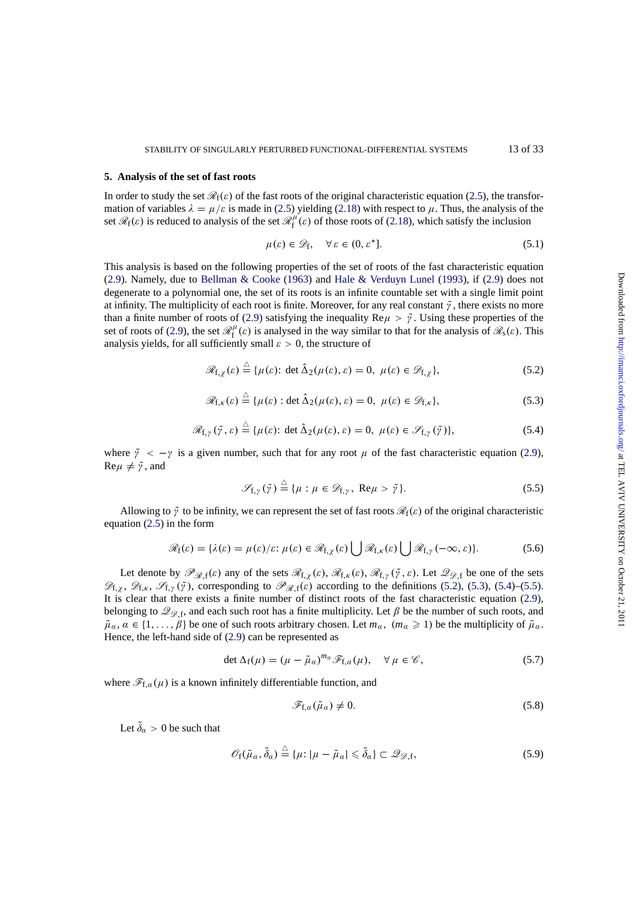## 5. Analysis of the set of fast roots

In order to study the set $\mathscr{R}_{\mathrm{f}}(\varepsilon)$ of the fast roots of the original characteristic equation (2.5), the transformation of variables $\lambda = \mu/\varepsilon$ is made in (2.5) yielding (2.18) with respect to $\mu$. Thus, the analysis of the set $\mathscr{R}_{\mathrm{f}}(\varepsilon)$ is reduced to analysis of the set $\mathscr{R}_{\mathrm{f}}^{\mu}(\varepsilon)$ of those roots of (2.18), which satisfy the inclusion

$$\mu(\varepsilon) \in \mathscr{D}_{\mathrm{f}}, \quad \forall\, \varepsilon \in (0, \varepsilon^*]. \tag{5.1}$$

This analysis is based on the following properties of the set of roots of the fast characteristic equation (2.9). Namely, due to Bellman & Cooke (1963) and Hale & Verduyn Lunel (1993), if (2.9) does not degenerate to a polynomial one, the set of its roots is an infinite countable set with a single limit point at infinity. The multiplicity of each root is finite. Moreover, for any real constant $\tilde{\gamma}$, there exists no more than a finite number of roots of (2.9) satisfying the inequality $\mathrm{Re}\mu > \tilde{\gamma}$. Using these properties of the set of roots of (2.9), the set $\mathscr{R}_{\mathrm{f}}^{\mu}(\varepsilon)$ is analysed in the way similar to that for the analysis of $\mathscr{R}_{\mathrm{s}}(\varepsilon)$. This analysis yields, for all sufficiently small $\varepsilon > 0$, the structure of

$$\mathscr{R}_{\mathrm{f},\chi}(\varepsilon) \stackrel{\triangle}{=} \{\mu(\varepsilon)\colon \det \hat{\Delta}_2(\mu(\varepsilon), \varepsilon) = 0,\ \mu(\varepsilon) \in \mathscr{D}_{\mathrm{f},\chi}\}, \tag{5.2}$$

$$\mathscr{R}_{\mathrm{f},\kappa}(\varepsilon) \stackrel{\triangle}{=} \{\mu(\varepsilon) : \det \hat{\Delta}_2(\mu(\varepsilon), \varepsilon) = 0,\ \mu(\varepsilon) \in \mathscr{D}_{\mathrm{f},\kappa}\}, \tag{5.3}$$

$$\mathscr{R}_{\mathrm{f},\gamma}(\tilde{\gamma}, \varepsilon) \stackrel{\triangle}{=} \{\mu(\varepsilon)\colon \det \hat{\Delta}_2(\mu(\varepsilon), \varepsilon) = 0,\ \mu(\varepsilon) \in \mathscr{S}_{\mathrm{f},\gamma}(\tilde{\gamma})\}, \tag{5.4}$$

where $\tilde{\gamma} < -\gamma$ is a given number, such that for any root $\mu$ of the fast characteristic equation (2.9), $\mathrm{Re}\mu \neq \tilde{\gamma}$, and

$$\mathscr{S}_{\mathrm{f},\gamma}(\tilde{\gamma}) \stackrel{\triangle}{=} \{\mu : \mu \in \mathscr{D}_{\mathrm{f},\gamma},\ \mathrm{Re}\mu > \tilde{\gamma}\}. \tag{5.5}$$

Allowing to $\tilde{\gamma}$ to be infinity, we can represent the set of fast roots $\mathscr{R}_{\mathrm{f}}(\varepsilon)$ of the original characteristic equation (2.5) in the form

$$\mathscr{R}_{\mathrm{f}}(\varepsilon) = \{\lambda(\varepsilon) = \mu(\varepsilon)/\varepsilon\colon \mu(\varepsilon) \in \mathscr{R}_{\mathrm{f},\chi}(\varepsilon) \bigcup \mathscr{R}_{\mathrm{f},\kappa}(\varepsilon) \bigcup \mathscr{R}_{\mathrm{f},\gamma}(-\infty, \varepsilon)\}. \tag{5.6}$$

Let denote by $\mathscr{P}_{\mathscr{R},\mathrm{f}}(\varepsilon)$ any of the sets $\mathscr{R}_{\mathrm{f},\chi}(\varepsilon)$, $\mathscr{R}_{\mathrm{f},\kappa}(\varepsilon)$, $\mathscr{R}_{\mathrm{f},\gamma}(\tilde{\gamma}, \varepsilon)$. Let $\mathscr{Q}_{\mathscr{D},\mathrm{f}}$ be one of the sets $\mathscr{D}_{\mathrm{f},\chi}$, $\mathscr{D}_{\mathrm{f},\kappa}$, $\mathscr{S}_{\mathrm{f},\gamma}(\tilde{\gamma})$, corresponding to $\mathscr{P}_{\mathscr{R},\mathrm{f}}(\varepsilon)$ according to the definitions (5.2), (5.3), (5.4)–(5.5). It is clear that there exists a finite number of distinct roots of the fast characteristic equation (2.9), belonging to $\mathscr{Q}_{\mathscr{D},\mathrm{f}}$, and each such root has a finite multiplicity. Let $\beta$ be the number of such roots, and $\tilde{\mu}_\alpha$, $\alpha \in \{1, \ldots, \beta\}$ be one of such roots arbitrary chosen. Let $m_\alpha$, $(m_\alpha \geqslant 1)$ be the multiplicity of $\tilde{\mu}_\alpha$. Hence, the left-hand side of (2.9) can be represented as

$$\det \Delta_{\mathrm{f}}(\mu) = (\mu - \tilde{\mu}_\alpha)^{m_\alpha} \mathscr{F}_{\mathrm{f},\alpha}(\mu), \quad \forall\, \mu \in \mathscr{C}, \tag{5.7}$$

where $\mathscr{F}_{\mathrm{f},\alpha}(\mu)$ is a known infinitely differentiable function, and

$$\mathscr{F}_{\mathrm{f},\alpha}(\tilde{\mu}_\alpha) \neq 0. \tag{5.8}$$

Let $\tilde{\delta}_\alpha > 0$ be such that

$$\mathscr{O}_{\mathrm{f}}(\tilde{\mu}_\alpha, \tilde{\delta}_\alpha) \stackrel{\triangle}{=} \{\mu\colon |\mu - \tilde{\mu}_\alpha| \leqslant \tilde{\delta}_\alpha\} \subset \mathscr{Q}_{\mathscr{D},\mathrm{f}}, \tag{5.9}$$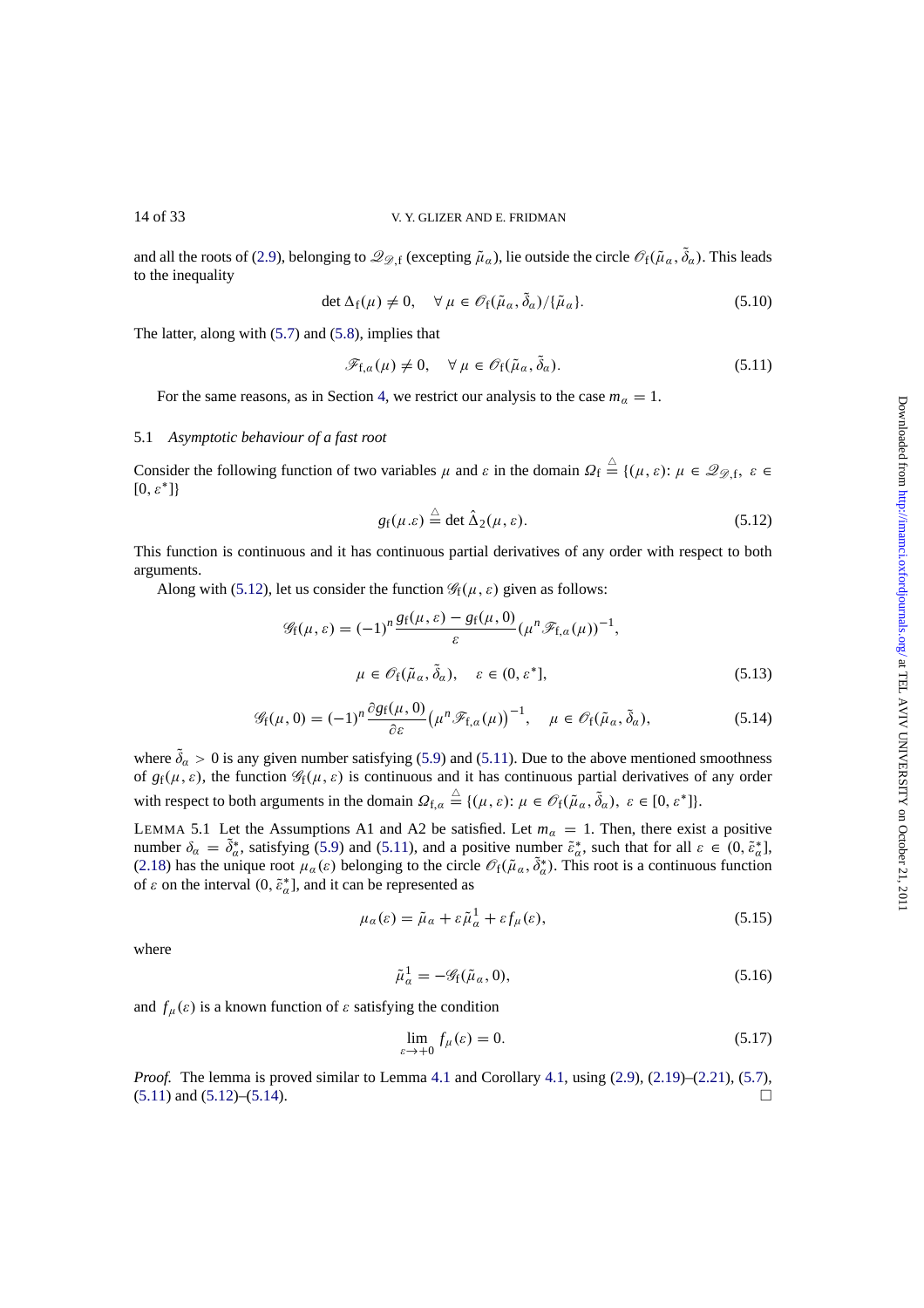and all the roots of (2.9), belonging to $\mathscr{Q}_{\mathscr{D},\mathrm{f}}$ (excepting $\tilde{\mu}_\alpha$), lie outside the circle $\mathscr{O}_\mathrm{f}(\tilde{\mu}_\alpha, \tilde{\delta}_\alpha)$. This leads to the inequality

$$\det \Delta_\mathrm{f}(\mu) \neq 0, \quad \forall\, \mu \in \mathscr{O}_\mathrm{f}(\tilde{\mu}_\alpha, \tilde{\delta}_\alpha)/\{\tilde{\mu}_\alpha\}. \tag{5.10}$$

The latter, along with (5.7) and (5.8), implies that

$$\mathscr{F}_{\mathrm{f},\alpha}(\mu) \neq 0, \quad \forall\, \mu \in \mathscr{O}_\mathrm{f}(\tilde{\mu}_\alpha, \tilde{\delta}_\alpha). \tag{5.11}$$

For the same reasons, as in Section 4, we restrict our analysis to the case $m_\alpha = 1$.

### 5.1 *Asymptotic behaviour of a fast root*

Consider the following function of two variables $\mu$ and $\varepsilon$ in the domain $\Omega_\mathrm{f} \overset{\triangle}{=} \{(\mu, \varepsilon)\colon \mu \in \mathscr{Q}_{\mathscr{D},\mathrm{f}},\ \varepsilon \in [0, \varepsilon^*]\}$

$$g_\mathrm{f}(\mu.\varepsilon) \overset{\triangle}{=} \det \hat{\Delta}_2(\mu, \varepsilon). \tag{5.12}$$

This function is continuous and it has continuous partial derivatives of any order with respect to both arguments.

Along with (5.12), let us consider the function $\mathscr{G}_\mathrm{f}(\mu, \varepsilon)$ given as follows:

$$\mathscr{G}_\mathrm{f}(\mu, \varepsilon) = (-1)^n \frac{g_\mathrm{f}(\mu, \varepsilon) - g_\mathrm{f}(\mu, 0)}{\varepsilon} (\mu^n \mathscr{F}_{\mathrm{f},\alpha}(\mu))^{-1},$$

$$\mu \in \mathscr{O}_\mathrm{f}(\tilde{\mu}_\alpha, \tilde{\delta}_\alpha), \quad \varepsilon \in (0, \varepsilon^*], \tag{5.13}$$

$$\mathscr{G}_\mathrm{f}(\mu, 0) = (-1)^n \frac{\partial g_\mathrm{f}(\mu, 0)}{\partial \varepsilon} \big(\mu^n \mathscr{F}_{\mathrm{f},\alpha}(\mu)\big)^{-1}, \quad \mu \in \mathscr{O}_\mathrm{f}(\tilde{\mu}_\alpha, \tilde{\delta}_\alpha), \tag{5.14}$$

where $\tilde{\delta}_\alpha > 0$ is any given number satisfying (5.9) and (5.11). Due to the above mentioned smoothness of $g_\mathrm{f}(\mu, \varepsilon)$, the function $\mathscr{G}_\mathrm{f}(\mu, \varepsilon)$ is continuous and it has continuous partial derivatives of any order with respect to both arguments in the domain $\Omega_{\mathrm{f},\alpha} \overset{\triangle}{=} \{(\mu, \varepsilon)\colon \mu \in \mathscr{O}_\mathrm{f}(\tilde{\mu}_\alpha, \tilde{\delta}_\alpha),\ \varepsilon \in [0, \varepsilon^*]\}$.

LEMMA 5.1 Let the Assumptions A1 and A2 be satisfied. Let $m_\alpha = 1$. Then, there exist a positive number $\delta_\alpha = \tilde{\delta}^*_\alpha$, satisfying (5.9) and (5.11), and a positive number $\tilde{\varepsilon}^*_\alpha$, such that for all $\varepsilon \in (0, \tilde{\varepsilon}^*_\alpha]$, (2.18) has the unique root $\mu_\alpha(\varepsilon)$ belonging to the circle $\mathscr{O}_\mathrm{f}(\tilde{\mu}_\alpha, \tilde{\delta}^*_\alpha)$. This root is a continuous function of $\varepsilon$ on the interval $(0, \tilde{\varepsilon}^*_\alpha]$, and it can be represented as

$$\mu_\alpha(\varepsilon) = \tilde{\mu}_\alpha + \varepsilon \tilde{\mu}^1_\alpha + \varepsilon f_\mu(\varepsilon), \tag{5.15}$$

where

$$\tilde{\mu}^1_\alpha = -\mathscr{G}_\mathrm{f}(\tilde{\mu}_\alpha, 0), \tag{5.16}$$

and $f_\mu(\varepsilon)$ is a known function of $\varepsilon$ satisfying the condition

$$\lim_{\varepsilon \to +0} f_\mu(\varepsilon) = 0. \tag{5.17}$$

*Proof.* The lemma is proved similar to Lemma 4.1 and Corollary 4.1, using (2.9), (2.19)–(2.21), (5.7), (5.11) and (5.12)–(5.14). □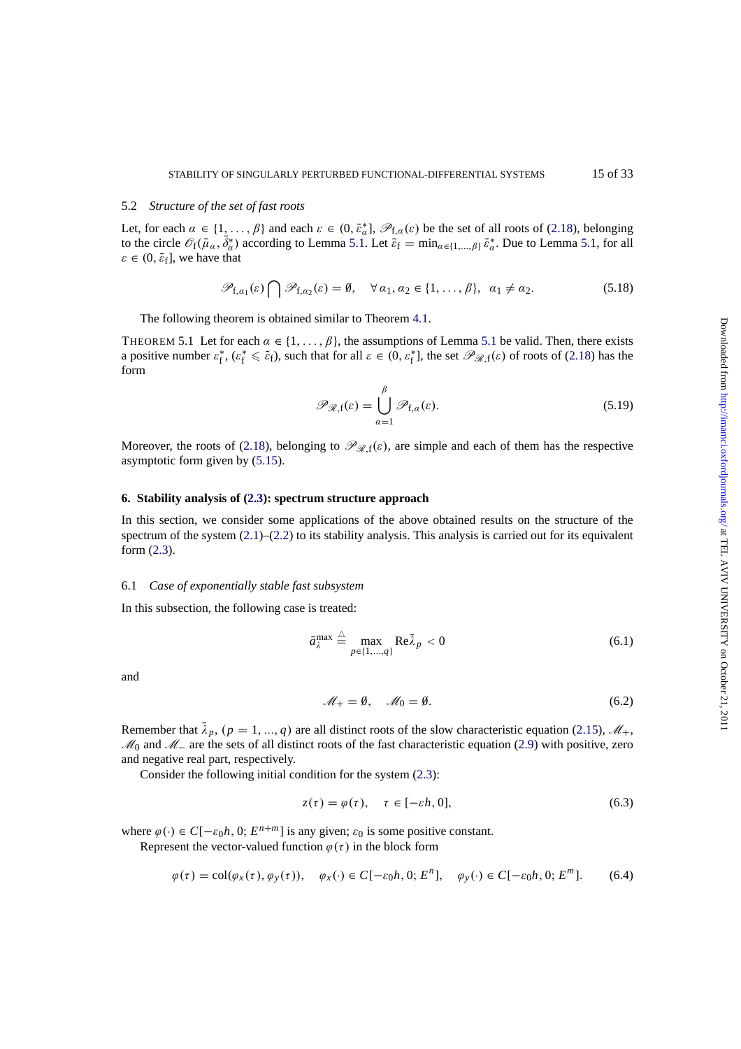### 5.2 *Structure of the set of fast roots*

Let, for each $\alpha \in \{1, \ldots, \beta\}$ and each $\varepsilon \in (0, \tilde{\varepsilon}_\alpha^*]$, $\mathscr{P}_{\mathrm{f},\alpha}(\varepsilon)$ be the set of all roots of (2.18), belonging to the circle $\mathscr{O}_{\mathrm{f}}(\bar{\mu}_\alpha, \tilde{\delta}_\alpha^*)$ according to Lemma 5.1. Let $\tilde{\varepsilon}_{\mathrm{f}} = \min_{\alpha \in \{1,\ldots,\beta\}} \tilde{\varepsilon}_\alpha^*$. Due to Lemma 5.1, for all $\varepsilon \in (0, \tilde{\varepsilon}_{\mathrm{f}}]$, we have that

$$
\mathscr{P}_{\mathrm{f},\alpha_1}(\varepsilon) \bigcap \mathscr{P}_{\mathrm{f},\alpha_2}(\varepsilon) = \emptyset, \quad \forall \alpha_1, \alpha_2 \in \{1, \ldots, \beta\}, \;\; \alpha_1 \neq \alpha_2. \tag{5.18}
$$

The following theorem is obtained similar to Theorem 4.1.

THEOREM 5.1 Let for each $\alpha \in \{1, \ldots, \beta\}$, the assumptions of Lemma 5.1 be valid. Then, there exists a positive number $\varepsilon_{\mathrm{f}}^*$, ($\varepsilon_{\mathrm{f}}^* \leqslant \tilde{\varepsilon}_{\mathrm{f}}$), such that for all $\varepsilon \in (0, \varepsilon_{\mathrm{f}}^*]$, the set $\mathscr{P}_{\mathscr{R},\mathrm{f}}(\varepsilon)$ of roots of (2.18) has the form

$$
\mathscr{P}_{\mathscr{R},\mathrm{f}}(\varepsilon) = \bigcup_{\alpha=1}^{\beta} \mathscr{P}_{\mathrm{f},\alpha}(\varepsilon). \tag{5.19}
$$

Moreover, the roots of (2.18), belonging to $\mathscr{P}_{\mathscr{R},\mathrm{f}}(\varepsilon)$, are simple and each of them has the respective asymptotic form given by (5.15).

## 6. Stability analysis of (2.3): spectrum structure approach

In this section, we consider some applications of the above obtained results on the structure of the spectrum of the system (2.1)–(2.2) to its stability analysis. This analysis is carried out for its equivalent form (2.3).

### 6.1 *Case of exponentially stable fast subsystem*

In this subsection, the following case is treated:

$$
\bar{a}_\lambda^{\max} \triangleq \max_{p \in \{1,\ldots,q\}} \mathrm{Re}\bar{\lambda}_p < 0 \tag{6.1}
$$

and

$$
\mathscr{M}_+ = \emptyset, \quad \mathscr{M}_0 = \emptyset. \tag{6.2}
$$

Remember that $\bar{\lambda}_p$, ($p = 1, \ldots, q$) are all distinct roots of the slow characteristic equation (2.15), $\mathscr{M}_+$, $\mathscr{M}_0$ and $\mathscr{M}_-$ are the sets of all distinct roots of the fast characteristic equation (2.9) with positive, zero and negative real part, respectively.

Consider the following initial condition for the system (2.3):

$$
z(\tau) = \varphi(\tau), \quad \tau \in [-\varepsilon h, 0], \tag{6.3}
$$

where $\varphi(\cdot) \in C[-\varepsilon_0 h, 0; E^{n+m}]$ is any given; $\varepsilon_0$ is some positive constant.

Represent the vector-valued function $\varphi(\tau)$ in the block form

$$
\varphi(\tau) = \mathrm{col}(\varphi_x(\tau), \varphi_y(\tau)), \quad \varphi_x(\cdot) \in C[-\varepsilon_0 h, 0; E^n], \quad \varphi_y(\cdot) \in C[-\varepsilon_0 h, 0; E^m]. \tag{6.4}
$$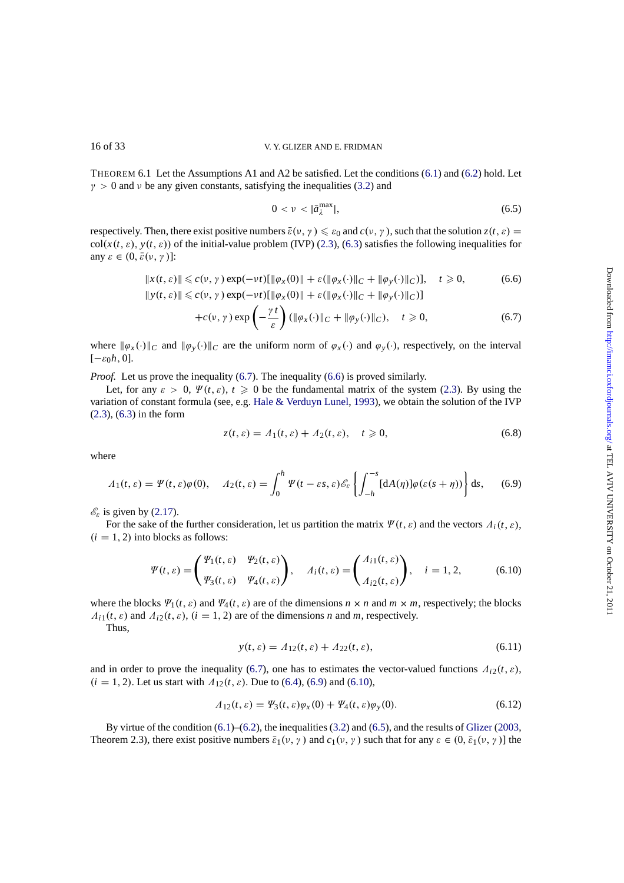THEOREM 6.1 Let the Assumptions A1 and A2 be satisfied. Let the conditions (6.1) and (6.2) hold. Let $\gamma > 0$ and $\nu$ be any given constants, satisfying the inequalities (3.2) and

$$0 < \nu < |\bar{a}_{\lambda}^{\max}|, \tag{6.5}$$

respectively. Then, there exist positive numbers $\bar{\varepsilon}(\nu, \gamma) \leqslant \varepsilon_0$ and $c(\nu, \gamma)$, such that the solution $z(t, \varepsilon) = \mathrm{col}(x(t, \varepsilon), y(t, \varepsilon))$ of the initial-value problem (IVP) (2.3), (6.3) satisfies the following inequalities for any $\varepsilon \in (0, \bar{\varepsilon}(\nu, \gamma)]$:

$$\|x(t, \varepsilon)\| \leqslant c(\nu, \gamma) \exp(-\nu t)[\|\varphi_x(0)\| + \varepsilon(\|\varphi_x(\cdot)\|_C + \|\varphi_y(\cdot)\|_C)], \quad t \geqslant 0, \tag{6.6}$$

$$\|y(t, \varepsilon)\| \leqslant c(\nu, \gamma) \exp(-\nu t)[\|\varphi_x(0)\| + \varepsilon(\|\varphi_x(\cdot)\|_C + \|\varphi_y(\cdot)\|_C)]$$
$$+ c(\nu, \gamma) \exp\left(-\frac{\gamma t}{\varepsilon}\right)(\|\varphi_x(\cdot)\|_C + \|\varphi_y(\cdot)\|_C), \quad t \geqslant 0, \tag{6.7}$$

where $\|\varphi_x(\cdot)\|_C$ and $\|\varphi_y(\cdot)\|_C$ are the uniform norm of $\varphi_x(\cdot)$ and $\varphi_y(\cdot)$, respectively, on the interval $[-\varepsilon_0 h, 0]$.

*Proof.* Let us prove the inequality (6.7). The inequality (6.6) is proved similarly.

Let, for any $\varepsilon > 0$, $\Psi(t, \varepsilon)$, $t \geqslant 0$ be the fundamental matrix of the system (2.3). By using the variation of constant formula (see, e.g. Hale & Verduyn Lunel, 1993), we obtain the solution of the IVP (2.3), (6.3) in the form

$$z(t, \varepsilon) = \Lambda_1(t, \varepsilon) + \Lambda_2(t, \varepsilon), \quad t \geqslant 0, \tag{6.8}$$

where

$$\Lambda_1(t, \varepsilon) = \Psi(t, \varepsilon)\varphi(0), \quad \Lambda_2(t, \varepsilon) = \int_0^h \Psi(t - \varepsilon s, \varepsilon)\mathscr{E}_\varepsilon \left\{ \int_{-h}^{-s} [\mathrm{d}A(\eta)]\varphi(\varepsilon(s + \eta)) \right\} \mathrm{d}s, \tag{6.9}$$

$\mathscr{E}_\varepsilon$ is given by (2.17).

For the sake of the further consideration, let us partition the matrix $\Psi(t, \varepsilon)$ and the vectors $\Lambda_i(t, \varepsilon)$, $(i = 1, 2)$ into blocks as follows:

$$\Psi(t, \varepsilon) = \begin{pmatrix} \Psi_1(t, \varepsilon) & \Psi_2(t, \varepsilon) \\ \Psi_3(t, \varepsilon) & \Psi_4(t, \varepsilon) \end{pmatrix}, \quad \Lambda_i(t, \varepsilon) = \begin{pmatrix} \Lambda_{i1}(t, \varepsilon) \\ \Lambda_{i2}(t, \varepsilon) \end{pmatrix}, \quad i = 1, 2, \tag{6.10}$$

where the blocks $\Psi_1(t, \varepsilon)$ and $\Psi_4(t, \varepsilon)$ are of the dimensions $n \times n$ and $m \times m$, respectively; the blocks $\Lambda_{i1}(t, \varepsilon)$ and $\Lambda_{i2}(t, \varepsilon)$, $(i = 1, 2)$ are of the dimensions $n$ and $m$, respectively.

Thus,

$$y(t, \varepsilon) = \Lambda_{12}(t, \varepsilon) + \Lambda_{22}(t, \varepsilon), \tag{6.11}$$

and in order to prove the inequality (6.7), one has to estimates the vector-valued functions $\Lambda_{i2}(t, \varepsilon)$, $(i = 1, 2)$. Let us start with $\Lambda_{12}(t, \varepsilon)$. Due to (6.4), (6.9) and (6.10),

$$\Lambda_{12}(t, \varepsilon) = \Psi_3(t, \varepsilon)\varphi_x(0) + \Psi_4(t, \varepsilon)\varphi_y(0). \tag{6.12}$$

By virtue of the condition (6.1)–(6.2), the inequalities (3.2) and (6.5), and the results of Glizer (2003, Theorem 2.3), there exist positive numbers $\bar{\varepsilon}_1(\nu, \gamma)$ and $c_1(\nu, \gamma)$ such that for any $\varepsilon \in (0, \bar{\varepsilon}_1(\nu, \gamma)]$ the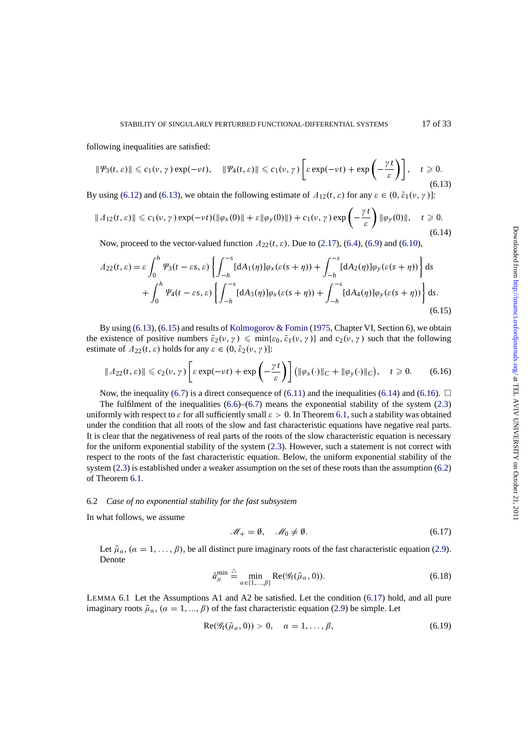following inequalities are satisfied:

$$\|\Psi_3(t,\varepsilon)\| \leqslant c_1(\nu,\gamma)\exp(-\nu t), \quad \|\Psi_4(t,\varepsilon)\| \leqslant c_1(\nu,\gamma)\left[\varepsilon\exp(-\nu t) + \exp\left(-\frac{\gamma t}{\varepsilon}\right)\right], \quad t \geqslant 0. \tag{6.13}$$

By using (6.12) and (6.13), we obtain the following estimate of $\Lambda_{12}(t,\varepsilon)$ for any $\varepsilon \in (0, \bar{\varepsilon}_1(\nu,\gamma)]$:

$$\|\Lambda_{12}(t,\varepsilon)\| \leqslant c_1(\nu,\gamma)\exp(-\nu t)(\|\varphi_x(0)\| + \varepsilon\|\varphi_y(0)\|) + c_1(\nu,\gamma)\exp\left(-\frac{\gamma t}{\varepsilon}\right)\|\varphi_y(0)\|, \quad t \geqslant 0. \tag{6.14}$$

Now, proceed to the vector-valued function $\Lambda_{22}(t,\varepsilon)$. Due to (2.17), (6.4), (6.9) and (6.10),

$$\begin{aligned}\Lambda_{22}(t,\varepsilon) = {} & \varepsilon\int_0^h \Psi_3(t-\varepsilon s,\varepsilon)\left\{\int_{-h}^{-s}[\mathrm{d}A_1(\eta)]\varphi_x(\varepsilon(s+\eta)) + \int_{-h}^{-s}[\mathrm{d}A_2(\eta)]\varphi_y(\varepsilon(s+\eta))\right\}\mathrm{d}s \\ & + \int_0^h \Psi_4(t-\varepsilon s,\varepsilon)\left\{\int_{-h}^{-s}[\mathrm{d}A_3(\eta)]\varphi_x(\varepsilon(s+\eta)) + \int_{-h}^{-s}[\mathrm{d}A_4(\eta)]\varphi_y(\varepsilon(s+\eta))\right\}\mathrm{d}s.\end{aligned} \tag{6.15}$$

By using (6.13), (6.15) and results of Kolmogorov & Fomin (1975, Chapter VI, Section 6), we obtain the existence of positive numbers $\bar{\varepsilon}_2(\nu,\gamma) \leqslant \min\{\varepsilon_0, \bar{\varepsilon}_1(\nu,\gamma)\}$ and $c_2(\nu,\gamma)$ such that the following estimate of $\Lambda_{22}(t,\varepsilon)$ holds for any $\varepsilon \in (0, \bar{\varepsilon}_2(\nu,\gamma)]$:

$$\|\Lambda_{22}(t,\varepsilon)\| \leqslant c_2(\nu,\gamma)\left[\varepsilon\exp(-\nu t) + \exp\left(-\frac{\gamma t}{\varepsilon}\right)\right]\left(\|\varphi_x(\cdot)\|_C + \|\varphi_y(\cdot)\|_C\right), \quad t \geqslant 0. \tag{6.16}$$

Now, the inequality (6.7) is a direct consequence of (6.11) and the inequalities (6.14) and (6.16). $\square$

The fulfilment of the inequalities (6.6)–(6.7) means the exponential stability of the system (2.3) uniformly with respect to $\varepsilon$ for all sufficiently small $\varepsilon > 0$. In Theorem 6.1, such a stability was obtained under the condition that all roots of the slow and fast characteristic equations have negative real parts. It is clear that the negativeness of real parts of the roots of the slow characteristic equation is necessary for the uniform exponential stability of the system (2.3). However, such a statement is not correct with respect to the roots of the fast characteristic equation. Below, the uniform exponential stability of the system (2.3) is established under a weaker assumption on the set of these roots than the assumption (6.2) of Theorem 6.1.

### 6.2 *Case of no exponential stability for the fast subsystem*

In what follows, we assume

$$\mathscr{M}_+ = \emptyset, \quad \mathscr{M}_0 \neq \emptyset. \tag{6.17}$$

Let $\tilde{\mu}_\alpha$, $(\alpha = 1, \ldots, \beta)$, be all distinct pure imaginary roots of the fast characteristic equation (2.9). Denote

$$\tilde{a}_\mu^{\min} \overset{\triangle}{=} \min_{\alpha\in\{1,\ldots,\beta\}} \mathrm{Re}(\mathscr{G}_f(\tilde{\mu}_\alpha, 0)). \tag{6.18}$$

LEMMA 6.1 Let the Assumptions A1 and A2 be satisfied. Let the condition (6.17) hold, and all pure imaginary roots $\tilde{\mu}_\alpha$, $(\alpha = 1, \ldots, \beta)$ of the fast characteristic equation (2.9) be simple. Let

$$\mathrm{Re}(\mathscr{G}_f(\tilde{\mu}_\alpha, 0)) > 0, \quad \alpha = 1, \ldots, \beta, \tag{6.19}$$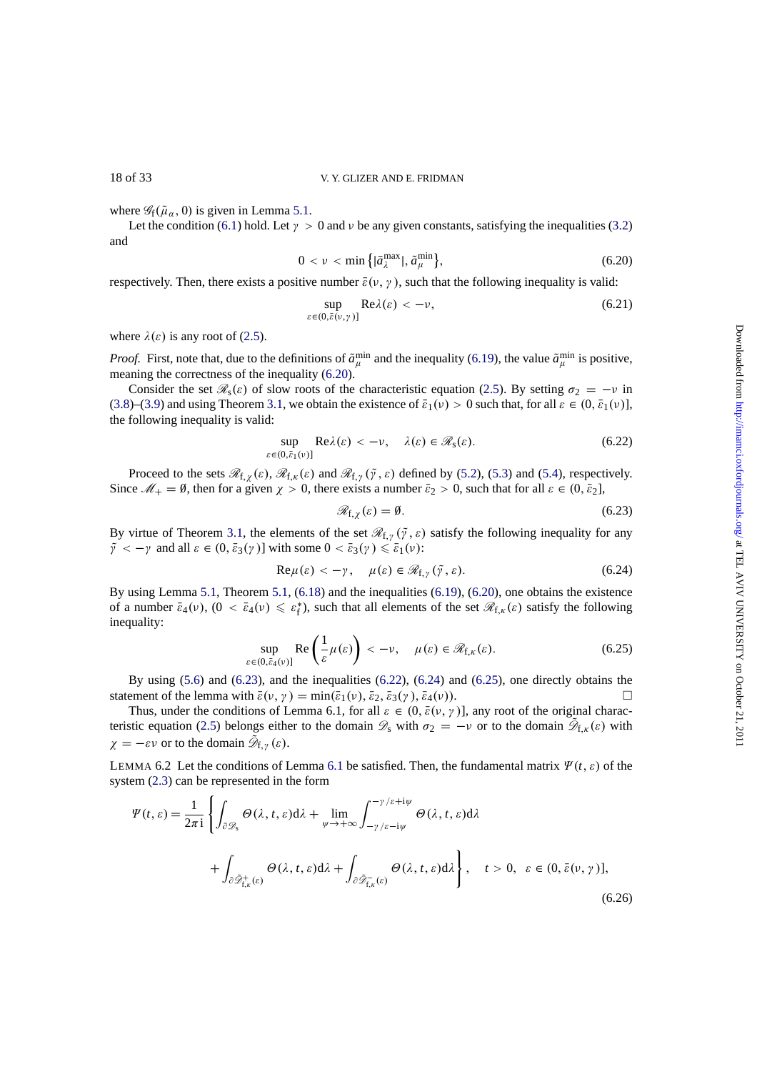where $\mathscr{G}_{\mathrm{f}}(\tilde{\mu}_\alpha, 0)$ is given in Lemma 5.1.

Let the condition (6.1) hold. Let $\gamma > 0$ and $\nu$ be any given constants, satisfying the inequalities (3.2) and

$$0 < \nu < \min\left\{|\bar{a}_\lambda^{\max}|, \tilde{a}_\mu^{\min}\right\}, \tag{6.20}$$

respectively. Then, there exists a positive number $\bar{\varepsilon}(\nu, \gamma)$, such that the following inequality is valid:

$$\sup_{\varepsilon \in (0, \bar{\varepsilon}(\nu, \gamma)]} \mathrm{Re}\lambda(\varepsilon) < -\nu, \tag{6.21}$$

where $\lambda(\varepsilon)$ is any root of (2.5).

*Proof.* First, note that, due to the definitions of $\tilde{a}_\mu^{\min}$ and the inequality (6.19), the value $\tilde{a}_\mu^{\min}$ is positive, meaning the correctness of the inequality (6.20).

Consider the set $\mathscr{R}_{\mathrm{s}}(\varepsilon)$ of slow roots of the characteristic equation (2.5). By setting $\sigma_2 = -\nu$ in (3.8)–(3.9) and using Theorem 3.1, we obtain the existence of $\bar{\varepsilon}_1(\nu) > 0$ such that, for all $\varepsilon \in (0, \bar{\varepsilon}_1(\nu)]$, the following inequality is valid:

$$\sup_{\varepsilon \in (0, \bar{\varepsilon}_1(\nu)]} \mathrm{Re}\lambda(\varepsilon) < -\nu, \quad \lambda(\varepsilon) \in \mathscr{R}_{\mathrm{s}}(\varepsilon). \tag{6.22}$$

Proceed to the sets $\mathscr{R}_{\mathrm{f},\chi}(\varepsilon)$, $\mathscr{R}_{\mathrm{f},\kappa}(\varepsilon)$ and $\mathscr{R}_{\mathrm{f},\gamma}(\tilde{\gamma}, \varepsilon)$ defined by (5.2), (5.3) and (5.4), respectively. Since $\mathscr{M}_+ = \emptyset$, then for a given $\chi > 0$, there exists a number $\bar{\varepsilon}_2 > 0$, such that for all $\varepsilon \in (0, \bar{\varepsilon}_2]$,

$$\mathscr{R}_{\mathrm{f},\chi}(\varepsilon) = \emptyset. \tag{6.23}$$

By virtue of Theorem 3.1, the elements of the set $\mathscr{R}_{\mathrm{f},\gamma}(\tilde{\gamma}, \varepsilon)$ satisfy the following inequality for any $\tilde{\gamma} < -\gamma$ and all $\varepsilon \in (0, \bar{\varepsilon}_3(\gamma)]$ with some $0 < \bar{\varepsilon}_3(\gamma) \leqslant \bar{\varepsilon}_1(\nu)$:

$$\mathrm{Re}\mu(\varepsilon) < -\gamma, \quad \mu(\varepsilon) \in \mathscr{R}_{\mathrm{f},\gamma}(\tilde{\gamma}, \varepsilon). \tag{6.24}$$

By using Lemma 5.1, Theorem 5.1, (6.18) and the inequalities (6.19), (6.20), one obtains the existence of a number $\bar{\varepsilon}_4(\nu)$, $(0 < \bar{\varepsilon}_4(\nu) \leqslant \varepsilon_{\mathrm{f}}^*)$, such that all elements of the set $\mathscr{R}_{\mathrm{f},\kappa}(\varepsilon)$ satisfy the following inequality:

$$\sup_{\varepsilon \in (0, \bar{\varepsilon}_4(\nu)]} \mathrm{Re}\left(\frac{1}{\varepsilon}\mu(\varepsilon)\right) < -\nu, \quad \mu(\varepsilon) \in \mathscr{R}_{\mathrm{f},\kappa}(\varepsilon). \tag{6.25}$$

By using (5.6) and (6.23), and the inequalities (6.22), (6.24) and (6.25), one directly obtains the statement of the lemma with $\bar{\varepsilon}(\nu, \gamma) = \min(\bar{\varepsilon}_1(\nu), \bar{\varepsilon}_2, \bar{\varepsilon}_3(\gamma), \bar{\varepsilon}_4(\nu))$. □

Thus, under the conditions of Lemma 6.1, for all $\varepsilon \in (0, \bar{\varepsilon}(\nu, \gamma)]$, any root of the original characteristic equation (2.5) belongs either to the domain $\mathscr{D}_{\mathrm{s}}$ with $\sigma_2 = -\nu$ or to the domain $\tilde{\mathscr{D}}_{\mathrm{f},\kappa}(\varepsilon)$ with $\chi = -\varepsilon\nu$ or to the domain $\tilde{\mathscr{D}}_{\mathrm{f},\gamma}(\varepsilon)$.

LEMMA 6.2 Let the conditions of Lemma 6.1 be satisfied. Then, the fundamental matrix $\Psi(t, \varepsilon)$ of the system (2.3) can be represented in the form

$$\Psi(t, \varepsilon) = \frac{1}{2\pi \mathrm{i}}\left\{\int_{\partial\mathscr{D}_{\mathrm{s}}} \Theta(\lambda, t, \varepsilon)\mathrm{d}\lambda + \lim_{\psi \to +\infty} \int_{-\gamma/\varepsilon - \mathrm{i}\psi}^{-\gamma/\varepsilon + \mathrm{i}\psi} \Theta(\lambda, t, \varepsilon)\mathrm{d}\lambda \right.$$
$$\left. + \int_{\partial\tilde{\mathscr{D}}^+_{\mathrm{f},\kappa}(\varepsilon)} \Theta(\lambda, t, \varepsilon)\mathrm{d}\lambda + \int_{\partial\tilde{\mathscr{D}}^-_{\mathrm{f},\kappa}(\varepsilon)} \Theta(\lambda, t, \varepsilon)\mathrm{d}\lambda \right\}, \quad t > 0, \quad \varepsilon \in (0, \bar{\varepsilon}(\nu, \gamma)], \tag{6.26}$$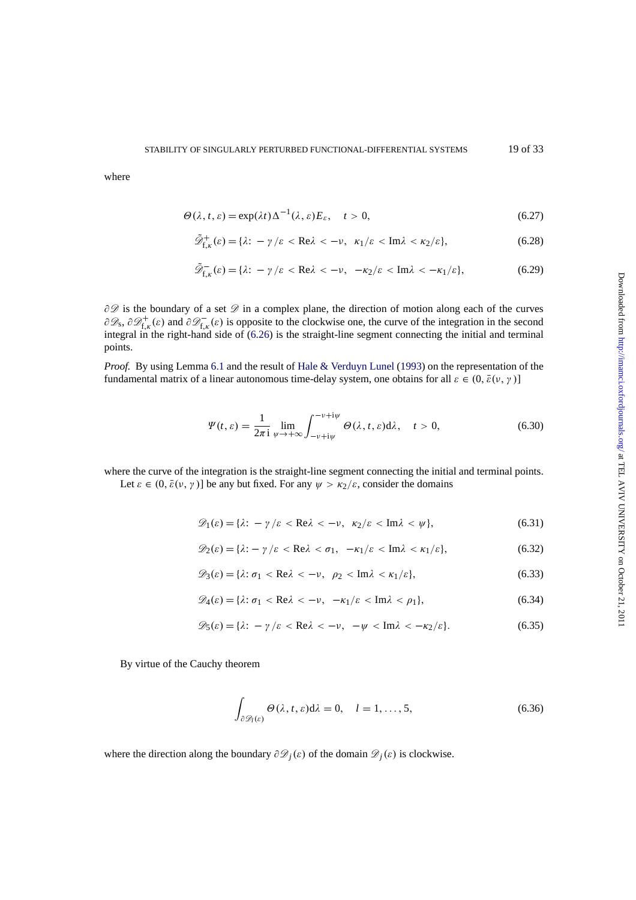where

$$\Theta(\lambda, t, \varepsilon) = \exp(\lambda t)\Delta^{-1}(\lambda, \varepsilon)E_{\varepsilon}, \quad t > 0, \tag{6.27}$$

$$\tilde{\mathscr{D}}^{+}_{\mathrm{f},\kappa}(\varepsilon) = \{\lambda \colon -\gamma/\varepsilon < \mathrm{Re}\lambda < -\nu, \ \ \kappa_1/\varepsilon < \mathrm{Im}\lambda < \kappa_2/\varepsilon\}, \tag{6.28}$$

$$\tilde{\mathscr{D}}^{-}_{\mathrm{f},\kappa}(\varepsilon) = \{\lambda \colon -\gamma/\varepsilon < \mathrm{Re}\lambda < -\nu, \ \ -\kappa_2/\varepsilon < \mathrm{Im}\lambda < -\kappa_1/\varepsilon\}, \tag{6.29}$$

$\partial\mathscr{D}$ is the boundary of a set $\mathscr{D}$ in a complex plane, the direction of motion along each of the curves $\partial\mathscr{D}_{\mathrm{s}}$, $\partial\mathscr{D}^{+}_{\mathrm{f},\kappa}(\varepsilon)$ and $\partial\mathscr{D}^{-}_{\mathrm{f},\kappa}(\varepsilon)$ is opposite to the clockwise one, the curve of the integration in the second integral in the right-hand side of (6.26) is the straight-line segment connecting the initial and terminal points.

*Proof.* By using Lemma 6.1 and the result of Hale & Verduyn Lunel (1993) on the representation of the fundamental matrix of a linear autonomous time-delay system, one obtains for all $\varepsilon \in (0, \bar{\varepsilon}(\nu, \gamma)]$

$$\Psi(t, \varepsilon) = \frac{1}{2\pi\mathrm{i}} \lim_{\psi \to +\infty} \int_{-\nu+\mathrm{i}\psi}^{-\nu+\mathrm{i}\psi} \Theta(\lambda, t, \varepsilon)\mathrm{d}\lambda, \quad t > 0, \tag{6.30}$$

where the curve of the integration is the straight-line segment connecting the initial and terminal points.

Let $\varepsilon \in (0, \bar{\varepsilon}(\nu, \gamma)]$ be any but fixed. For any $\psi > \kappa_2/\varepsilon$, consider the domains

$$\mathscr{D}_1(\varepsilon) = \{\lambda \colon -\gamma/\varepsilon < \mathrm{Re}\lambda < -\nu, \ \ \kappa_2/\varepsilon < \mathrm{Im}\lambda < \psi\}, \tag{6.31}$$

$$\mathscr{D}_2(\varepsilon) = \{\lambda \colon -\gamma/\varepsilon < \mathrm{Re}\lambda < \sigma_1, \ \ -\kappa_1/\varepsilon < \mathrm{Im}\lambda < \kappa_1/\varepsilon\}, \tag{6.32}$$

$$\mathscr{D}_3(\varepsilon) = \{\lambda \colon \sigma_1 < \mathrm{Re}\lambda < -\nu, \ \ \rho_2 < \mathrm{Im}\lambda < \kappa_1/\varepsilon\}, \tag{6.33}$$

$$\mathscr{D}_4(\varepsilon) = \{\lambda \colon \sigma_1 < \mathrm{Re}\lambda < -\nu, \ \ -\kappa_1/\varepsilon < \mathrm{Im}\lambda < \rho_1\}, \tag{6.34}$$

$$\mathscr{D}_5(\varepsilon) = \{\lambda \colon -\gamma/\varepsilon < \mathrm{Re}\lambda < -\nu, \ \ -\psi < \mathrm{Im}\lambda < -\kappa_2/\varepsilon\}. \tag{6.35}$$

By virtue of the Cauchy theorem

$$\int_{\partial\mathscr{D}_l(\varepsilon)} \Theta(\lambda, t, \varepsilon)\mathrm{d}\lambda = 0, \quad l = 1, \ldots, 5, \tag{6.36}$$

where the direction along the boundary $\partial\mathscr{D}_j(\varepsilon)$ of the domain $\mathscr{D}_j(\varepsilon)$ is clockwise.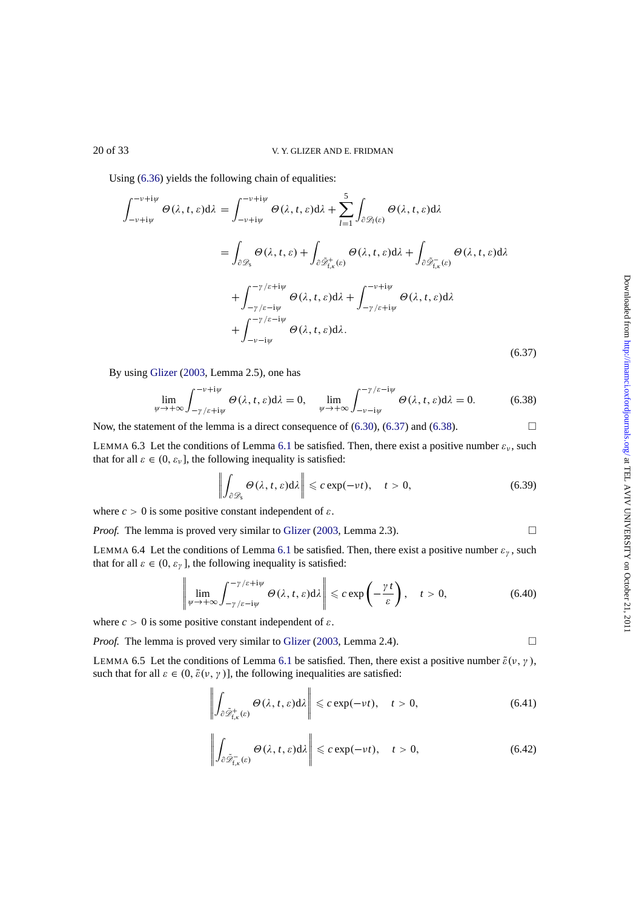Using (6.36) yields the following chain of equalities:

$$
\begin{aligned}
\int_{-\nu+\mathrm{i}\psi}^{-\nu+\mathrm{i}\psi} \Theta(\lambda,t,\varepsilon)\mathrm{d}\lambda &= \int_{-\nu+\mathrm{i}\psi}^{-\nu+\mathrm{i}\psi} \Theta(\lambda,t,\varepsilon)\mathrm{d}\lambda + \sum_{l=1}^{5}\int_{\partial\mathscr{D}_l(\varepsilon)} \Theta(\lambda,t,\varepsilon)\mathrm{d}\lambda \\
&= \int_{\partial\mathscr{D}_{\mathrm{s}}} \Theta(\lambda,t,\varepsilon) + \int_{\partial\tilde{\mathscr{D}}^{+}_{\mathrm{f},\kappa}(\varepsilon)} \Theta(\lambda,t,\varepsilon)\mathrm{d}\lambda + \int_{\partial\tilde{\mathscr{D}}^{-}_{\mathrm{f},\kappa}(\varepsilon)} \Theta(\lambda,t,\varepsilon)\mathrm{d}\lambda \\
&\quad + \int_{-\gamma/\varepsilon-\mathrm{i}\psi}^{-\gamma/\varepsilon+\mathrm{i}\psi} \Theta(\lambda,t,\varepsilon)\mathrm{d}\lambda + \int_{-\gamma/\varepsilon+\mathrm{i}\psi}^{-\nu+\mathrm{i}\psi} \Theta(\lambda,t,\varepsilon)\mathrm{d}\lambda \\
&\quad + \int_{-\nu-\mathrm{i}\psi}^{-\gamma/\varepsilon-\mathrm{i}\psi} \Theta(\lambda,t,\varepsilon)\mathrm{d}\lambda.
\end{aligned}
\tag{6.37}
$$

By using Glizer (2003, Lemma 2.5), one has

$$
\lim_{\psi\to+\infty}\int_{-\gamma/\varepsilon+\mathrm{i}\psi}^{-\nu+\mathrm{i}\psi} \Theta(\lambda,t,\varepsilon)\mathrm{d}\lambda = 0, \qquad \lim_{\psi\to+\infty}\int_{-\nu-\mathrm{i}\psi}^{-\gamma/\varepsilon-\mathrm{i}\psi} \Theta(\lambda,t,\varepsilon)\mathrm{d}\lambda = 0. \tag{6.38}
$$

Now, the statement of the lemma is a direct consequence of (6.30), (6.37) and (6.38). □

LEMMA 6.3 Let the conditions of Lemma 6.1 be satisfied. Then, there exist a positive number $\varepsilon_\nu$, such that for all $\varepsilon \in (0, \varepsilon_\nu]$, the following inequality is satisfied:

$$
\left\| \int_{\partial\mathscr{D}_{\mathrm{s}}} \Theta(\lambda,t,\varepsilon)\mathrm{d}\lambda \right\| \leqslant c\exp(-\nu t), \quad t>0, \tag{6.39}
$$

where $c > 0$ is some positive constant independent of $\varepsilon$.

*Proof.* The lemma is proved very similar to Glizer (2003, Lemma 2.3). □

LEMMA 6.4 Let the conditions of Lemma 6.1 be satisfied. Then, there exist a positive number $\varepsilon_\gamma$, such that for all $\varepsilon \in (0, \varepsilon_\gamma]$, the following inequality is satisfied:

$$
\left\| \lim_{\psi\to+\infty}\int_{-\gamma/\varepsilon-\mathrm{i}\psi}^{-\gamma/\varepsilon+\mathrm{i}\psi} \Theta(\lambda,t,\varepsilon)\mathrm{d}\lambda \right\| \leqslant c\exp\left(-\frac{\gamma t}{\varepsilon}\right), \quad t>0, \tag{6.40}
$$

where $c > 0$ is some positive constant independent of $\varepsilon$.

*Proof.* The lemma is proved very similar to Glizer (2003, Lemma 2.4). □

LEMMA 6.5 Let the conditions of Lemma 6.1 be satisfied. Then, there exist a positive number $\tilde{\varepsilon}(\nu,\gamma)$, such that for all $\varepsilon \in (0, \tilde{\varepsilon}(\nu,\gamma)]$, the following inequalities are satisfied:

$$
\left\| \int_{\partial\tilde{\mathscr{D}}^{+}_{\mathrm{f},\kappa}(\varepsilon)} \Theta(\lambda,t,\varepsilon)\mathrm{d}\lambda \right\| \leqslant c\exp(-\nu t), \quad t>0, \tag{6.41}
$$

$$
\left\| \int_{\partial\tilde{\mathscr{D}}^{-}_{\mathrm{f},\kappa}(\varepsilon)} \Theta(\lambda,t,\varepsilon)\mathrm{d}\lambda \right\| \leqslant c\exp(-\nu t), \quad t>0, \tag{6.42}
$$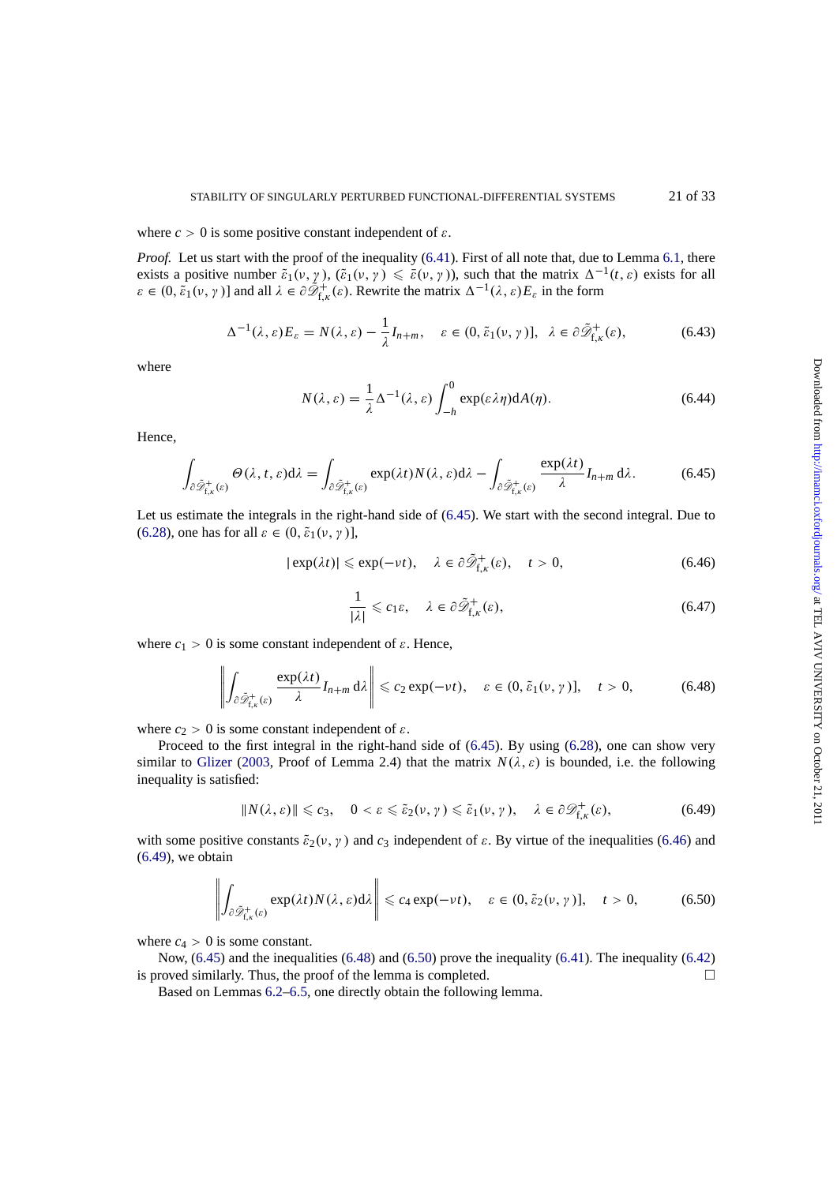where $c > 0$ is some positive constant independent of $\varepsilon$.

*Proof.* Let us start with the proof of the inequality (6.41). First of all note that, due to Lemma 6.1, there exists a positive number $\tilde{\varepsilon}_1(\nu, \gamma)$, $(\tilde{\varepsilon}_1(\nu, \gamma) \leqslant \bar{\varepsilon}(\nu, \gamma))$, such that the matrix $\Delta^{-1}(t, \varepsilon)$ exists for all $\varepsilon \in (0, \tilde{\varepsilon}_1(\nu, \gamma)]$ and all $\lambda \in \partial\tilde{\mathscr{D}}^{+}_{\mathrm{f},\kappa}(\varepsilon)$. Rewrite the matrix $\Delta^{-1}(\lambda, \varepsilon)E_\varepsilon$ in the form

$$\Delta^{-1}(\lambda, \varepsilon)E_\varepsilon = N(\lambda, \varepsilon) - \frac{1}{\lambda} I_{n+m}, \quad \varepsilon \in (0, \tilde{\varepsilon}_1(\nu, \gamma)], \ \ \lambda \in \partial\tilde{\mathscr{D}}^{+}_{\mathrm{f},\kappa}(\varepsilon), \tag{6.43}$$

where

$$N(\lambda, \varepsilon) = \frac{1}{\lambda}\Delta^{-1}(\lambda, \varepsilon)\int_{-h}^{0} \exp(\varepsilon\lambda\eta)\mathrm{d}A(\eta). \tag{6.44}$$

Hence,

$$\int_{\partial\tilde{\mathscr{D}}^{+}_{\mathrm{f},\kappa}(\varepsilon)} \Theta(\lambda, t, \varepsilon)\mathrm{d}\lambda = \int_{\partial\tilde{\mathscr{D}}^{+}_{\mathrm{f},\kappa}(\varepsilon)} \exp(\lambda t)N(\lambda, \varepsilon)\mathrm{d}\lambda - \int_{\partial\tilde{\mathscr{D}}^{+}_{\mathrm{f},\kappa}(\varepsilon)} \frac{\exp(\lambda t)}{\lambda} I_{n+m}\, \mathrm{d}\lambda. \tag{6.45}$$

Let us estimate the integrals in the right-hand side of (6.45). We start with the second integral. Due to (6.28), one has for all $\varepsilon \in (0, \tilde{\varepsilon}_1(\nu, \gamma)]$,

$$|\exp(\lambda t)| \leqslant \exp(-\nu t), \quad \lambda \in \partial\tilde{\mathscr{D}}^{+}_{\mathrm{f},\kappa}(\varepsilon), \quad t > 0, \tag{6.46}$$

$$\frac{1}{|\lambda|} \leqslant c_1\varepsilon, \quad \lambda \in \partial\tilde{\mathscr{D}}^{+}_{\mathrm{f},\kappa}(\varepsilon), \tag{6.47}$$

where $c_1 > 0$ is some constant independent of $\varepsilon$. Hence,

$$\left\| \int_{\partial\tilde{\mathscr{D}}^{+}_{\mathrm{f},\kappa}(\varepsilon)} \frac{\exp(\lambda t)}{\lambda} I_{n+m}\, \mathrm{d}\lambda \right\| \leqslant c_2 \exp(-\nu t), \quad \varepsilon \in (0, \tilde{\varepsilon}_1(\nu, \gamma)], \quad t > 0, \tag{6.48}$$

where $c_2 > 0$ is some constant independent of $\varepsilon$.

Proceed to the first integral in the right-hand side of (6.45). By using (6.28), one can show very similar to Glizer (2003, Proof of Lemma 2.4) that the matrix $N(\lambda, \varepsilon)$ is bounded, i.e. the following inequality is satisfied:

$$\|N(\lambda, \varepsilon)\| \leqslant c_3, \quad 0 < \varepsilon \leqslant \tilde{\varepsilon}_2(\nu, \gamma) \leqslant \tilde{\varepsilon}_1(\nu, \gamma), \quad \lambda \in \partial\mathscr{D}^{+}_{\mathrm{f},\kappa}(\varepsilon), \tag{6.49}$$

with some positive constants $\tilde{\varepsilon}_2(\nu, \gamma)$ and $c_3$ independent of $\varepsilon$. By virtue of the inequalities (6.46) and (6.49), we obtain

$$\left\| \int_{\partial\tilde{\mathscr{D}}^{+}_{\mathrm{f},\kappa}(\varepsilon)} \exp(\lambda t)N(\lambda, \varepsilon)\mathrm{d}\lambda \right\| \leqslant c_4 \exp(-\nu t), \quad \varepsilon \in (0, \tilde{\varepsilon}_2(\nu, \gamma)], \quad t > 0, \tag{6.50}$$

where $c_4 > 0$ is some constant.

Now, (6.45) and the inequalities (6.48) and (6.50) prove the inequality (6.41). The inequality (6.42) is proved similarly. Thus, the proof of the lemma is completed. □

Based on Lemmas 6.2–6.5, one directly obtain the following lemma.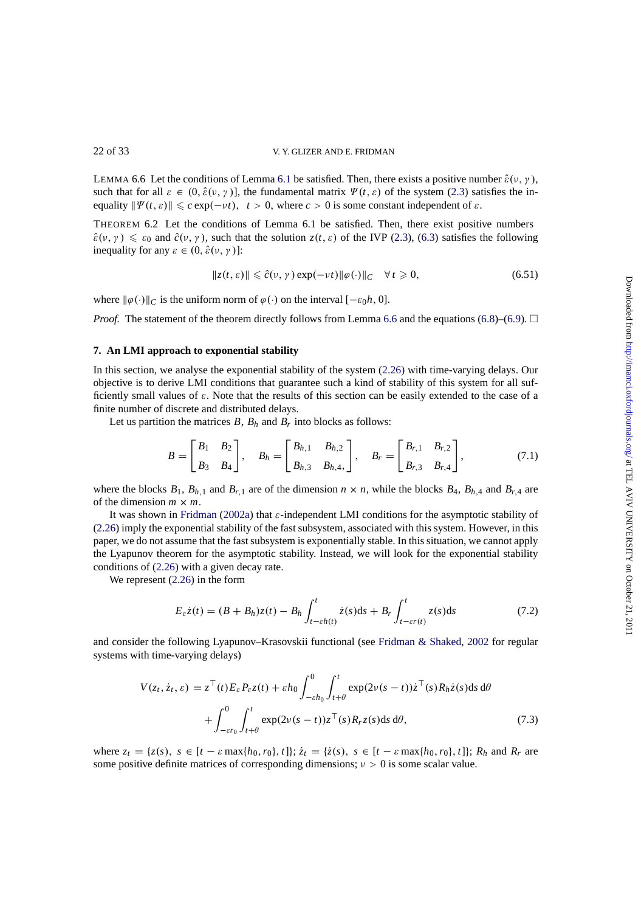LEMMA 6.6 Let the conditions of Lemma 6.1 be satisfied. Then, there exists a positive number $\hat{\varepsilon}(\nu, \gamma)$, such that for all $\varepsilon \in (0, \hat{\varepsilon}(\nu, \gamma)]$, the fundamental matrix $\Psi(t, \varepsilon)$ of the system (2.3) satisfies the inequality $\|\Psi(t, \varepsilon)\| \leqslant c \exp(-\nu t)$, $t > 0$, where $c > 0$ is some constant independent of $\varepsilon$.

THEOREM 6.2 Let the conditions of Lemma 6.1 be satisfied. Then, there exist positive numbers $\hat{\varepsilon}(\nu, \gamma) \leqslant \varepsilon_0$ and $\hat{c}(\nu, \gamma)$, such that the solution $z(t, \varepsilon)$ of the IVP (2.3), (6.3) satisfies the following inequality for any $\varepsilon \in (0, \hat{\varepsilon}(\nu, \gamma)]$:

$$\|z(t, \varepsilon)\| \leqslant \hat{c}(\nu, \gamma) \exp(-\nu t) \|\varphi(\cdot)\|_C \quad \forall\, t \geqslant 0, \tag{6.51}$$

where $\|\varphi(\cdot)\|_C$ is the uniform norm of $\varphi(\cdot)$ on the interval $[-\varepsilon_0 h, 0]$.

*Proof.* The statement of the theorem directly follows from Lemma 6.6 and the equations (6.8)–(6.9). □

## 7. An LMI approach to exponential stability

In this section, we analyse the exponential stability of the system (2.26) with time-varying delays. Our objective is to derive LMI conditions that guarantee such a kind of stability of this system for all sufficiently small values of $\varepsilon$. Note that the results of this section can be easily extended to the case of a finite number of discrete and distributed delays.

Let us partition the matrices $B$, $B_h$ and $B_r$ into blocks as follows:

$$B = \begin{bmatrix} B_1 & B_2 \\ B_3 & B_4 \end{bmatrix}, \quad B_h = \begin{bmatrix} B_{h,1} & B_{h,2} \\ B_{h,3} & B_{h,4}, \end{bmatrix}, \quad B_r = \begin{bmatrix} B_{r,1} & B_{r,2} \\ B_{r,3} & B_{r,4} \end{bmatrix}, \tag{7.1}$$

where the blocks $B_1$, $B_{h,1}$ and $B_{r,1}$ are of the dimension $n \times n$, while the blocks $B_4$, $B_{h,4}$ and $B_{r,4}$ are of the dimension $m \times m$.

It was shown in Fridman (2002a) that $\varepsilon$-independent LMI conditions for the asymptotic stability of (2.26) imply the exponential stability of the fast subsystem, associated with this system. However, in this paper, we do not assume that the fast subsystem is exponentially stable. In this situation, we cannot apply the Lyapunov theorem for the asymptotic stability. Instead, we will look for the exponential stability conditions of (2.26) with a given decay rate.

We represent (2.26) in the form

$$E_\varepsilon \dot{z}(t) = (B + B_h) z(t) - B_h \int_{t-\varepsilon h(t)}^{t} \dot{z}(s) \mathrm{d}s + B_r \int_{t-\varepsilon r(t)}^{t} z(s) \mathrm{d}s \tag{7.2}$$

and consider the following Lyapunov–Krasovskii functional (see Fridman & Shaked, 2002 for regular systems with time-varying delays)

$$\begin{aligned} V(z_t, \dot{z}_t, \varepsilon) &= z^\top(t) E_\varepsilon P_\varepsilon z(t) + \varepsilon h_0 \int_{-\varepsilon h_0}^{0} \int_{t+\theta}^{t} \exp(2\nu(s-t)) \dot{z}^\top(s) R_h \dot{z}(s) \mathrm{d}s\, \mathrm{d}\theta \\ &\quad + \int_{-\varepsilon r_0}^{0} \int_{t+\theta}^{t} \exp(2\nu(s-t)) z^\top(s) R_r z(s) \mathrm{d}s\, \mathrm{d}\theta, \end{aligned} \tag{7.3}$$

where $z_t = \{z(s),\ s \in [t - \varepsilon \max\{h_0, r_0\}, t]\}$; $\dot{z}_t = \{\dot{z}(s),\ s \in [t - \varepsilon \max\{h_0, r_0\}, t]\}$; $R_h$ and $R_r$ are some positive definite matrices of corresponding dimensions; $\nu > 0$ is some scalar value.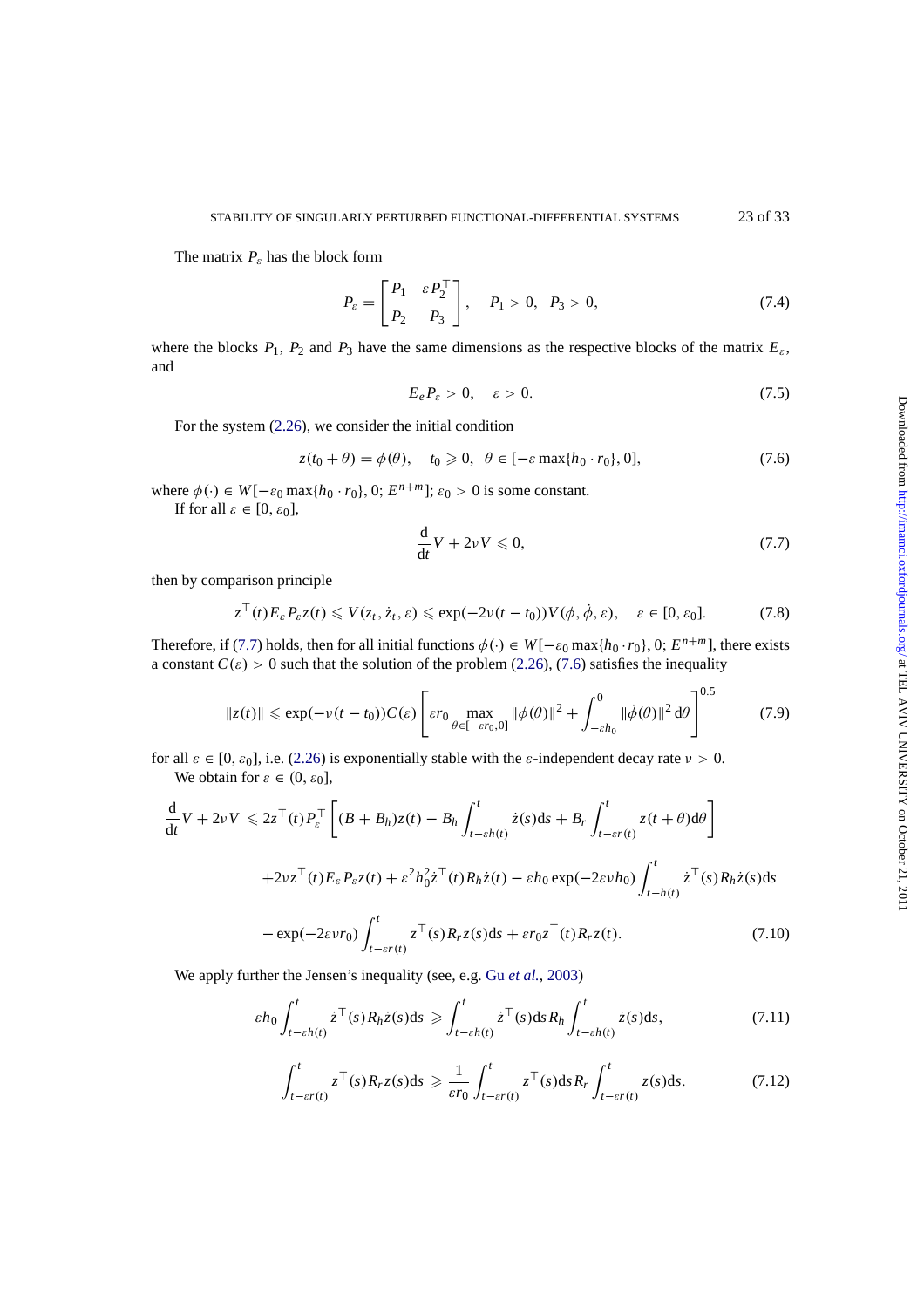The matrix $P_\varepsilon$ has the block form

$$P_\varepsilon = \begin{bmatrix} P_1 & \varepsilon P_2^\top \\ P_2 & P_3 \end{bmatrix}, \quad P_1 > 0, \;\; P_3 > 0, \tag{7.4}$$

where the blocks $P_1$, $P_2$ and $P_3$ have the same dimensions as the respective blocks of the matrix $E_\varepsilon$, and

$$E_e P_\varepsilon > 0, \quad \varepsilon > 0. \tag{7.5}$$

For the system (2.26), we consider the initial condition

$$z(t_0 + \theta) = \phi(\theta), \quad t_0 \geqslant 0, \;\; \theta \in [-\varepsilon \max\{h_0 \cdot r_0\}, 0], \tag{7.6}$$

where $\phi(\cdot) \in W[-\varepsilon_0 \max\{h_0 \cdot r_0\}, 0; E^{n+m}]$; $\varepsilon_0 > 0$ is some constant.

If for all $\varepsilon \in [0, \varepsilon_0]$,

$$\frac{\mathrm{d}}{\mathrm{d}t} V + 2\nu V \leqslant 0, \tag{7.7}$$

then by comparison principle

$$z^\top(t) E_\varepsilon P_\varepsilon z(t) \leqslant V(z_t, \dot{z}_t, \varepsilon) \leqslant \exp(-2\nu(t - t_0)) V(\phi, \dot{\phi}, \varepsilon), \quad \varepsilon \in [0, \varepsilon_0]. \tag{7.8}$$

Therefore, if (7.7) holds, then for all initial functions $\phi(\cdot) \in W[-\varepsilon_0 \max\{h_0 \cdot r_0\}, 0; E^{n+m}]$, there exists a constant $C(\varepsilon) > 0$ such that the solution of the problem (2.26), (7.6) satisfies the inequality

$$\|z(t)\| \leqslant \exp(-\nu(t - t_0)) C(\varepsilon) \left[ \varepsilon r_0 \max_{\theta \in [-\varepsilon r_0, 0]} \|\phi(\theta)\|^2 + \int_{-\varepsilon h_0}^{0} \|\dot{\phi}(\theta)\|^2 \, \mathrm{d}\theta \right]^{0.5} \tag{7.9}$$

for all $\varepsilon \in [0, \varepsilon_0]$, i.e. (2.26) is exponentially stable with the $\varepsilon$-independent decay rate $\nu > 0$.

We obtain for $\varepsilon \in (0, \varepsilon_0]$,

$$\begin{aligned}
\frac{\mathrm{d}}{\mathrm{d}t} V + 2\nu V \leqslant\; & 2 z^\top(t) P_\varepsilon^\top \left[ (B + B_h) z(t) - B_h \int_{t - \varepsilon h(t)}^{t} \dot{z}(s) \mathrm{d}s + B_r \int_{t - \varepsilon r(t)}^{t} z(t + \theta) \mathrm{d}\theta \right] \\
& + 2\nu z^\top(t) E_\varepsilon P_\varepsilon z(t) + \varepsilon^2 h_0^2 \dot{z}^\top(t) R_h \dot{z}(t) - \varepsilon h_0 \exp(-2\varepsilon \nu h_0) \int_{t - h(t)}^{t} \dot{z}^\top(s) R_h \dot{z}(s) \mathrm{d}s \\
& - \exp(-2\varepsilon \nu r_0) \int_{t - \varepsilon r(t)}^{t} z^\top(s) R_r z(s) \mathrm{d}s + \varepsilon r_0 z^\top(t) R_r z(t).
\end{aligned} \tag{7.10}$$

We apply further the Jensen's inequality (see, e.g. Gu *et al.*, 2003)

$$\varepsilon h_0 \int_{t - \varepsilon h(t)}^{t} \dot{z}^\top(s) R_h \dot{z}(s) \mathrm{d}s \geqslant \int_{t - \varepsilon h(t)}^{t} \dot{z}^\top(s) \mathrm{d}s \, R_h \int_{t - \varepsilon h(t)}^{t} \dot{z}(s) \mathrm{d}s, \tag{7.11}$$

$$\int_{t - \varepsilon r(t)}^{t} z^\top(s) R_r z(s) \mathrm{d}s \geqslant \frac{1}{\varepsilon r_0} \int_{t - \varepsilon r(t)}^{t} z^\top(s) \mathrm{d}s \, R_r \int_{t - \varepsilon r(t)}^{t} z(s) \mathrm{d}s. \tag{7.12}$$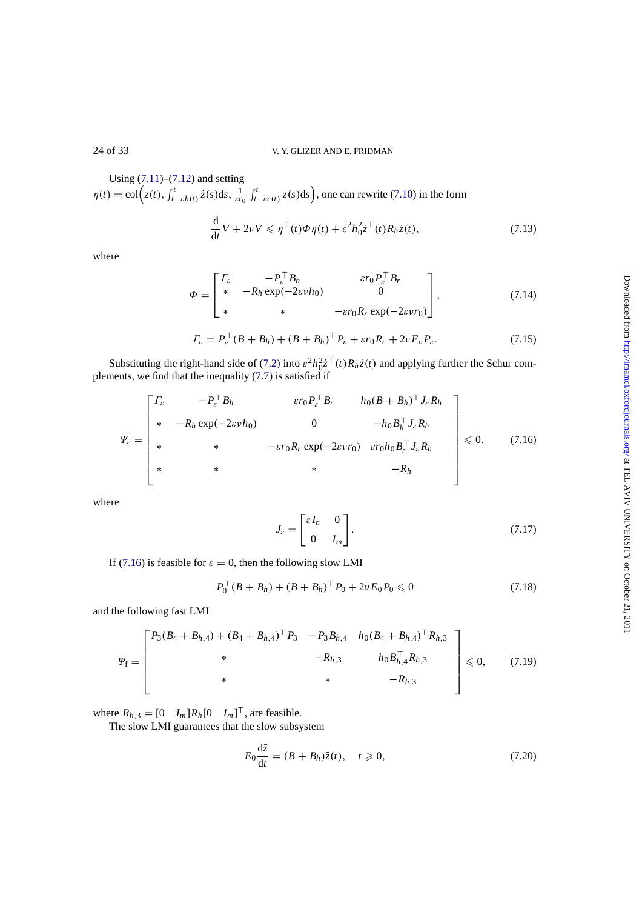Using (7.11)–(7.12) and setting $\eta(t) = \mathrm{col}\Big(z(t), \int_{t-\varepsilon h(t)}^{t} \dot{z}(s)\mathrm{d}s, \frac{1}{\varepsilon r_0}\int_{t-\varepsilon r(t)}^{t} z(s)\mathrm{d}s\Big)$, one can rewrite (7.10) in the form

$$\frac{\mathrm{d}}{\mathrm{d}t}V + 2\nu V \leqslant \eta^{\top}(t)\Phi\eta(t) + \varepsilon^2 h_0^2 \dot{z}^{\top}(t) R_h \dot{z}(t), \tag{7.13}$$

where

$$\Phi = \begin{bmatrix} \Gamma_\varepsilon & -P_\varepsilon^{\top} B_h & \varepsilon r_0 P_\varepsilon^{\top} B_r \\ * & -R_h \exp(-2\varepsilon\nu h_0) & 0 \\ * & * & -\varepsilon r_0 R_r \exp(-2\varepsilon\nu r_0) \end{bmatrix}, \tag{7.14}$$

$$\Gamma_\varepsilon = P_\varepsilon^{\top}(B + B_h) + (B + B_h)^{\top} P_\varepsilon + \varepsilon r_0 R_r + 2\nu E_\varepsilon P_\varepsilon. \tag{7.15}$$

Substituting the right-hand side of (7.2) into $\varepsilon^2 h_0^2 \dot{z}^{\top}(t) R_h \dot{z}(t)$ and applying further the Schur complements, we find that the inequality (7.7) is satisfied if

$$\Psi_\varepsilon = \begin{bmatrix} \Gamma_\varepsilon & -P_\varepsilon^{\top} B_h & \varepsilon r_0 P_\varepsilon^{\top} B_r & h_0 (B + B_h)^{\top} J_\varepsilon R_h \\ * & -R_h \exp(-2\varepsilon\nu h_0) & 0 & -h_0 B_h^{\top} J_\varepsilon R_h \\ * & * & -\varepsilon r_0 R_r \exp(-2\varepsilon\nu r_0) & \varepsilon r_0 h_0 B_r^{\top} J_\varepsilon R_h \\ * & * & * & -R_h \end{bmatrix} \leqslant 0. \tag{7.16}$$

where

$$J_\varepsilon = \begin{bmatrix} \varepsilon I_n & 0 \\ 0 & I_m \end{bmatrix}. \tag{7.17}$$

If (7.16) is feasible for $\varepsilon = 0$, then the following slow LMI

$$P_0^{\top}(B + B_h) + (B + B_h)^{\top} P_0 + 2\nu E_0 P_0 \leqslant 0 \tag{7.18}$$

and the following fast LMI

$$\Psi_{\mathrm{f}} = \begin{bmatrix} P_3(B_4 + B_{h,4}) + (B_4 + B_{h,4})^{\top} P_3 & -P_3 B_{h,4} & h_0 (B_4 + B_{h,4})^{\top} R_{h,3} \\ * & -R_{h,3} & h_0 B_{h,4}^{\top} R_{h,3} \\ * & * & -R_{h,3} \end{bmatrix} \leqslant 0, \tag{7.19}$$

where $R_{h,3} = [0 \quad I_m] R_h [0 \quad I_m]^{\top}$, are feasible.

The slow LMI guarantees that the slow subsystem

$$E_0 \frac{\mathrm{d}\bar{z}}{\mathrm{d}t} = (B + B_h)\bar{z}(t), \quad t \geqslant 0, \tag{7.20}$$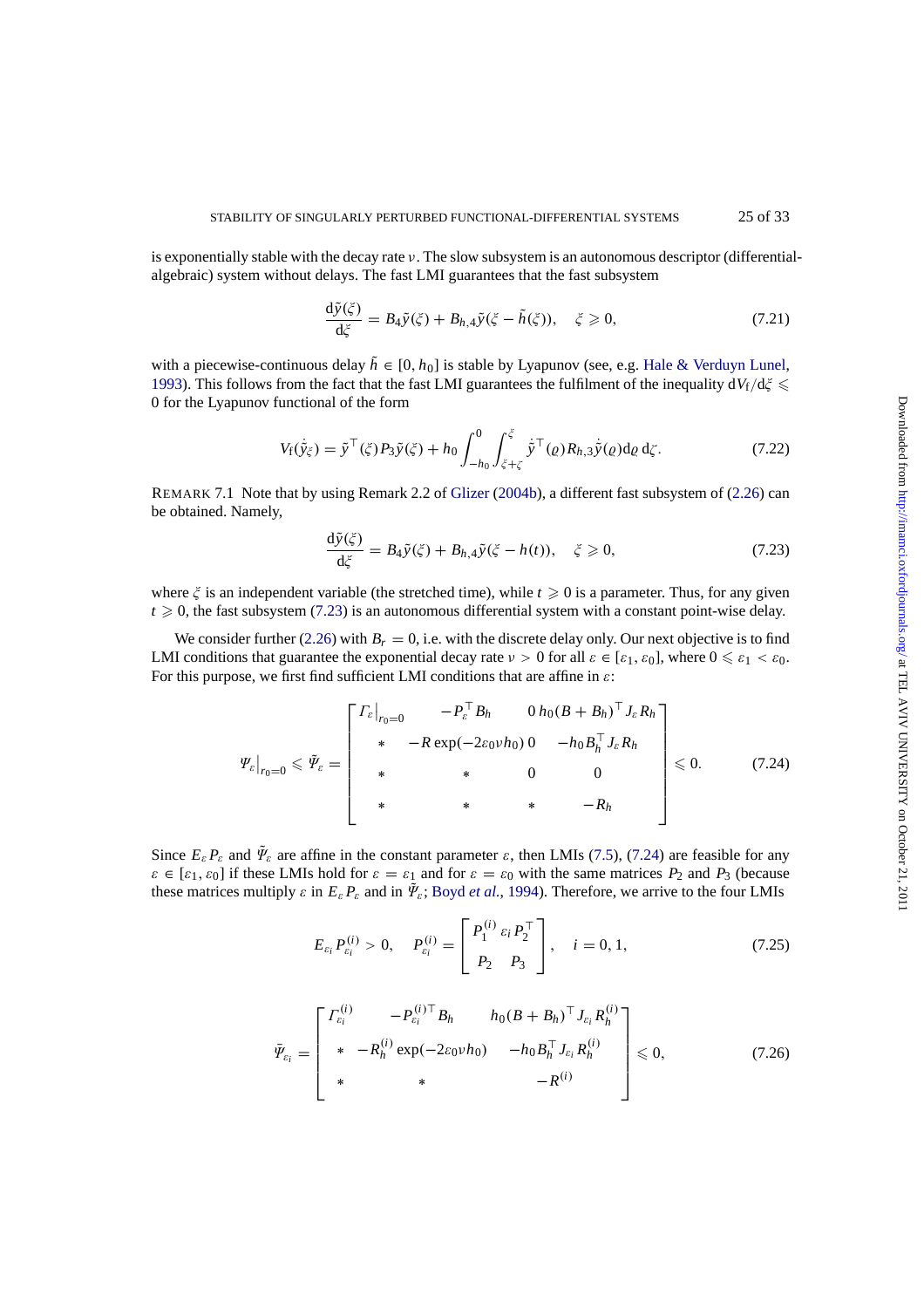is exponentially stable with the decay rate $\nu$. The slow subsystem is an autonomous descriptor (differential-algebraic) system without delays. The fast LMI guarantees that the fast subsystem

$$\frac{\mathrm{d}\tilde{y}(\xi)}{\mathrm{d}\xi} = B_4\tilde{y}(\xi) + B_{h,4}\tilde{y}(\xi - \tilde{h}(\xi)), \quad \xi \geqslant 0, \tag{7.21}$$

with a piecewise-continuous delay $\tilde{h} \in [0, h_0]$ is stable by Lyapunov (see, e.g. Hale & Verduyn Lunel, 1993). This follows from the fact that the fast LMI guarantees the fulfilment of the inequality $\mathrm{d}V_{\mathrm{f}}/\mathrm{d}\xi \leqslant 0$ for the Lyapunov functional of the form

$$V_{\mathrm{f}}(\dot{\tilde{y}}_\xi) = \tilde{y}^\top(\xi)P_3\tilde{y}(\xi) + h_0\int_{-h_0}^{0}\int_{\xi+\zeta}^{\xi}\dot{\tilde{y}}^\top(\varrho)R_{h,3}\dot{\tilde{y}}(\varrho)\mathrm{d}\varrho\,\mathrm{d}\zeta. \tag{7.22}$$

REMARK 7.1 Note that by using Remark 2.2 of Glizer (2004b), a different fast subsystem of (2.26) can be obtained. Namely,

$$\frac{\mathrm{d}\tilde{y}(\xi)}{\mathrm{d}\xi} = B_4\tilde{y}(\xi) + B_{h,4}\tilde{y}(\xi - h(t)), \quad \xi \geqslant 0, \tag{7.23}$$

where $\xi$ is an independent variable (the stretched time), while $t \geqslant 0$ is a parameter. Thus, for any given $t \geqslant 0$, the fast subsystem (7.23) is an autonomous differential system with a constant point-wise delay.

We consider further (2.26) with $B_r = 0$, i.e. with the discrete delay only. Our next objective is to find LMI conditions that guarantee the exponential decay rate $\nu > 0$ for all $\varepsilon \in [\varepsilon_1, \varepsilon_0]$, where $0 \leqslant \varepsilon_1 < \varepsilon_0$. For this purpose, we first find sufficient LMI conditions that are affine in $\varepsilon$:

$$\Psi_\varepsilon\big|_{r_0=0} \leqslant \tilde{\Psi}_\varepsilon = \begin{bmatrix} \Gamma_\varepsilon\big|_{r_0=0} & -P_\varepsilon^\top B_h & 0 & h_0(B+B_h)^\top J_\varepsilon R_h \\ * & -R\exp(-2\varepsilon_0\nu h_0) & 0 & -h_0B_h^\top J_\varepsilon R_h \\ * & * & 0 & 0 \\ * & * & * & -R_h \end{bmatrix} \leqslant 0. \tag{7.24}$$

Since $E_\varepsilon P_\varepsilon$ and $\tilde{\Psi}_\varepsilon$ are affine in the constant parameter $\varepsilon$, then LMIs (7.5), (7.24) are feasible for any $\varepsilon \in [\varepsilon_1, \varepsilon_0]$ if these LMIs hold for $\varepsilon = \varepsilon_1$ and for $\varepsilon = \varepsilon_0$ with the same matrices $P_2$ and $P_3$ (because these matrices multiply $\varepsilon$ in $E_\varepsilon P_\varepsilon$ and in $\tilde{\Psi}_\varepsilon$; Boyd *et al.*, 1994). Therefore, we arrive to the four LMIs

$$E_{\varepsilon_i}P_{\varepsilon_i}^{(i)} > 0, \quad P_{\varepsilon_i}^{(i)} = \begin{bmatrix} P_1^{(i)} & \varepsilon_i P_2^\top \\ P_2 & P_3 \end{bmatrix}, \quad i = 0, 1, \tag{7.25}$$

$$\bar{\Psi}_{\varepsilon_i} = \begin{bmatrix} \Gamma_{\varepsilon_i}^{(i)} & -P_{\varepsilon_i}^{(i)\top}B_h & h_0(B+B_h)^\top J_{\varepsilon_i}R_h^{(i)} \\ * & -R_h^{(i)}\exp(-2\varepsilon_0\nu h_0) & -h_0B_h^\top J_{\varepsilon_i}R_h^{(i)} \\ * & * & -R^{(i)} \end{bmatrix} \leqslant 0, \tag{7.26}$$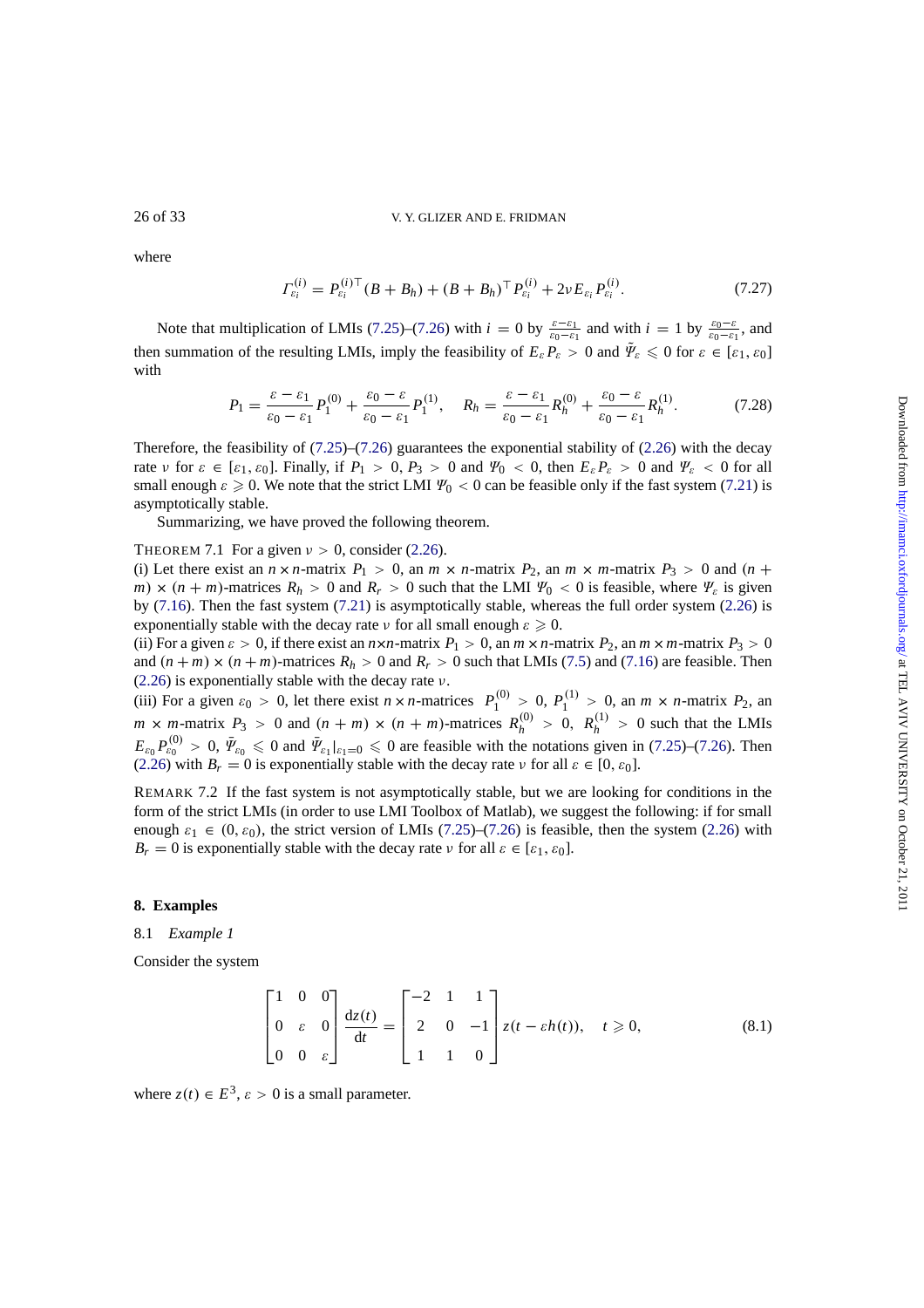where

$$\Gamma_{\varepsilon_i}^{(i)} = P_{\varepsilon_i}^{(i)\top}(B + B_h) + (B + B_h)^\top P_{\varepsilon_i}^{(i)} + 2\nu E_{\varepsilon_i} P_{\varepsilon_i}^{(i)}. \tag{7.27}$$

Note that multiplication of LMIs (7.25)–(7.26) with $i = 0$ by $\frac{\varepsilon - \varepsilon_1}{\varepsilon_0 - \varepsilon_1}$ and with $i = 1$ by $\frac{\varepsilon_0 - \varepsilon}{\varepsilon_0 - \varepsilon_1}$, and then summation of the resulting LMIs, imply the feasibility of $E_\varepsilon P_\varepsilon > 0$ and $\bar{\Psi}_\varepsilon \leqslant 0$ for $\varepsilon \in [\varepsilon_1, \varepsilon_0]$ with

$$P_1 = \frac{\varepsilon - \varepsilon_1}{\varepsilon_0 - \varepsilon_1} P_1^{(0)} + \frac{\varepsilon_0 - \varepsilon}{\varepsilon_0 - \varepsilon_1} P_1^{(1)}, \quad R_h = \frac{\varepsilon - \varepsilon_1}{\varepsilon_0 - \varepsilon_1} R_h^{(0)} + \frac{\varepsilon_0 - \varepsilon}{\varepsilon_0 - \varepsilon_1} R_h^{(1)}. \tag{7.28}$$

Therefore, the feasibility of (7.25)–(7.26) guarantees the exponential stability of (2.26) with the decay rate $\nu$ for $\varepsilon \in [\varepsilon_1, \varepsilon_0]$. Finally, if $P_1 > 0$, $P_3 > 0$ and $\Psi_0 < 0$, then $E_\varepsilon P_\varepsilon > 0$ and $\Psi_\varepsilon < 0$ for all small enough $\varepsilon \geqslant 0$. We note that the strict LMI $\Psi_0 < 0$ can be feasible only if the fast system (7.21) is asymptotically stable.

Summarizing, we have proved the following theorem.

THEOREM 7.1 For a given $\nu > 0$, consider (2.26).

(i) Let there exist an $n \times n$-matrix $P_1 > 0$, an $m \times n$-matrix $P_2$, an $m \times m$-matrix $P_3 > 0$ and $(n + m) \times (n + m)$-matrices $R_h > 0$ and $R_r > 0$ such that the LMI $\Psi_0 < 0$ is feasible, where $\Psi_\varepsilon$ is given by (7.16). Then the fast system (7.21) is asymptotically stable, whereas the full order system (2.26) is exponentially stable with the decay rate $\nu$ for all small enough $\varepsilon \geqslant 0$.

(ii) For a given $\varepsilon > 0$, if there exist an $n \times n$-matrix $P_1 > 0$, an $m \times n$-matrix $P_2$, an $m \times m$-matrix $P_3 > 0$ and $(n + m) \times (n + m)$-matrices $R_h > 0$ and $R_r > 0$ such that LMIs (7.5) and (7.16) are feasible. Then (2.26) is exponentially stable with the decay rate $\nu$.

(iii) For a given $\varepsilon_0 > 0$, let there exist $n \times n$-matrices $P_1^{(0)} > 0$, $P_1^{(1)} > 0$, an $m \times n$-matrix $P_2$, an $m \times m$-matrix $P_3 > 0$ and $(n + m) \times (n + m)$-matrices $R_h^{(0)} > 0$, $R_h^{(1)} > 0$ such that the LMIs $E_{\varepsilon_0} P_{\varepsilon_0}^{(0)} > 0$, $\bar{\Psi}_{\varepsilon_0} \leqslant 0$ and $\bar{\Psi}_{\varepsilon_1}|_{\varepsilon_1 = 0} \leqslant 0$ are feasible with the notations given in (7.25)–(7.26). Then (2.26) with $B_r = 0$ is exponentially stable with the decay rate $\nu$ for all $\varepsilon \in [0, \varepsilon_0]$.

REMARK 7.2 If the fast system is not asymptotically stable, but we are looking for conditions in the form of the strict LMIs (in order to use LMI Toolbox of Matlab), we suggest the following: if for small enough $\varepsilon_1 \in (0, \varepsilon_0)$, the strict version of LMIs (7.25)–(7.26) is feasible, then the system (2.26) with $B_r = 0$ is exponentially stable with the decay rate $\nu$ for all $\varepsilon \in [\varepsilon_1, \varepsilon_0]$.

## 8. Examples

### 8.1 *Example 1*

Consider the system

$$\begin{bmatrix} 1 & 0 & 0 \\ 0 & \varepsilon & 0 \\ 0 & 0 & \varepsilon \end{bmatrix} \frac{\mathrm{d}z(t)}{\mathrm{d}t} = \begin{bmatrix} -2 & 1 & 1 \\ 2 & 0 & -1 \\ 1 & 1 & 0 \end{bmatrix} z(t - \varepsilon h(t)), \quad t \geqslant 0, \tag{8.1}$$

where $z(t) \in E^3$, $\varepsilon > 0$ is a small parameter.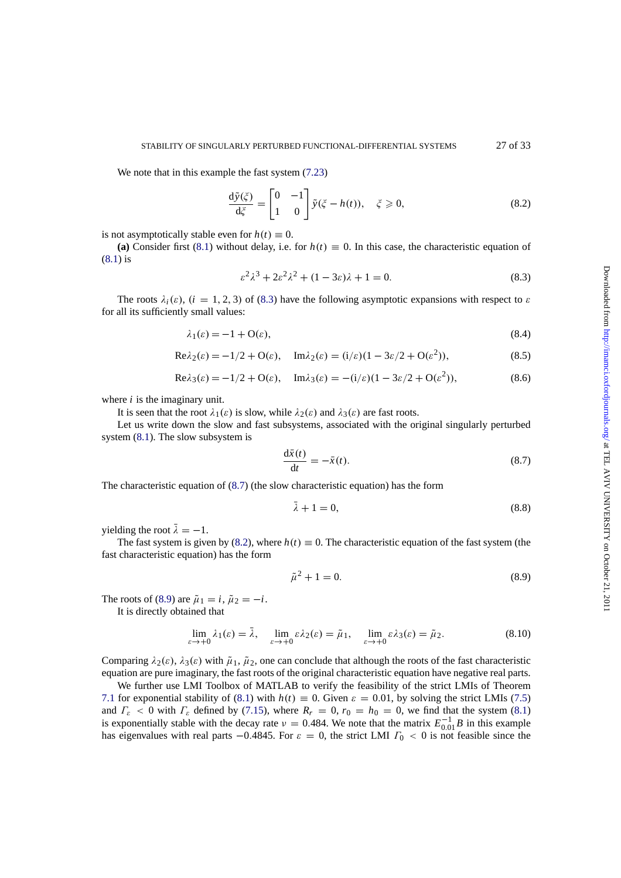We note that in this example the fast system (7.23)

$$\frac{\mathrm{d}\tilde{y}(\xi)}{\mathrm{d}\xi} = \begin{bmatrix} 0 & -1 \\ 1 & 0 \end{bmatrix} \tilde{y}(\xi - h(t)), \quad \xi \geqslant 0, \tag{8.2}$$

is not asymptotically stable even for $h(t) \equiv 0$.

**(a)** Consider first (8.1) without delay, i.e. for $h(t) \equiv 0$. In this case, the characteristic equation of (8.1) is

$$\varepsilon^2\lambda^3 + 2\varepsilon^2\lambda^2 + (1 - 3\varepsilon)\lambda + 1 = 0. \tag{8.3}$$

The roots $\lambda_i(\varepsilon)$, $(i = 1, 2, 3)$ of (8.3) have the following asymptotic expansions with respect to $\varepsilon$ for all its sufficiently small values:

$$\lambda_1(\varepsilon) = -1 + \mathrm{O}(\varepsilon), \tag{8.4}$$

$$\mathrm{Re}\lambda_2(\varepsilon) = -1/2 + \mathrm{O}(\varepsilon), \quad \mathrm{Im}\lambda_2(\varepsilon) = (\mathrm{i}/\varepsilon)(1 - 3\varepsilon/2 + \mathrm{O}(\varepsilon^2)), \tag{8.5}$$

$$\mathrm{Re}\lambda_3(\varepsilon) = -1/2 + \mathrm{O}(\varepsilon), \quad \mathrm{Im}\lambda_3(\varepsilon) = -(\mathrm{i}/\varepsilon)(1 - 3\varepsilon/2 + \mathrm{O}(\varepsilon^2)), \tag{8.6}$$

where $i$ is the imaginary unit.

It is seen that the root $\lambda_1(\varepsilon)$ is slow, while $\lambda_2(\varepsilon)$ and $\lambda_3(\varepsilon)$ are fast roots.

Let us write down the slow and fast subsystems, associated with the original singularly perturbed system (8.1). The slow subsystem is

$$\frac{\mathrm{d}\bar{x}(t)}{\mathrm{d}t} = -\bar{x}(t). \tag{8.7}$$

The characteristic equation of (8.7) (the slow characteristic equation) has the form

$$\bar{\lambda} + 1 = 0, \tag{8.8}$$

yielding the root $\bar{\lambda} = -1$.

The fast system is given by (8.2), where $h(t) \equiv 0$. The characteristic equation of the fast system (the fast characteristic equation) has the form

$$\tilde{\mu}^2 + 1 = 0. \tag{8.9}$$

The roots of (8.9) are $\tilde{\mu}_1 = i$, $\tilde{\mu}_2 = -i$.

It is directly obtained that

$$\lim_{\varepsilon \to +0} \lambda_1(\varepsilon) = \bar{\lambda}, \quad \lim_{\varepsilon \to +0} \varepsilon\lambda_2(\varepsilon) = \tilde{\mu}_1, \quad \lim_{\varepsilon \to +0} \varepsilon\lambda_3(\varepsilon) = \tilde{\mu}_2. \tag{8.10}$$

Comparing $\lambda_2(\varepsilon)$, $\lambda_3(\varepsilon)$ with $\tilde{\mu}_1$, $\tilde{\mu}_2$, one can conclude that although the roots of the fast characteristic equation are pure imaginary, the fast roots of the original characteristic equation have negative real parts.

We further use LMI Toolbox of MATLAB to verify the feasibility of the strict LMIs of Theorem 7.1 for exponential stability of (8.1) with $h(t) \equiv 0$. Given $\varepsilon = 0.01$, by solving the strict LMIs (7.5) and $\Gamma_\varepsilon < 0$ with $\Gamma_\varepsilon$ defined by (7.15), where $R_r = 0$, $r_0 = h_0 = 0$, we find that the system (8.1) is exponentially stable with the decay rate $\nu = 0.484$. We note that the matrix $E_{0.01}^{-1}B$ in this example has eigenvalues with real parts $-0.4845$. For $\varepsilon = 0$, the strict LMI $\Gamma_0 < 0$ is not feasible since the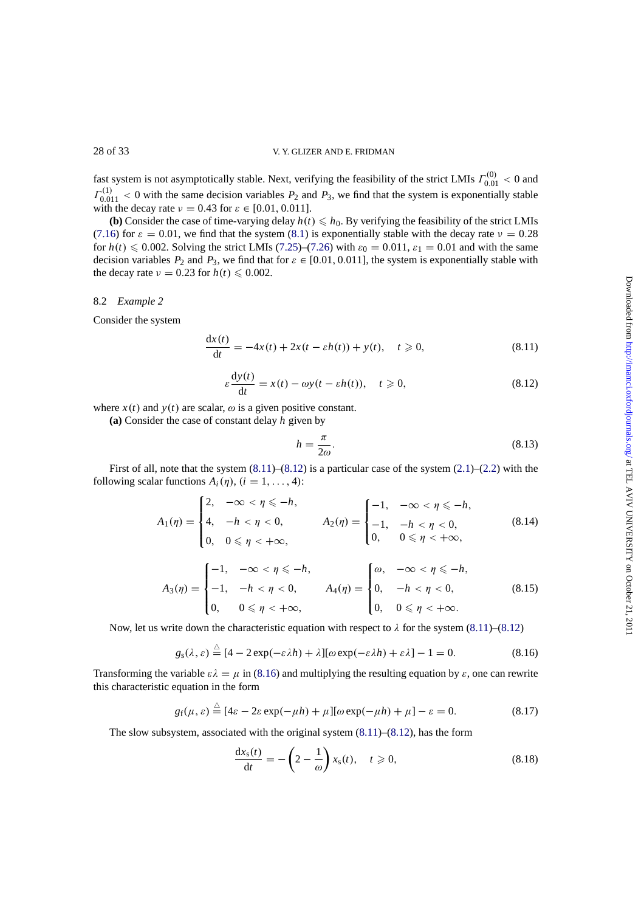fast system is not asymptotically stable. Next, verifying the feasibility of the strict LMIs $\Gamma_{0.01}^{(0)} < 0$ and $\Gamma_{0.011}^{(1)} < 0$ with the same decision variables $P_2$ and $P_3$, we find that the system is exponentially stable with the decay rate $\nu = 0.43$ for $\varepsilon \in [0.01, 0.011]$.

**(b)** Consider the case of time-varying delay $h(t) \leqslant h_0$. By verifying the feasibility of the strict LMIs (7.16) for $\varepsilon = 0.01$, we find that the system (8.1) is exponentially stable with the decay rate $\nu = 0.28$ for $h(t) \leqslant 0.002$. Solving the strict LMIs (7.25)–(7.26) with $\varepsilon_0 = 0.011$, $\varepsilon_1 = 0.01$ and with the same decision variables $P_2$ and $P_3$, we find that for $\varepsilon \in [0.01, 0.011]$, the system is exponentially stable with the decay rate $\nu = 0.23$ for $h(t) \leqslant 0.002$.

### 8.2 *Example 2*

Consider the system

$$\frac{\mathrm{d}x(t)}{\mathrm{d}t} = -4x(t) + 2x(t - \varepsilon h(t)) + y(t), \quad t \geqslant 0, \tag{8.11}$$

$$\varepsilon \frac{\mathrm{d}y(t)}{\mathrm{d}t} = x(t) - \omega y(t - \varepsilon h(t)), \quad t \geqslant 0, \tag{8.12}$$

where $x(t)$ and $y(t)$ are scalar, $\omega$ is a given positive constant.

**(a)** Consider the case of constant delay $h$ given by

$$h = \frac{\pi}{2\omega}. \tag{8.13}$$

First of all, note that the system (8.11)–(8.12) is a particular case of the system (2.1)–(2.2) with the following scalar functions $A_i(\eta)$, $(i = 1, \ldots, 4)$:

$$A_1(\eta) = \begin{cases} 2, & -\infty < \eta \leqslant -h, \\ 4, & -h < \eta < 0, \\ 0, & 0 \leqslant \eta < +\infty, \end{cases} \qquad A_2(\eta) = \begin{cases} -1, & -\infty < \eta \leqslant -h, \\ -1, & -h < \eta < 0, \\ 0, & 0 \leqslant \eta < +\infty, \end{cases} \tag{8.14}$$

$$A_3(\eta) = \begin{cases} -1, & -\infty < \eta \leqslant -h, \\ -1, & -h < \eta < 0, \\ 0, & 0 \leqslant \eta < +\infty, \end{cases} \qquad A_4(\eta) = \begin{cases} \omega, & -\infty < \eta \leqslant -h, \\ 0, & -h < \eta < 0, \\ 0, & 0 \leqslant \eta < +\infty. \end{cases} \tag{8.15}$$

Now, let us write down the characteristic equation with respect to $\lambda$ for the system (8.11)–(8.12)

$$g_{\mathrm{s}}(\lambda, \varepsilon) \stackrel{\triangle}{=} [4 - 2\exp(-\varepsilon\lambda h) + \lambda][\omega \exp(-\varepsilon\lambda h) + \varepsilon\lambda] - 1 = 0. \tag{8.16}$$

Transforming the variable $\varepsilon\lambda = \mu$ in (8.16) and multiplying the resulting equation by $\varepsilon$, one can rewrite this characteristic equation in the form

$$g_{\mathrm{f}}(\mu, \varepsilon) \stackrel{\triangle}{=} [4\varepsilon - 2\varepsilon \exp(-\mu h) + \mu][\omega \exp(-\mu h) + \mu] - \varepsilon = 0. \tag{8.17}$$

The slow subsystem, associated with the original system (8.11)–(8.12), has the form

$$\frac{\mathrm{d}x_{\mathrm{s}}(t)}{\mathrm{d}t} = -\left(2 - \frac{1}{\omega}\right) x_{\mathrm{s}}(t), \quad t \geqslant 0, \tag{8.18}$$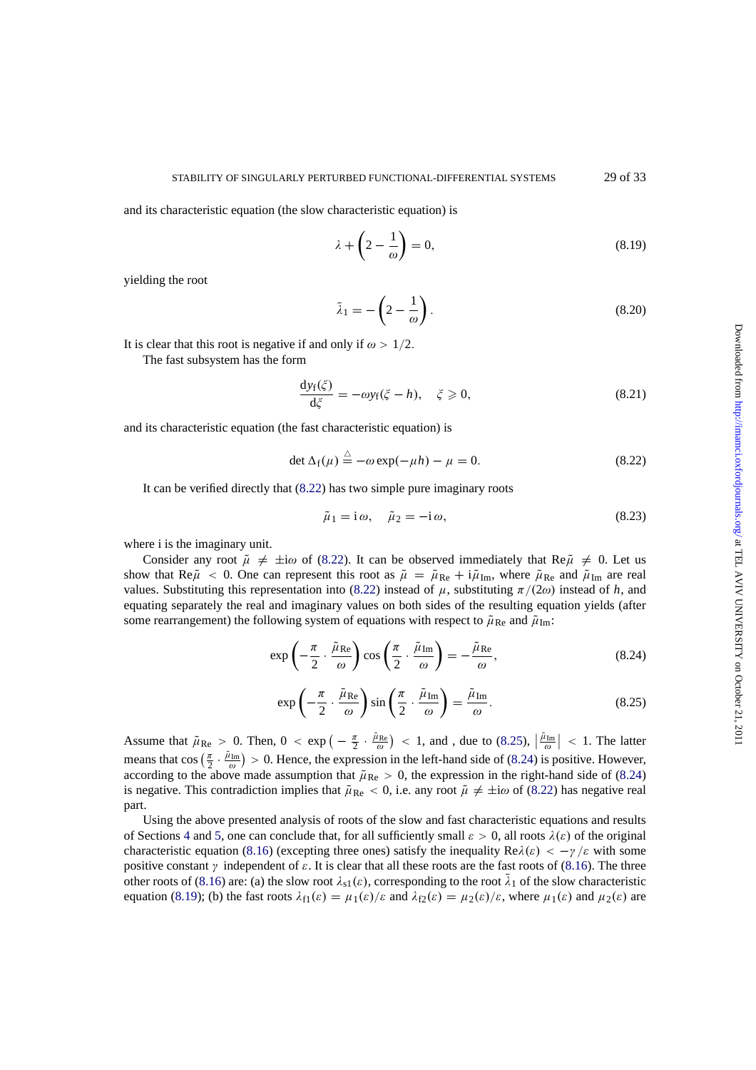and its characteristic equation (the slow characteristic equation) is

$$\lambda + \left(2 - \frac{1}{\omega}\right) = 0, \tag{8.19}$$

yielding the root

$$\bar{\lambda}_1 = -\left(2 - \frac{1}{\omega}\right). \tag{8.20}$$

It is clear that this root is negative if and only if $\omega > 1/2$.

The fast subsystem has the form

$$\frac{\mathrm{d}y_{\mathrm{f}}(\xi)}{\mathrm{d}\xi} = -\omega y_{\mathrm{f}}(\xi - h), \quad \xi \geqslant 0, \tag{8.21}$$

and its characteristic equation (the fast characteristic equation) is

$$\det \Delta_{\mathrm{f}}(\mu) \stackrel{\triangle}{=} -\omega \exp(-\mu h) - \mu = 0. \tag{8.22}$$

It can be verified directly that (8.22) has two simple pure imaginary roots

$$\tilde{\mu}_1 = \mathrm{i}\,\omega, \quad \tilde{\mu}_2 = -\mathrm{i}\,\omega, \tag{8.23}$$

where i is the imaginary unit.

Consider any root $\tilde{\mu} \neq \pm \mathrm{i}\omega$ of (8.22). It can be observed immediately that $\mathrm{Re}\tilde{\mu} \neq 0$. Let us show that $\mathrm{Re}\tilde{\mu} < 0$. One can represent this root as $\tilde{\mu} = \tilde{\mu}_{\mathrm{Re}} + \mathrm{i}\tilde{\mu}_{\mathrm{Im}}$, where $\tilde{\mu}_{\mathrm{Re}}$ and $\tilde{\mu}_{\mathrm{Im}}$ are real values. Substituting this representation into (8.22) instead of $\mu$, substituting $\pi/(2\omega)$ instead of $h$, and equating separately the real and imaginary values on both sides of the resulting equation yields (after some rearrangement) the following system of equations with respect to $\tilde{\mu}_{\mathrm{Re}}$ and $\tilde{\mu}_{\mathrm{Im}}$:

$$\exp\left(-\frac{\pi}{2} \cdot \frac{\tilde{\mu}_{\mathrm{Re}}}{\omega}\right) \cos\left(\frac{\pi}{2} \cdot \frac{\tilde{\mu}_{\mathrm{Im}}}{\omega}\right) = -\frac{\tilde{\mu}_{\mathrm{Re}}}{\omega}, \tag{8.24}$$

$$\exp\left(-\frac{\pi}{2} \cdot \frac{\tilde{\mu}_{\mathrm{Re}}}{\omega}\right) \sin\left(\frac{\pi}{2} \cdot \frac{\tilde{\mu}_{\mathrm{Im}}}{\omega}\right) = \frac{\tilde{\mu}_{\mathrm{Im}}}{\omega}. \tag{8.25}$$

Assume that $\tilde{\mu}_{\mathrm{Re}} > 0$. Then, $0 < \exp\left(-\frac{\pi}{2} \cdot \frac{\tilde{\mu}_{\mathrm{Re}}}{\omega}\right) < 1$, and , due to (8.25), $\left|\frac{\tilde{\mu}_{\mathrm{Im}}}{\omega}\right| < 1$. The latter means that $\cos\left(\frac{\pi}{2} \cdot \frac{\tilde{\mu}_{\mathrm{Im}}}{\omega}\right) > 0$. Hence, the expression in the left-hand side of (8.24) is positive. However, according to the above made assumption that $\tilde{\mu}_{\mathrm{Re}} > 0$, the expression in the right-hand side of (8.24) is negative. This contradiction implies that $\tilde{\mu}_{\mathrm{Re}} < 0$, i.e. any root $\tilde{\mu} \neq \pm\mathrm{i}\omega$ of (8.22) has negative real part.

Using the above presented analysis of roots of the slow and fast characteristic equations and results of Sections 4 and 5, one can conclude that, for all sufficiently small $\varepsilon > 0$, all roots $\lambda(\varepsilon)$ of the original characteristic equation (8.16) (excepting three ones) satisfy the inequality $\mathrm{Re}\lambda(\varepsilon) < -\gamma/\varepsilon$ with some positive constant $\gamma$ independent of $\varepsilon$. It is clear that all these roots are the fast roots of (8.16). The three other roots of (8.16) are: (a) the slow root $\lambda_{\mathrm{s}1}(\varepsilon)$, corresponding to the root $\bar{\lambda}_1$ of the slow characteristic equation (8.19); (b) the fast roots $\lambda_{\mathrm{f}1}(\varepsilon) = \mu_1(\varepsilon)/\varepsilon$ and $\lambda_{\mathrm{f}2}(\varepsilon) = \mu_2(\varepsilon)/\varepsilon$, where $\mu_1(\varepsilon)$ and $\mu_2(\varepsilon)$ are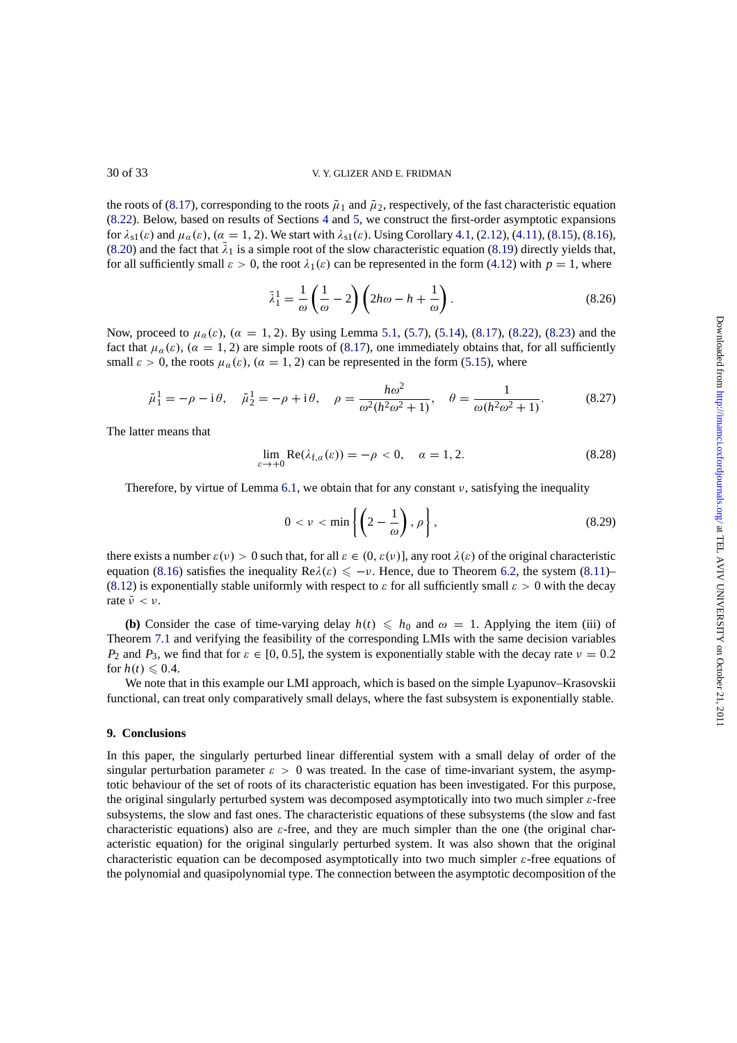the roots of (8.17), corresponding to the roots $\tilde{\mu}_1$ and $\tilde{\mu}_2$, respectively, of the fast characteristic equation (8.22). Below, based on results of Sections 4 and 5, we construct the first-order asymptotic expansions for $\lambda_{s1}(\varepsilon)$ and $\mu_\alpha(\varepsilon)$, $(\alpha = 1, 2)$. We start with $\lambda_{s1}(\varepsilon)$. Using Corollary 4.1, (2.12), (4.11), (8.15), (8.16), (8.20) and the fact that $\bar{\lambda}_1$ is a simple root of the slow characteristic equation (8.19) directly yields that, for all sufficiently small $\varepsilon > 0$, the root $\lambda_1(\varepsilon)$ can be represented in the form (4.12) with $p = 1$, where

$$\bar{\lambda}_1^1 = \frac{1}{\omega}\left(\frac{1}{\omega} - 2\right)\left(2h\omega - h + \frac{1}{\omega}\right). \tag{8.26}$$

Now, proceed to $\mu_\alpha(\varepsilon)$, $(\alpha = 1, 2)$. By using Lemma 5.1, (5.7), (5.14), (8.17), (8.22), (8.23) and the fact that $\mu_\alpha(\varepsilon)$, $(\alpha = 1, 2)$ are simple roots of (8.17), one immediately obtains that, for all sufficiently small $\varepsilon > 0$, the roots $\mu_\alpha(\varepsilon)$, $(\alpha = 1, 2)$ can be represented in the form (5.15), where

$$\tilde{\mu}_1^1 = -\rho - \mathrm{i}\theta, \quad \tilde{\mu}_2^1 = -\rho + \mathrm{i}\theta, \quad \rho = \frac{h\omega^2}{\omega^2(h^2\omega^2 + 1)}, \quad \theta = \frac{1}{\omega(h^2\omega^2 + 1)}. \tag{8.27}$$

The latter means that

$$\lim_{\varepsilon \to +0} \mathrm{Re}(\lambda_{\mathrm{f},\alpha}(\varepsilon)) = -\rho < 0, \quad \alpha = 1, 2. \tag{8.28}$$

Therefore, by virtue of Lemma 6.1, we obtain that for any constant $\nu$, satisfying the inequality

$$0 < \nu < \min\left\{\left(2 - \frac{1}{\omega}\right), \rho\right\}, \tag{8.29}$$

there exists a number $\varepsilon(\nu) > 0$ such that, for all $\varepsilon \in (0, \varepsilon(\nu)]$, any root $\lambda(\varepsilon)$ of the original characteristic equation (8.16) satisfies the inequality $\mathrm{Re}\lambda(\varepsilon) \leqslant -\nu$. Hence, due to Theorem 6.2, the system (8.11)–(8.12) is exponentially stable uniformly with respect to $\varepsilon$ for all sufficiently small $\varepsilon > 0$ with the decay rate $\bar{\nu} < \nu$.

**(b)** Consider the case of time-varying delay $h(t) \leqslant h_0$ and $\omega = 1$. Applying the item (iii) of Theorem 7.1 and verifying the feasibility of the corresponding LMIs with the same decision variables $P_2$ and $P_3$, we find that for $\varepsilon \in [0, 0.5]$, the system is exponentially stable with the decay rate $\nu = 0.2$ for $h(t) \leqslant 0.4$.

We note that in this example our LMI approach, which is based on the simple Lyapunov–Krasovskii functional, can treat only comparatively small delays, where the fast subsystem is exponentially stable.

## 9. Conclusions

In this paper, the singularly perturbed linear differential system with a small delay of order of the singular perturbation parameter $\varepsilon > 0$ was treated. In the case of time-invariant system, the asymptotic behaviour of the set of roots of its characteristic equation has been investigated. For this purpose, the original singularly perturbed system was decomposed asymptotically into two much simpler $\varepsilon$-free subsystems, the slow and fast ones. The characteristic equations of these subsystems (the slow and fast characteristic equations) also are $\varepsilon$-free, and they are much simpler than the one (the original characteristic equation) for the original singularly perturbed system. It was also shown that the original characteristic equation can be decomposed asymptotically into two much simpler $\varepsilon$-free equations of the polynomial and quasipolynomial type. The connection between the asymptotic decomposition of the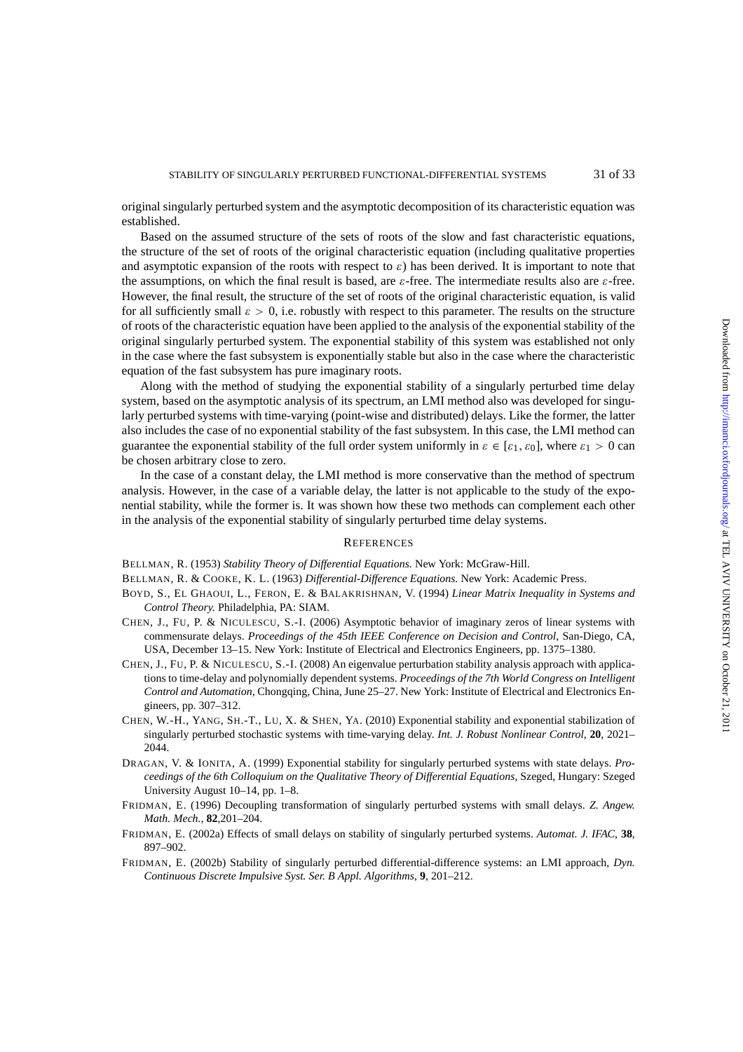original singularly perturbed system and the asymptotic decomposition of its characteristic equation was established.

Based on the assumed structure of the sets of roots of the slow and fast characteristic equations, the structure of the set of roots of the original characteristic equation (including qualitative properties and asymptotic expansion of the roots with respect to $\varepsilon$) has been derived. It is important to note that the assumptions, on which the final result is based, are $\varepsilon$-free. The intermediate results also are $\varepsilon$-free. However, the final result, the structure of the set of roots of the original characteristic equation, is valid for all sufficiently small $\varepsilon > 0$, i.e. robustly with respect to this parameter. The results on the structure of roots of the characteristic equation have been applied to the analysis of the exponential stability of the original singularly perturbed system. The exponential stability of this system was established not only in the case where the fast subsystem is exponentially stable but also in the case where the characteristic equation of the fast subsystem has pure imaginary roots.

Along with the method of studying the exponential stability of a singularly perturbed time delay system, based on the asymptotic analysis of its spectrum, an LMI method also was developed for singularly perturbed systems with time-varying (point-wise and distributed) delays. Like the former, the latter also includes the case of no exponential stability of the fast subsystem. In this case, the LMI method can guarantee the exponential stability of the full order system uniformly in $\varepsilon \in [\varepsilon_1, \varepsilon_0]$, where $\varepsilon_1 > 0$ can be chosen arbitrary close to zero.

In the case of a constant delay, the LMI method is more conservative than the method of spectrum analysis. However, in the case of a variable delay, the latter is not applicable to the study of the exponential stability, while the former is. It was shown how these two methods can complement each other in the analysis of the exponential stability of singularly perturbed time delay systems.

## References

Bellman, R. (1953) *Stability Theory of Differential Equations.* New York: McGraw-Hill.

Bellman, R. & Cooke, K. L. (1963) *Differential-Difference Equations.* New York: Academic Press.

Boyd, S., El Ghaoui, L., Feron, E. & Balakrishnan, V. (1994) *Linear Matrix Inequality in Systems and Control Theory.* Philadelphia, PA: SIAM.

Chen, J., Fu, P. & Niculescu, S.-I. (2006) Asymptotic behavior of imaginary zeros of linear systems with commensurate delays. *Proceedings of the 45th IEEE Conference on Decision and Control*, San-Diego, CA, USA, December 13–15. New York: Institute of Electrical and Electronics Engineers, pp. 1375–1380.

Chen, J., Fu, P. & Niculescu, S.-I. (2008) An eigenvalue perturbation stability analysis approach with applications to time-delay and polynomially dependent systems. *Proceedings of the 7th World Congress on Intelligent Control and Automation*, Chongqing, China, June 25–27. New York: Institute of Electrical and Electronics Engineers, pp. 307–312.

Chen, W.-H., Yang, Sh.-T., Lu, X. & Shen, Ya. (2010) Exponential stability and exponential stabilization of singularly perturbed stochastic systems with time-varying delay. *Int. J. Robust Nonlinear Control*, **20**, 2021–2044.

Dragan, V. & Ionita, A. (1999) Exponential stability for singularly perturbed systems with state delays. *Proceedings of the 6th Colloquium on the Qualitative Theory of Differential Equations*, Szeged, Hungary: Szeged University August 10–14, pp. 1–8.

Fridman, E. (1996) Decoupling transformation of singularly perturbed systems with small delays. *Z. Angew. Math. Mech.*, **82**,201–204.

Fridman, E. (2002a) Effects of small delays on stability of singularly perturbed systems. *Automat. J. IFAC*, **38**, 897–902.

Fridman, E. (2002b) Stability of singularly perturbed differential-difference systems: an LMI approach, *Dyn. Continuous Discrete Impulsive Syst. Ser. B Appl. Algorithms*, **9**, 201–212.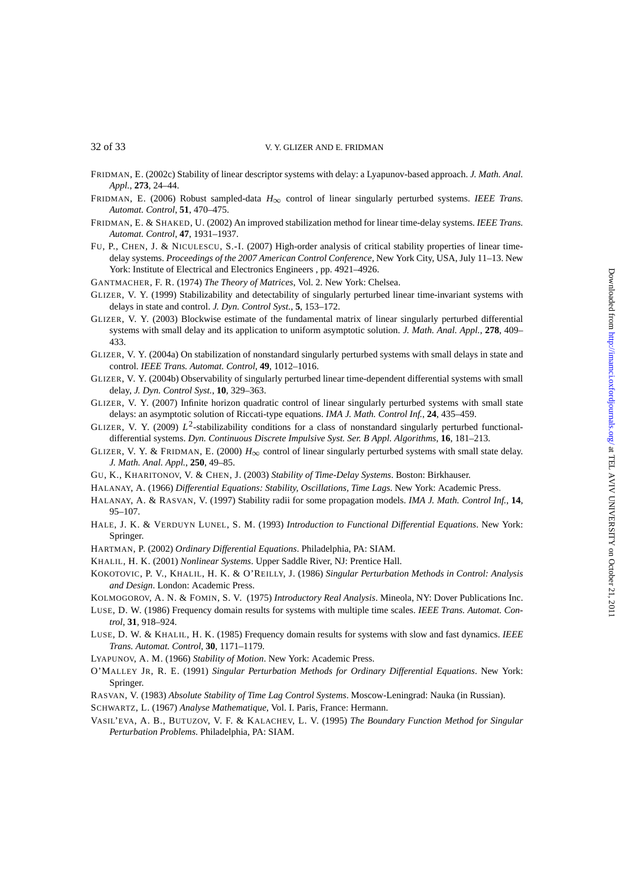FRIDMAN, E. (2002c) Stability of linear descriptor systems with delay: a Lyapunov-based approach. *J. Math. Anal. Appl.*, **273**, 24–44.

FRIDMAN, E. (2006) Robust sampled-data $H_\infty$ control of linear singularly perturbed systems. *IEEE Trans. Automat. Control*, **51**, 470–475.

FRIDMAN, E. & SHAKED, U. (2002) An improved stabilization method for linear time-delay systems. *IEEE Trans. Automat. Control*, **47**, 1931–1937.

FU, P., CHEN, J. & NICULESCU, S.-I. (2007) High-order analysis of critical stability properties of linear time-delay systems. *Proceedings of the 2007 American Control Conference*, New York City, USA, July 11–13. New York: Institute of Electrical and Electronics Engineers , pp. 4921–4926.

GANTMACHER, F. R. (1974) *The Theory of Matrices*, Vol. 2. New York: Chelsea.

GLIZER, V. Y. (1999) Stabilizability and detectability of singularly perturbed linear time-invariant systems with delays in state and control. *J. Dyn. Control Syst.*, **5**, 153–172.

GLIZER, V. Y. (2003) Blockwise estimate of the fundamental matrix of linear singularly perturbed differential systems with small delay and its application to uniform asymptotic solution. *J. Math. Anal. Appl.*, **278**, 409–433.

GLIZER, V. Y. (2004a) On stabilization of nonstandard singularly perturbed systems with small delays in state and control. *IEEE Trans. Automat. Control*, **49**, 1012–1016.

GLIZER, V. Y. (2004b) Observability of singularly perturbed linear time-dependent differential systems with small delay, *J. Dyn. Control Syst.*, **10**, 329–363.

GLIZER, V. Y. (2007) Infinite horizon quadratic control of linear singularly perturbed systems with small state delays: an asymptotic solution of Riccati-type equations. *IMA J. Math. Control Inf.*, **24**, 435–459.

GLIZER, V. Y. (2009) $L^2$-stabilizability conditions for a class of nonstandard singularly perturbed functional-differential systems. *Dyn. Continuous Discrete Impulsive Syst. Ser. B Appl. Algorithms*, **16**, 181–213.

GLIZER, V. Y. & FRIDMAN, E. (2000) $H_\infty$ control of linear singularly perturbed systems with small state delay. *J. Math. Anal. Appl.*, **250**, 49–85.

GU, K., KHARITONOV, V. & CHEN, J. (2003) *Stability of Time-Delay Systems*. Boston: Birkhauser.

HALANAY, A. (1966) *Differential Equations: Stability, Oscillations, Time Lags*. New York: Academic Press.

HALANAY, A. & RASVAN, V. (1997) Stability radii for some propagation models. *IMA J. Math. Control Inf.*, **14**, 95–107.

HALE, J. K. & VERDUYN LUNEL, S. M. (1993) *Introduction to Functional Differential Equations*. New York: Springer.

HARTMAN, P. (2002) *Ordinary Differential Equations*. Philadelphia, PA: SIAM.

KHALIL, H. K. (2001) *Nonlinear Systems*. Upper Saddle River, NJ: Prentice Hall.

KOKOTOVIC, P. V., KHALIL, H. K. & O'REILLY, J. (1986) *Singular Perturbation Methods in Control: Analysis and Design*. London: Academic Press.

KOLMOGOROV, A. N. & FOMIN, S. V. (1975) *Introductory Real Analysis*. Mineola, NY: Dover Publications Inc.

LUSE, D. W. (1986) Frequency domain results for systems with multiple time scales. *IEEE Trans. Automat. Control*, **31**, 918–924.

LUSE, D. W. & KHALIL, H. K. (1985) Frequency domain results for systems with slow and fast dynamics. *IEEE Trans. Automat. Control*, **30**, 1171–1179.

LYAPUNOV, A. M. (1966) *Stability of Motion*. New York: Academic Press.

O'MALLEY JR, R. E. (1991) *Singular Perturbation Methods for Ordinary Differential Equations*. New York: Springer.

RASVAN, V. (1983) *Absolute Stability of Time Lag Control Systems*. Moscow-Leningrad: Nauka (in Russian).

SCHWARTZ, L. (1967) *Analyse Mathematique*, Vol. I. Paris, France: Hermann.

VASIL'EVA, A. B., BUTUZOV, V. F. & KALACHEV, L. V. (1995) *The Boundary Function Method for Singular Perturbation Problems*. Philadelphia, PA: SIAM.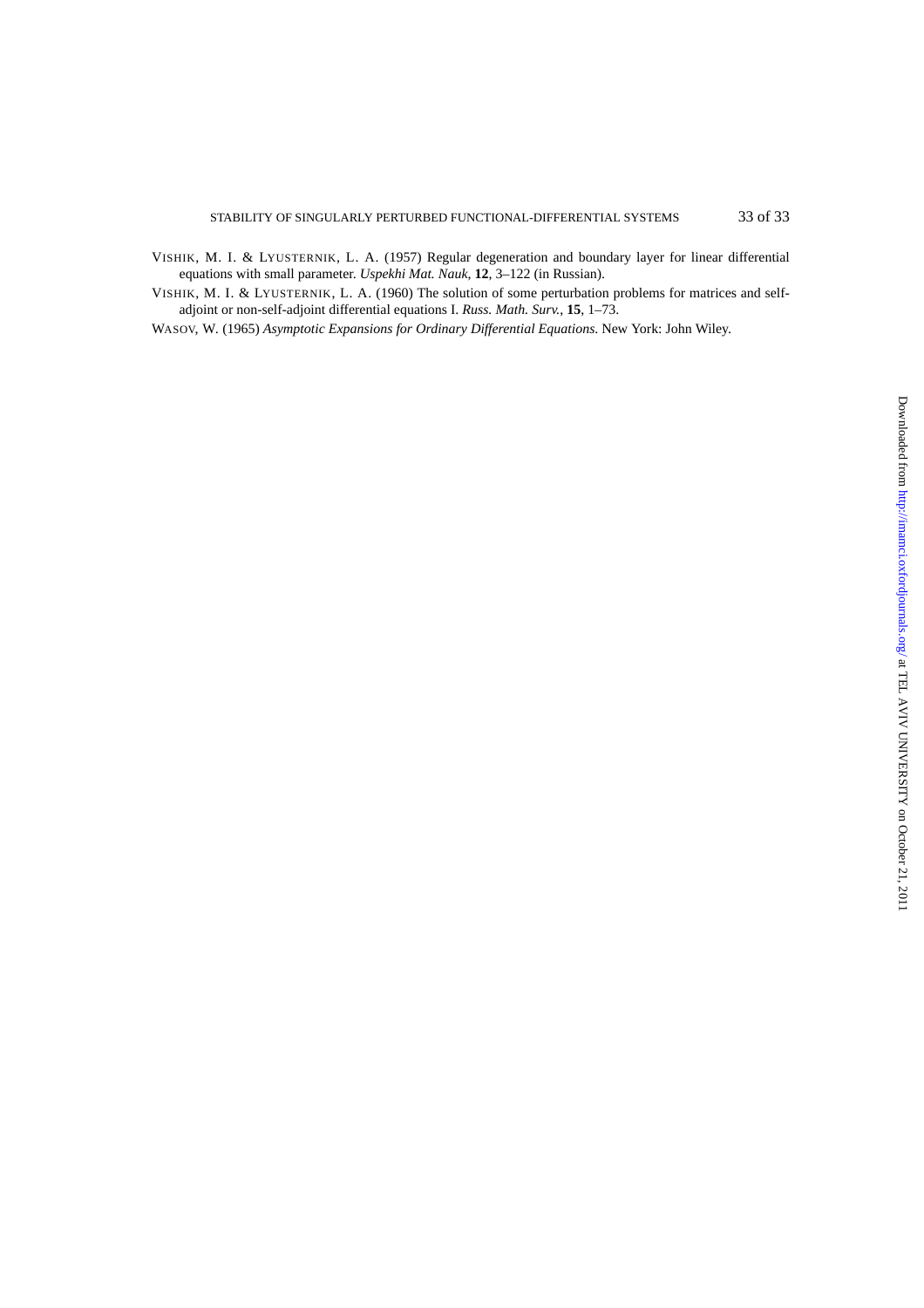VISHIK, M. I. & LYUSTERNIK, L. A. (1957) Regular degeneration and boundary layer for linear differential equations with small parameter. *Uspekhi Mat. Nauk*, **12**, 3–122 (in Russian).

VISHIK, M. I. & LYUSTERNIK, L. A. (1960) The solution of some perturbation problems for matrices and self-adjoint or non-self-adjoint differential equations I. *Russ. Math. Surv.*, **15**, 1–73.

WASOV, W. (1965) *Asymptotic Expansions for Ordinary Differential Equations*. New York: John Wiley.